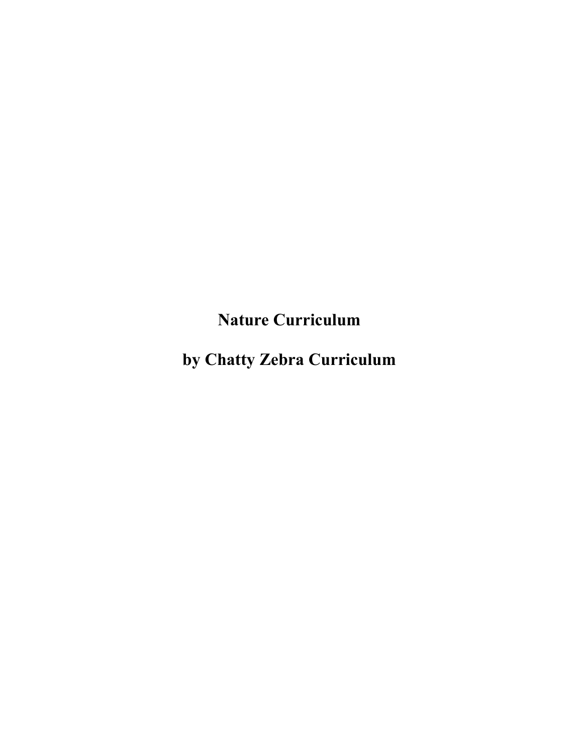# Nature Curriculum

## by Chatty Zebra Curriculum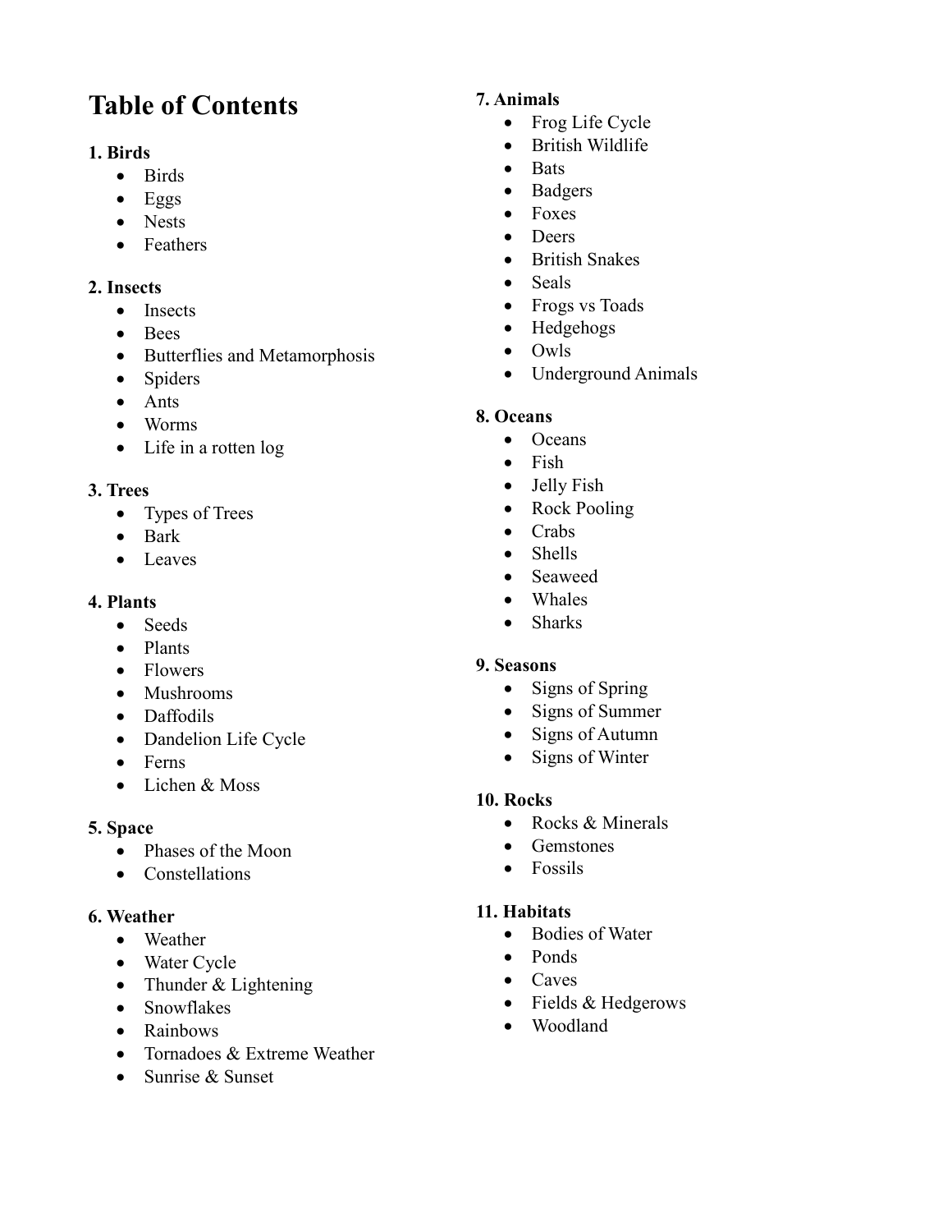# Table of Contents

**1. Birds**
- Birds
- Eggs
- Nests
- Feathers

**2. Insects**
- Insects
- Bees
- Butterflies and Metamorphosis
- Spiders
- Ants
- Worms
- Life in a rotten log

**3. Trees**
- Types of Trees
- Bark
- Leaves

**4. Plants**
- Seeds
- Plants
- Flowers
- Mushrooms
- Daffodils
- Dandelion Life Cycle
- Ferns
- Lichen & Moss

**5. Space**
- Phases of the Moon
- Constellations

**6. Weather**
- Weather
- Water Cycle
- Thunder & Lightening
- Snowflakes
- Rainbows
- Tornadoes & Extreme Weather
- Sunrise & Sunset

**7. Animals**
- Frog Life Cycle
- British Wildlife
- Bats
- Badgers
- Foxes
- Deers
- British Snakes
- Seals
- Frogs vs Toads
- Hedgehogs
- Owls
- Underground Animals

**8. Oceans**
- Oceans
- Fish
- Jelly Fish
- Rock Pooling
- Crabs
- Shells
- Seaweed
- Whales
- Sharks

**9. Seasons**
- Signs of Spring
- Signs of Summer
- Signs of Autumn
- Signs of Winter

**10. Rocks**
- Rocks & Minerals
- Gemstones
- Fossils

**11. Habitats**
- Bodies of Water
- Ponds
- Caves
- Fields & Hedgerows
- Woodland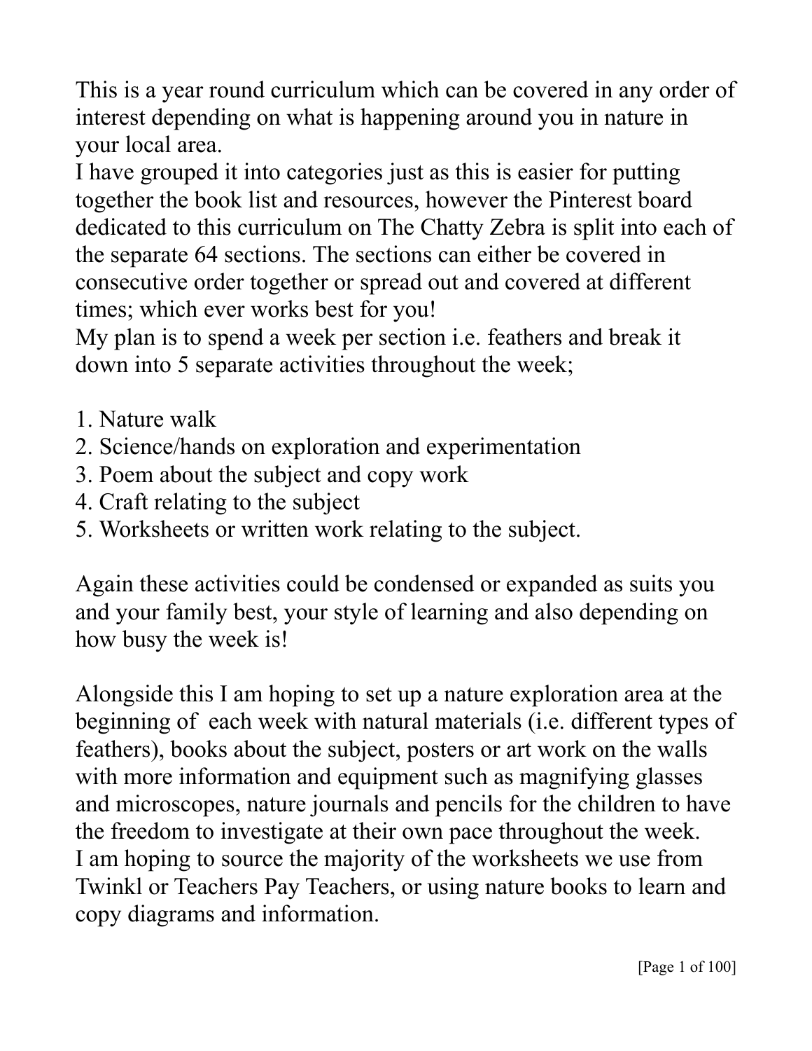This is a year round curriculum which can be covered in any order of interest depending on what is happening around you in nature in your local area.

I have grouped it into categories just as this is easier for putting together the book list and resources, however the Pinterest board dedicated to this curriculum on The Chatty Zebra is split into each of the separate 64 sections. The sections can either be covered in consecutive order together or spread out and covered at different times; which ever works best for you!

My plan is to spend a week per section i.e. feathers and break it down into 5 separate activities throughout the week;

1. Nature walk
2. Science/hands on exploration and experimentation
3. Poem about the subject and copy work
4. Craft relating to the subject
5. Worksheets or written work relating to the subject.

Again these activities could be condensed or expanded as suits you and your family best, your style of learning and also depending on how busy the week is!

Alongside this I am hoping to set up a nature exploration area at the beginning of each week with natural materials (i.e. different types of feathers), books about the subject, posters or art work on the walls with more information and equipment such as magnifying glasses and microscopes, nature journals and pencils for the children to have the freedom to investigate at their own pace throughout the week.

I am hoping to source the majority of the worksheets we use from Twinkl or Teachers Pay Teachers, or using nature books to learn and copy diagrams and information.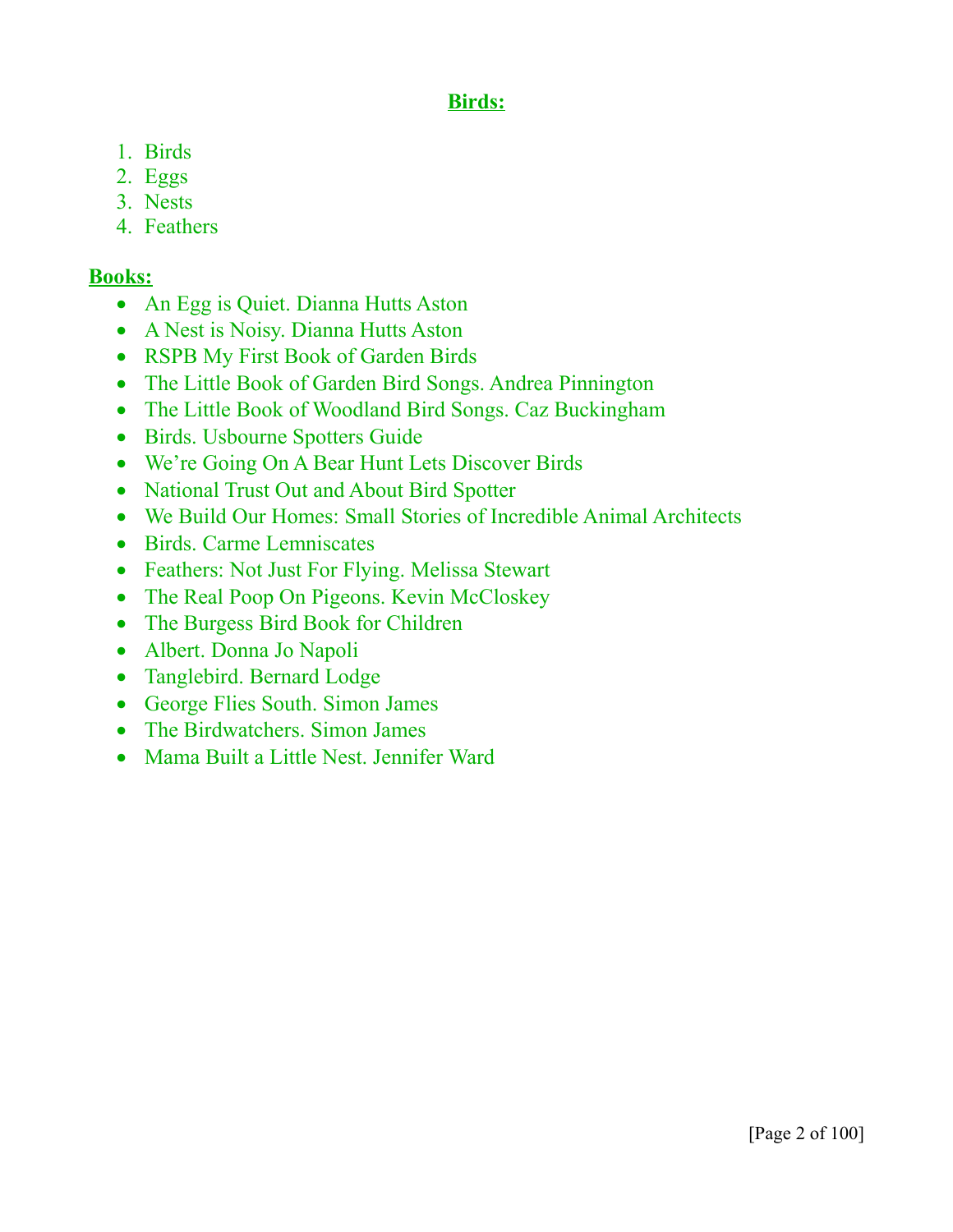## Birds:

1. Birds
2. Eggs
3. Nests
4. Feathers

## Books:

- An Egg is Quiet. Dianna Hutts Aston
- A Nest is Noisy. Dianna Hutts Aston
- RSPB My First Book of Garden Birds
- The Little Book of Garden Bird Songs. Andrea Pinnington
- The Little Book of Woodland Bird Songs. Caz Buckingham
- Birds. Usbourne Spotters Guide
- We're Going On A Bear Hunt Lets Discover Birds
- National Trust Out and About Bird Spotter
- We Build Our Homes: Small Stories of Incredible Animal Architects
- Birds. Carme Lemniscates
- Feathers: Not Just For Flying. Melissa Stewart
- The Real Poop On Pigeons. Kevin McCloskey
- The Burgess Bird Book for Children
- Albert. Donna Jo Napoli
- Tanglebird. Bernard Lodge
- George Flies South. Simon James
- The Birdwatchers. Simon James
- Mama Built a Little Nest. Jennifer Ward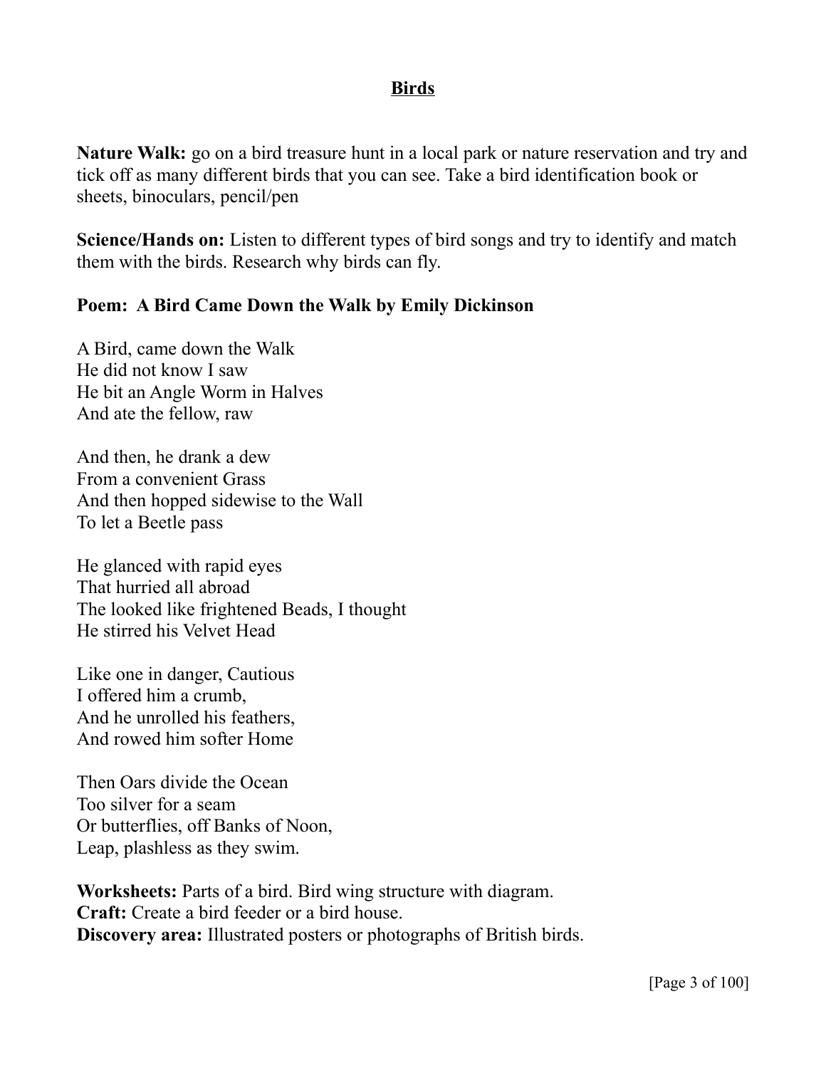## Birds

**Nature Walk:** go on a bird treasure hunt in a local park or nature reservation and try and tick off as many different birds that you can see. Take a bird identification book or sheets, binoculars, pencil/pen

**Science/Hands on:** Listen to different types of bird songs and try to identify and match them with the birds. Research why birds can fly.

### Poem: A Bird Came Down the Walk by Emily Dickinson

A Bird, came down the Walk
He did not know I saw
He bit an Angle Worm in Halves
And ate the fellow, raw

And then, he drank a dew
From a convenient Grass
And then hopped sidewise to the Wall
To let a Beetle pass

He glanced with rapid eyes
That hurried all abroad
The looked like frightened Beads, I thought
He stirred his Velvet Head

Like one in danger, Cautious
I offered him a crumb,
And he unrolled his feathers,
And rowed him softer Home

Then Oars divide the Ocean
Too silver for a seam
Or butterflies, off Banks of Noon,
Leap, plashless as they swim.

**Worksheets:** Parts of a bird. Bird wing structure with diagram.
**Craft:** Create a bird feeder or a bird house.
**Discovery area:** Illustrated posters or photographs of British birds.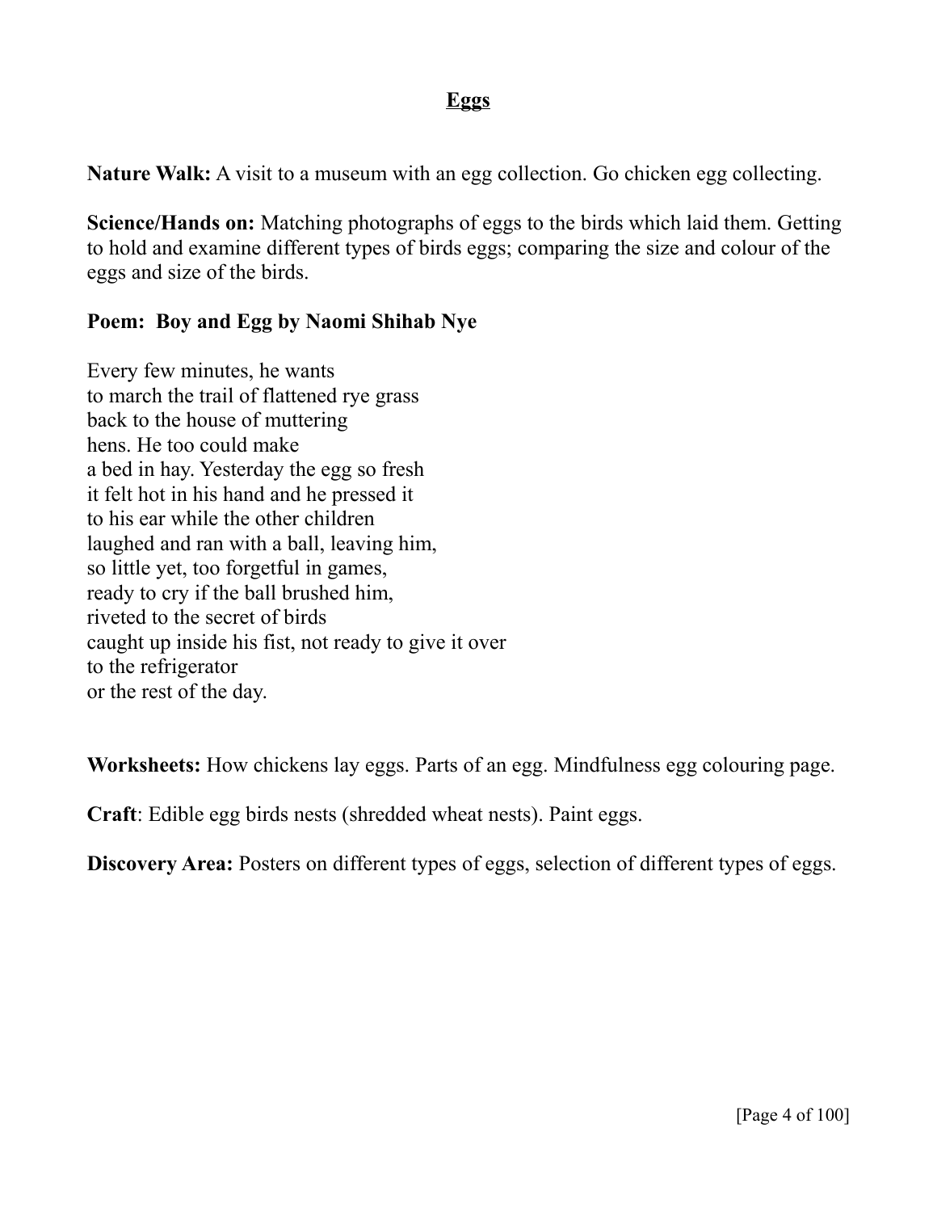# Eggs

**Nature Walk:** A visit to a museum with an egg collection. Go chicken egg collecting.

**Science/Hands on:** Matching photographs of eggs to the birds which laid them. Getting to hold and examine different types of birds eggs; comparing the size and colour of the eggs and size of the birds.

**Poem: Boy and Egg by Naomi Shihab Nye**

Every few minutes, he wants  
to march the trail of flattened rye grass  
back to the house of muttering  
hens. He too could make  
a bed in hay. Yesterday the egg so fresh  
it felt hot in his hand and he pressed it  
to his ear while the other children  
laughed and ran with a ball, leaving him,  
so little yet, too forgetful in games,  
ready to cry if the ball brushed him,  
riveted to the secret of birds  
caught up inside his fist, not ready to give it over  
to the refrigerator  
or the rest of the day.

**Worksheets:** How chickens lay eggs. Parts of an egg. Mindfulness egg colouring page.

**Craft**: Edible egg birds nests (shredded wheat nests). Paint eggs.

**Discovery Area:** Posters on different types of eggs, selection of different types of eggs.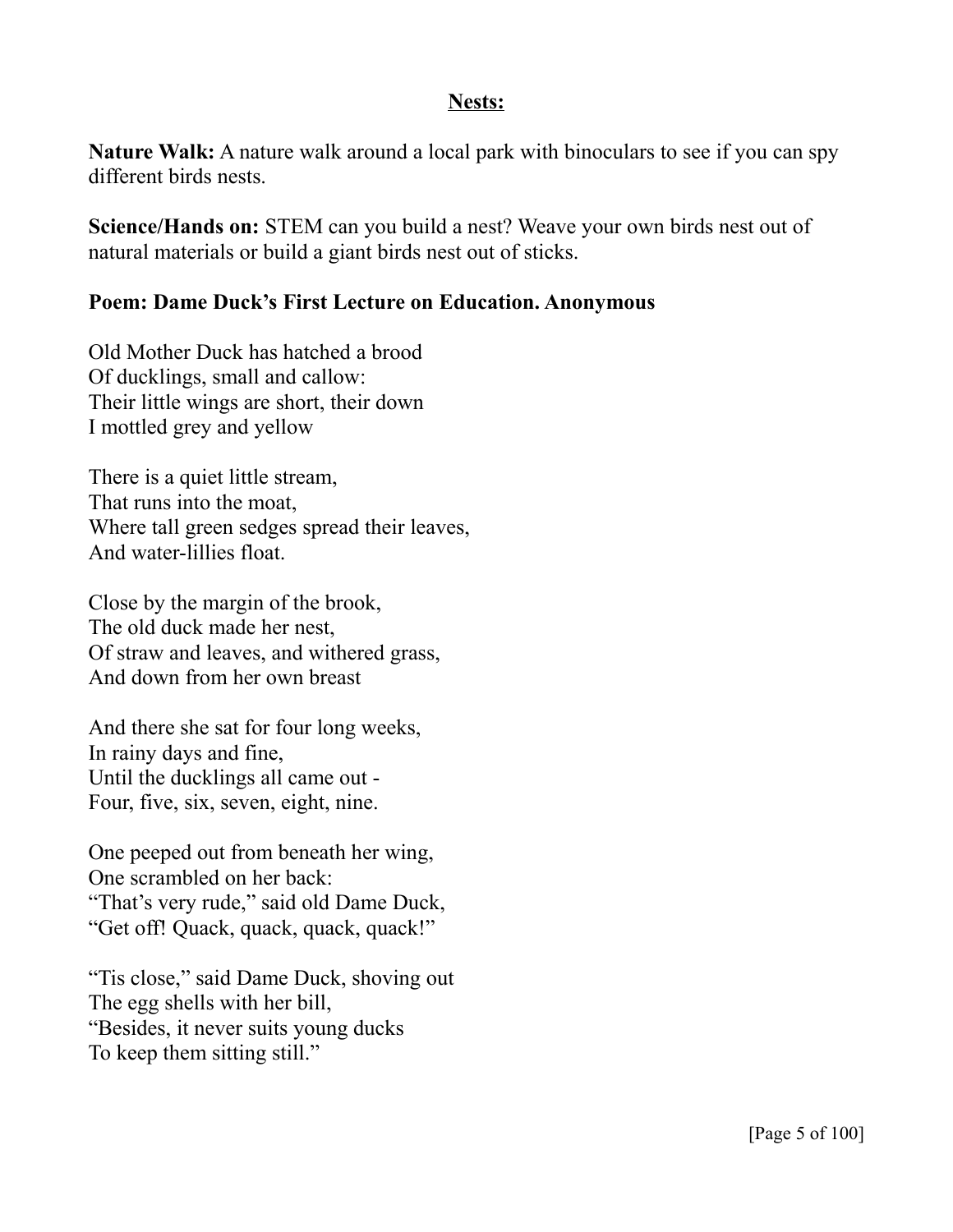**Nests:**

**Nature Walk:** A nature walk around a local park with binoculars to see if you can spy different birds nests.

**Science/Hands on:** STEM can you build a nest? Weave your own birds nest out of natural materials or build a giant birds nest out of sticks.

**Poem: Dame Duck's First Lecture on Education. Anonymous**

Old Mother Duck has hatched a brood  
Of ducklings, small and callow:  
Their little wings are short, their down  
I mottled grey and yellow

There is a quiet little stream,  
That runs into the moat,  
Where tall green sedges spread their leaves,  
And water-lillies float.

Close by the margin of the brook,  
The old duck made her nest,  
Of straw and leaves, and withered grass,  
And down from her own breast

And there she sat for four long weeks,  
In rainy days and fine,  
Until the ducklings all came out -  
Four, five, six, seven, eight, nine.

One peeped out from beneath her wing,  
One scrambled on her back:  
"That's very rude," said old Dame Duck,  
"Get off! Quack, quack, quack, quack!"

"Tis close," said Dame Duck, shoving out  
The egg shells with her bill,  
"Besides, it never suits young ducks  
To keep them sitting still."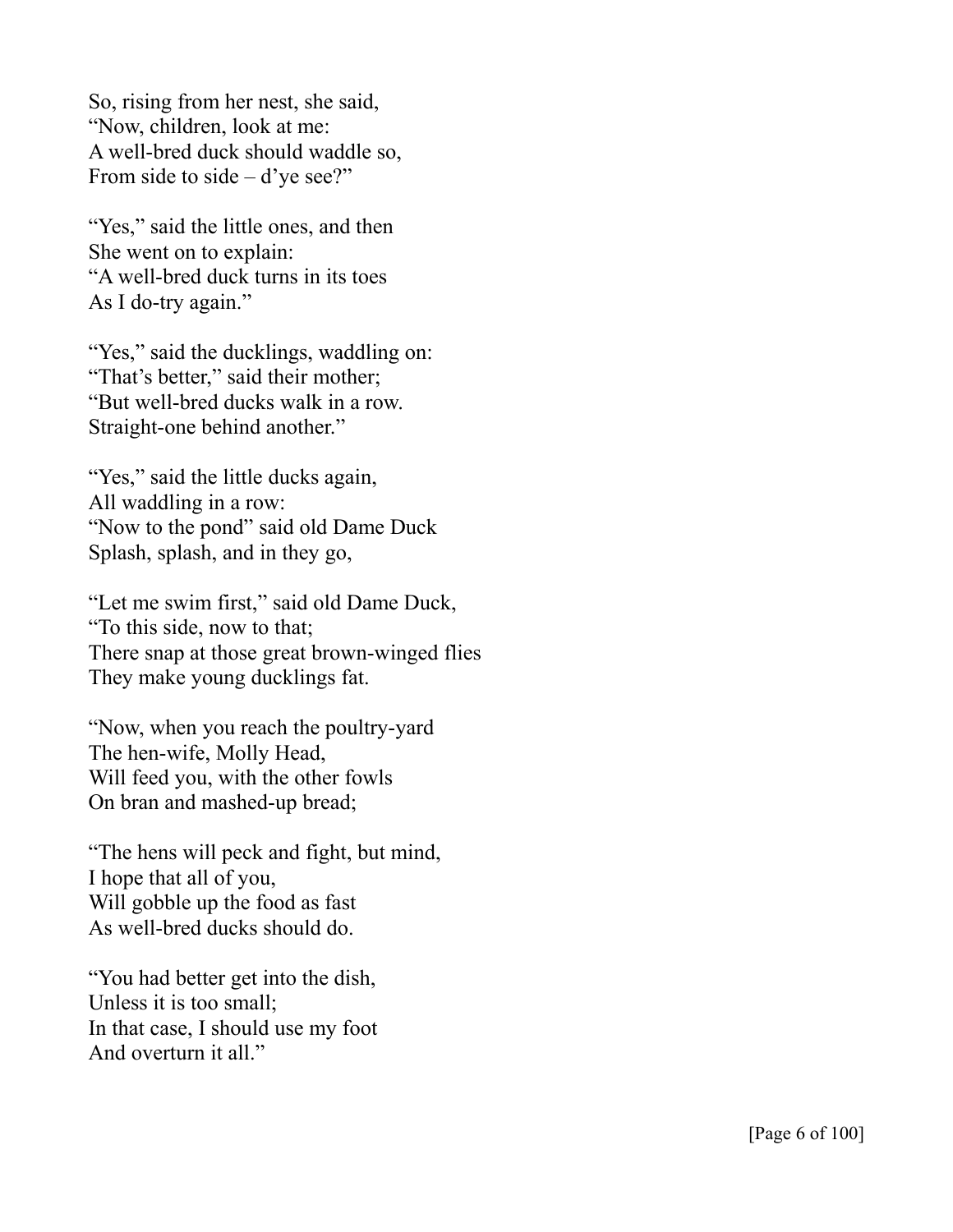So, rising from her nest, she said,  
"Now, children, look at me:  
A well-bred duck should waddle so,  
From side to side – d'ye see?"

"Yes," said the little ones, and then  
She went on to explain:  
"A well-bred duck turns in its toes  
As I do-try again."

"Yes," said the ducklings, waddling on:  
"That's better," said their mother;  
"But well-bred ducks walk in a row.  
Straight-one behind another."

"Yes," said the little ducks again,  
All waddling in a row:  
"Now to the pond" said old Dame Duck  
Splash, splash, and in they go,

"Let me swim first," said old Dame Duck,  
"To this side, now to that;  
There snap at those great brown-winged flies  
They make young ducklings fat.

"Now, when you reach the poultry-yard  
The hen-wife, Molly Head,  
Will feed you, with the other fowls  
On bran and mashed-up bread;

"The hens will peck and fight, but mind,  
I hope that all of you,  
Will gobble up the food as fast  
As well-bred ducks should do.

"You had better get into the dish,  
Unless it is too small;  
In that case, I should use my foot  
And overturn it all."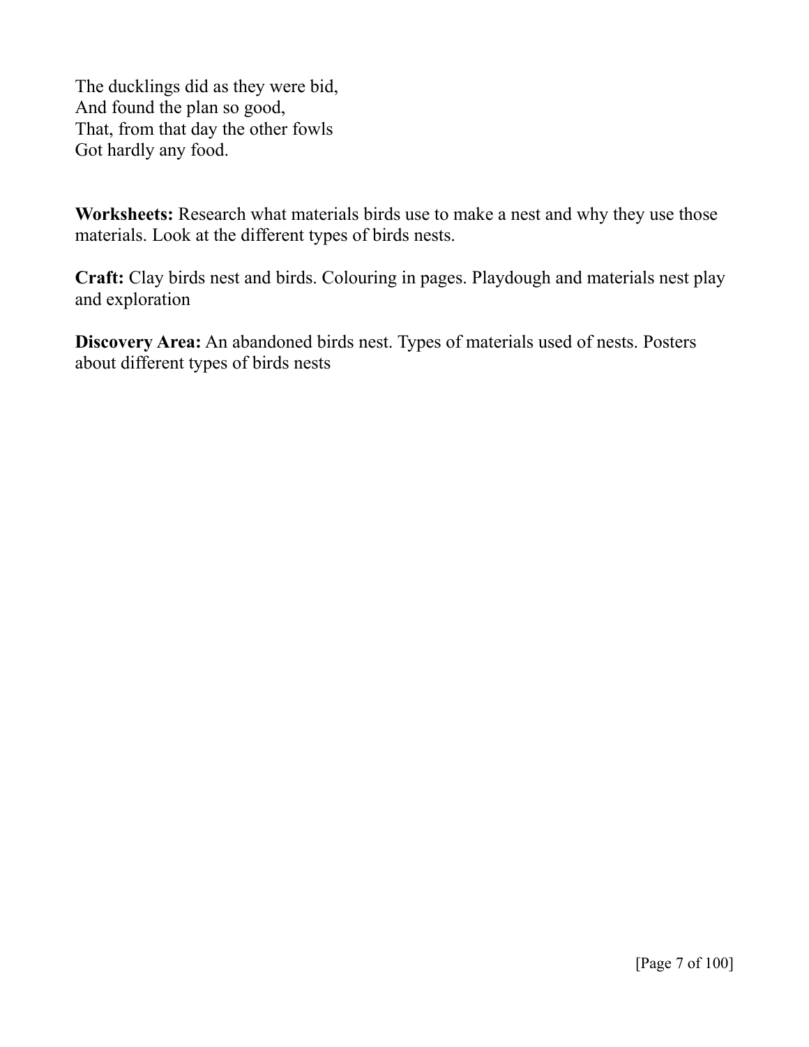The ducklings did as they were bid,  
And found the plan so good,  
That, from that day the other fowls  
Got hardly any food.

**Worksheets:** Research what materials birds use to make a nest and why they use those materials. Look at the different types of birds nests.

**Craft:** Clay birds nest and birds. Colouring in pages. Playdough and materials nest play and exploration

**Discovery Area:** An abandoned birds nest. Types of materials used of nests. Posters about different types of birds nests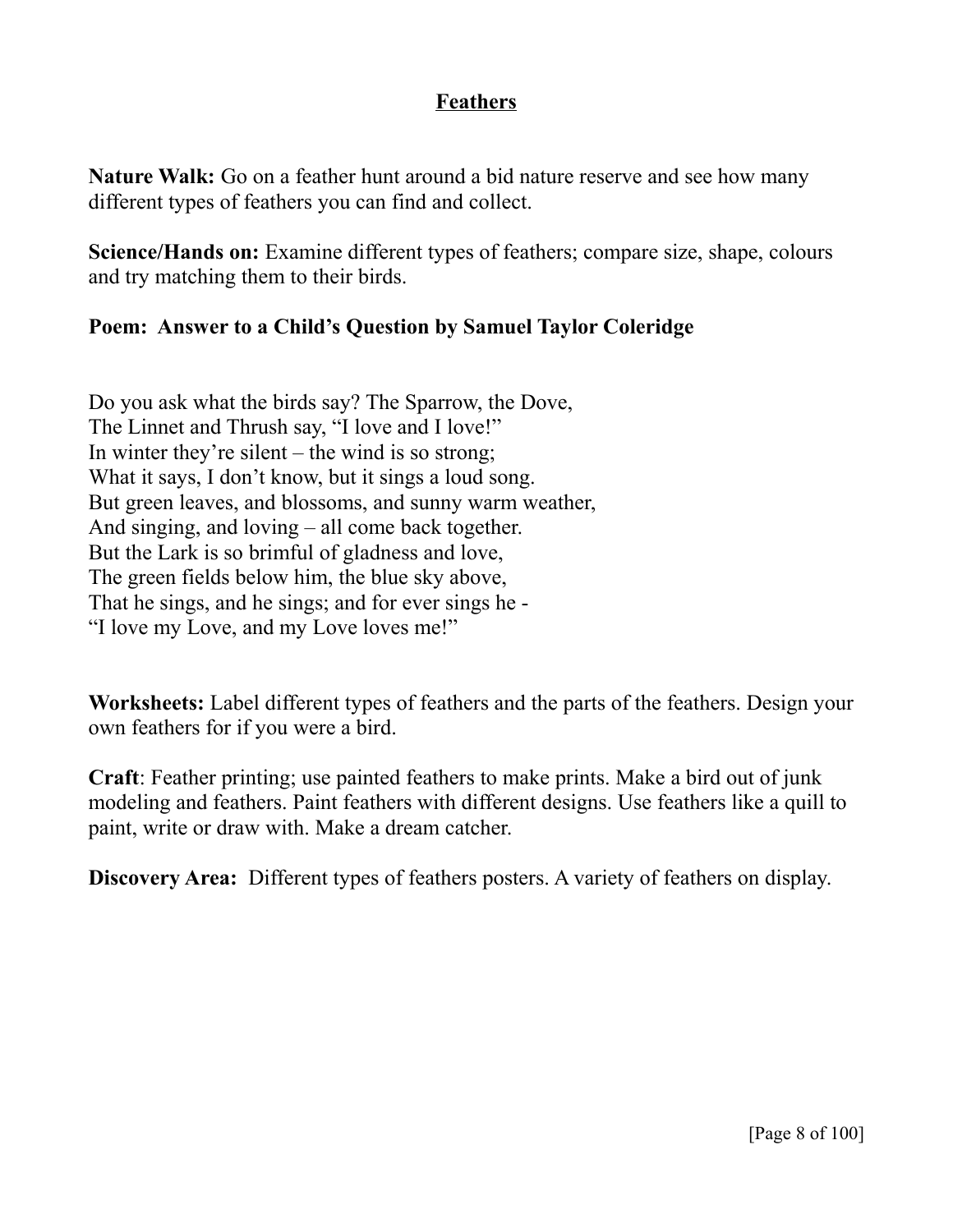# Feathers

**Nature Walk:** Go on a feather hunt around a bid nature reserve and see how many different types of feathers you can find and collect.

**Science/Hands on:** Examine different types of feathers; compare size, shape, colours and try matching them to their birds.

**Poem: Answer to a Child's Question by Samuel Taylor Coleridge**

Do you ask what the birds say? The Sparrow, the Dove,
The Linnet and Thrush say, "I love and I love!"
In winter they're silent – the wind is so strong;
What it says, I don't know, but it sings a loud song.
But green leaves, and blossoms, and sunny warm weather,
And singing, and loving – all come back together.
But the Lark is so brimful of gladness and love,
The green fields below him, the blue sky above,
That he sings, and he sings; and for ever sings he -
"I love my Love, and my Love loves me!"

**Worksheets:** Label different types of feathers and the parts of the feathers. Design your own feathers for if you were a bird.

**Craft**: Feather printing; use painted feathers to make prints. Make a bird out of junk modeling and feathers. Paint feathers with different designs. Use feathers like a quill to paint, write or draw with. Make a dream catcher.

**Discovery Area:** Different types of feathers posters. A variety of feathers on display.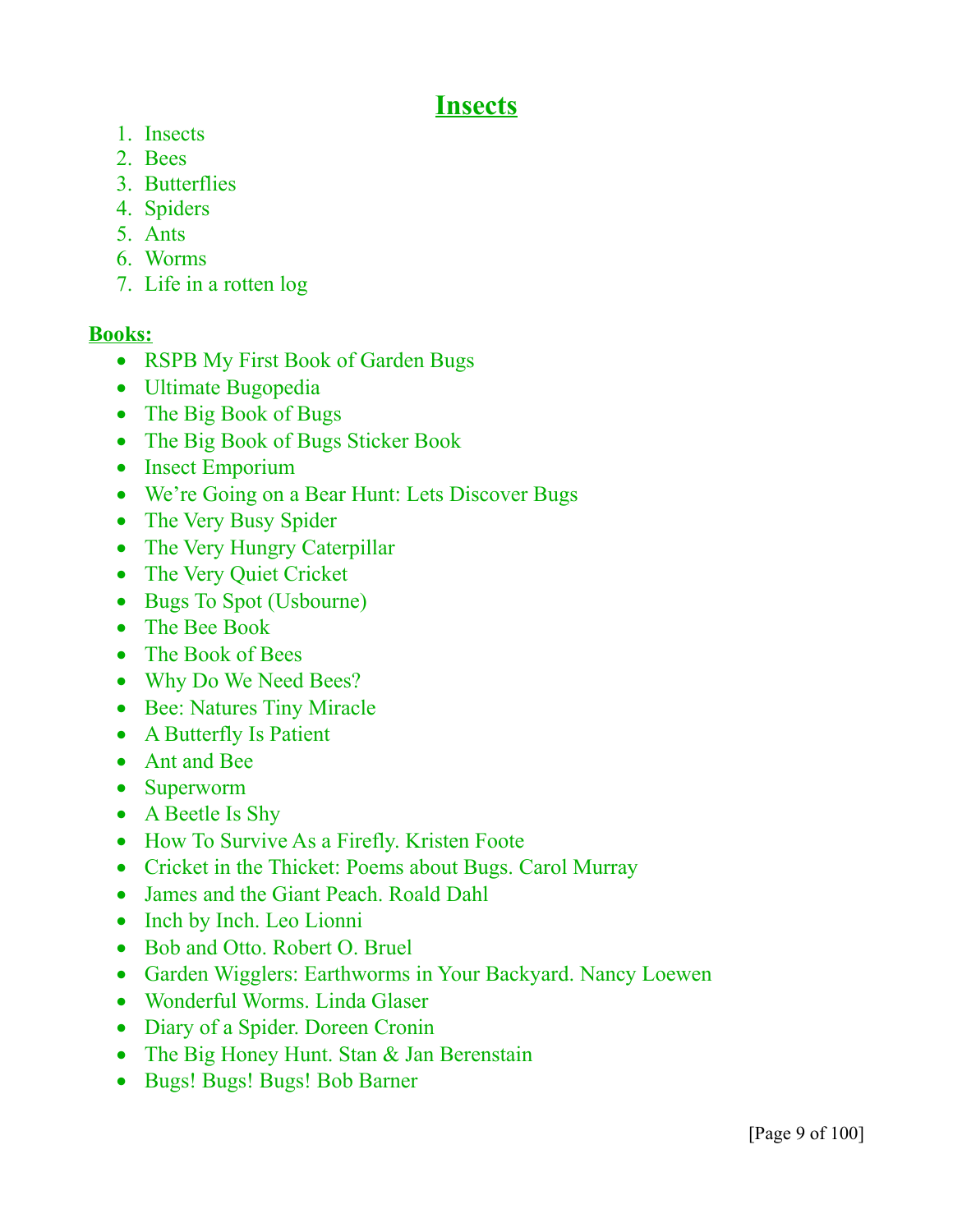# Insects

1. Insects
2. Bees
3. Butterflies
4. Spiders
5. Ants
6. Worms
7. Life in a rotten log

**Books:**

- RSPB My First Book of Garden Bugs
- Ultimate Bugopedia
- The Big Book of Bugs
- The Big Book of Bugs Sticker Book
- Insect Emporium
- We're Going on a Bear Hunt: Lets Discover Bugs
- The Very Busy Spider
- The Very Hungry Caterpillar
- The Very Quiet Cricket
- Bugs To Spot (Usbourne)
- The Bee Book
- The Book of Bees
- Why Do We Need Bees?
- Bee: Natures Tiny Miracle
- A Butterfly Is Patient
- Ant and Bee
- Superworm
- A Beetle Is Shy
- How To Survive As a Firefly. Kristen Foote
- Cricket in the Thicket: Poems about Bugs. Carol Murray
- James and the Giant Peach. Roald Dahl
- Inch by Inch. Leo Lionni
- Bob and Otto. Robert O. Bruel
- Garden Wigglers: Earthworms in Your Backyard. Nancy Loewen
- Wonderful Worms. Linda Glaser
- Diary of a Spider. Doreen Cronin
- The Big Honey Hunt. Stan & Jan Berenstain
- Bugs! Bugs! Bugs! Bob Barner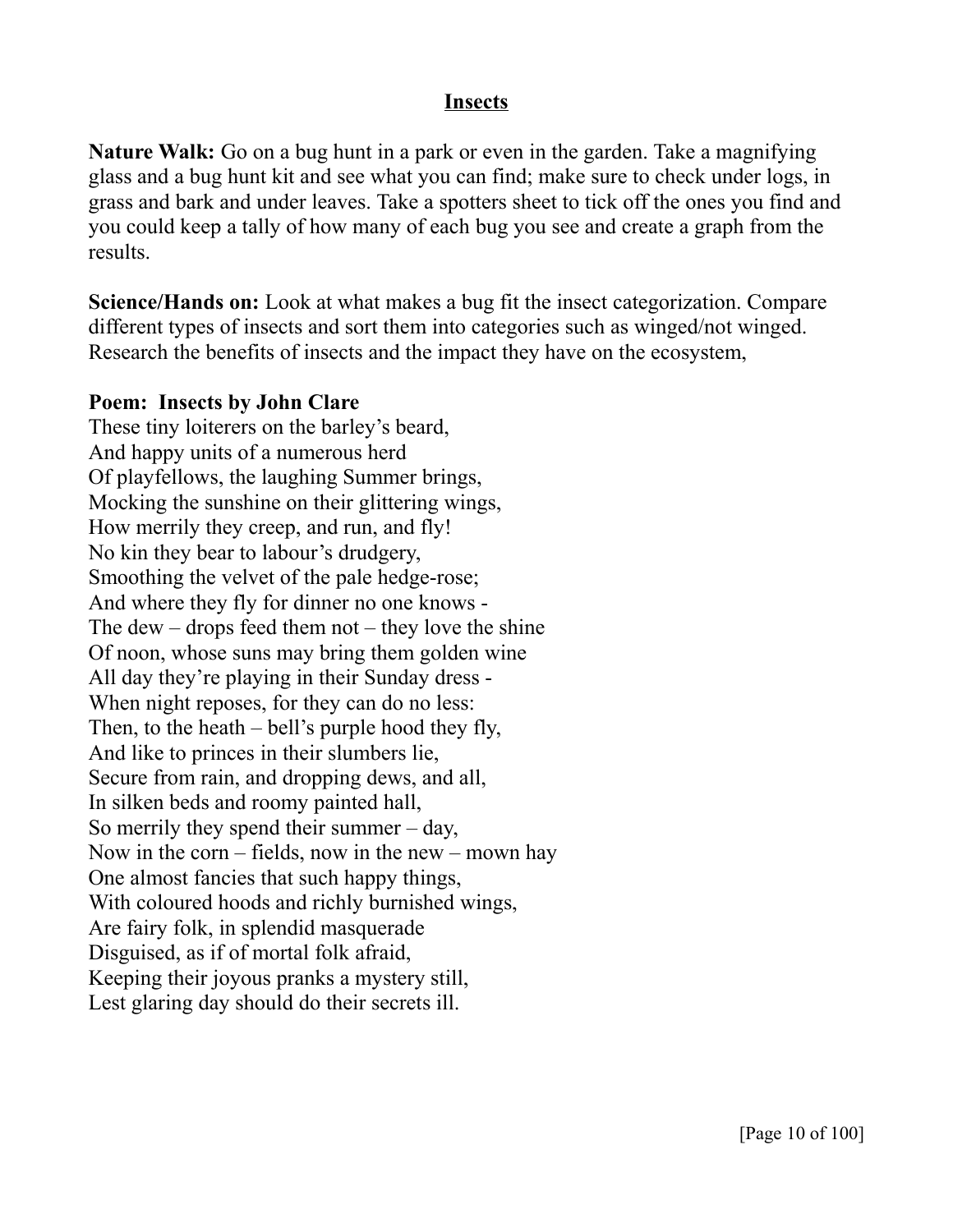## Insects

**Nature Walk:** Go on a bug hunt in a park or even in the garden. Take a magnifying glass and a bug hunt kit and see what you can find; make sure to check under logs, in grass and bark and under leaves. Take a spotters sheet to tick off the ones you find and you could keep a tally of how many of each bug you see and create a graph from the results.

**Science/Hands on:** Look at what makes a bug fit the insect categorization. Compare different types of insects and sort them into categories such as winged/not winged. Research the benefits of insects and the impact they have on the ecosystem,

**Poem: Insects by John Clare**

These tiny loiterers on the barley's beard,  
And happy units of a numerous herd  
Of playfellows, the laughing Summer brings,  
Mocking the sunshine on their glittering wings,  
How merrily they creep, and run, and fly!  
No kin they bear to labour's drudgery,  
Smoothing the velvet of the pale hedge-rose;  
And where they fly for dinner no one knows -  
The dew – drops feed them not – they love the shine  
Of noon, whose suns may bring them golden wine  
All day they're playing in their Sunday dress -  
When night reposes, for they can do no less:  
Then, to the heath – bell's purple hood they fly,  
And like to princes in their slumbers lie,  
Secure from rain, and dropping dews, and all,  
In silken beds and roomy painted hall,  
So merrily they spend their summer – day,  
Now in the corn – fields, now in the new – mown hay  
One almost fancies that such happy things,  
With coloured hoods and richly burnished wings,  
Are fairy folk, in splendid masquerade  
Disguised, as if of mortal folk afraid,  
Keeping their joyous pranks a mystery still,  
Lest glaring day should do their secrets ill.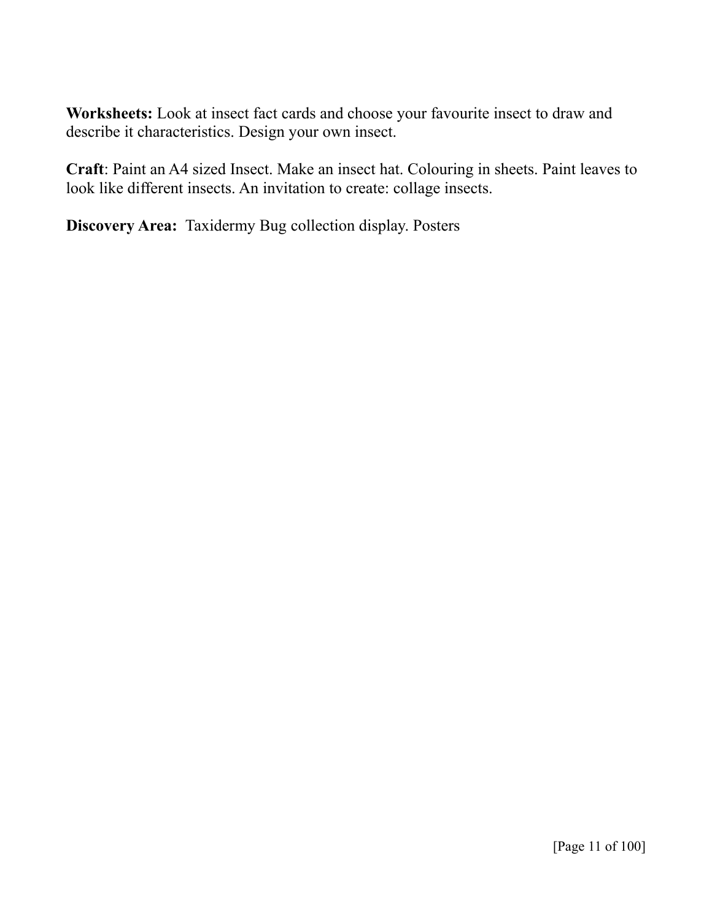**Worksheets:** Look at insect fact cards and choose your favourite insect to draw and describe it characteristics. Design your own insect.

**Craft**: Paint an A4 sized Insect. Make an insect hat. Colouring in sheets. Paint leaves to look like different insects. An invitation to create: collage insects.

**Discovery Area:** Taxidermy Bug collection display. Posters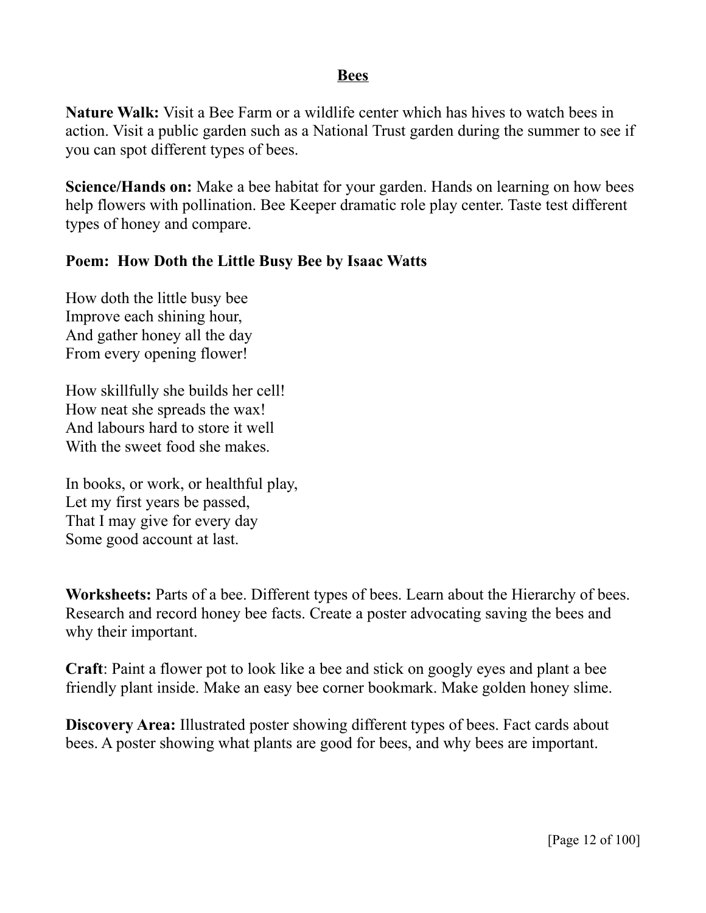# Bees

**Nature Walk:** Visit a Bee Farm or a wildlife center which has hives to watch bees in action. Visit a public garden such as a National Trust garden during the summer to see if you can spot different types of bees.

**Science/Hands on:** Make a bee habitat for your garden. Hands on learning on how bees help flowers with pollination. Bee Keeper dramatic role play center. Taste test different types of honey and compare.

**Poem: How Doth the Little Busy Bee by Isaac Watts**

How doth the little busy bee  
Improve each shining hour,  
And gather honey all the day  
From every opening flower!

How skillfully she builds her cell!  
How neat she spreads the wax!  
And labours hard to store it well  
With the sweet food she makes.

In books, or work, or healthful play,  
Let my first years be passed,  
That I may give for every day  
Some good account at last.

**Worksheets:** Parts of a bee. Different types of bees. Learn about the Hierarchy of bees. Research and record honey bee facts. Create a poster advocating saving the bees and why their important.

**Craft**: Paint a flower pot to look like a bee and stick on googly eyes and plant a bee friendly plant inside. Make an easy bee corner bookmark. Make golden honey slime.

**Discovery Area:** Illustrated poster showing different types of bees. Fact cards about bees. A poster showing what plants are good for bees, and why bees are important.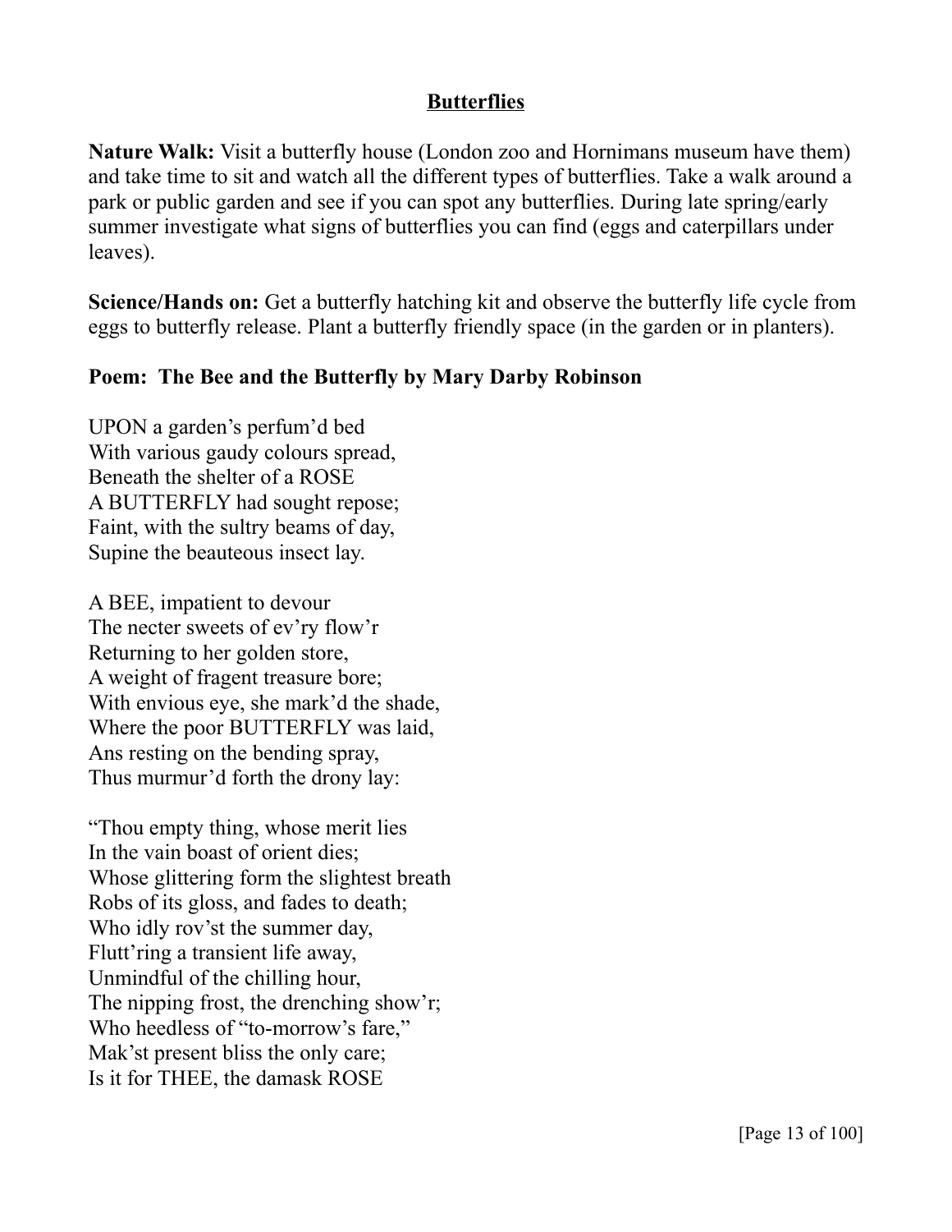## Butterflies

**Nature Walk:** Visit a butterfly house (London zoo and Hornimans museum have them) and take time to sit and watch all the different types of butterflies. Take a walk around a park or public garden and see if you can spot any butterflies. During late spring/early summer investigate what signs of butterflies you can find (eggs and caterpillars under leaves).

**Science/Hands on:** Get a butterfly hatching kit and observe the butterfly life cycle from eggs to butterfly release. Plant a butterfly friendly space (in the garden or in planters).

**Poem: The Bee and the Butterfly by Mary Darby Robinson**

UPON a garden's perfum'd bed
With various gaudy colours spread,
Beneath the shelter of a ROSE
A BUTTERFLY had sought repose;
Faint, with the sultry beams of day,
Supine the beauteous insect lay.

A BEE, impatient to devour
The necter sweets of ev'ry flow'r
Returning to her golden store,
A weight of fragent treasure bore;
With envious eye, she mark'd the shade,
Where the poor BUTTERFLY was laid,
Ans resting on the bending spray,
Thus murmur'd forth the drony lay:

"Thou empty thing, whose merit lies
In the vain boast of orient dies;
Whose glittering form the slightest breath
Robs of its gloss, and fades to death;
Who idly rov'st the summer day,
Flutt'ring a transient life away,
Unmindful of the chilling hour,
The nipping frost, the drenching show'r;
Who heedless of "to-morrow's fare,"
Mak'st present bliss the only care;
Is it for THEE, the damask ROSE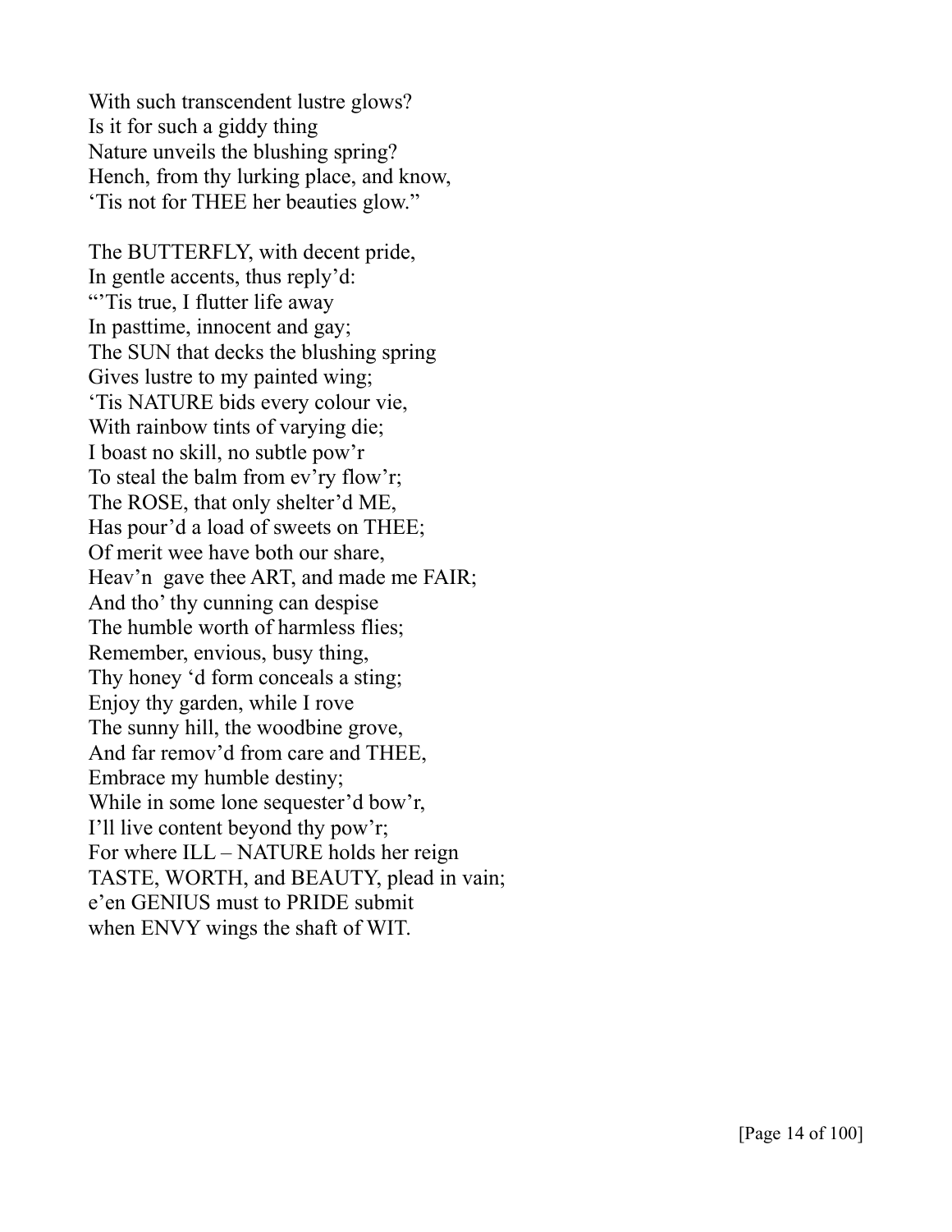With such transcendent lustre glows?  
Is it for such a giddy thing  
Nature unveils the blushing spring?  
Hench, from thy lurking place, and know,  
'Tis not for THEE her beauties glow."

The BUTTERFLY, with decent pride,  
In gentle accents, thus reply'd:  
"'Tis true, I flutter life away  
In pasttime, innocent and gay;  
The SUN that decks the blushing spring  
Gives lustre to my painted wing;  
'Tis NATURE bids every colour vie,  
With rainbow tints of varying die;  
I boast no skill, no subtle pow'r  
To steal the balm from ev'ry flow'r;  
The ROSE, that only shelter'd ME,  
Has pour'd a load of sweets on THEE;  
Of merit wee have both our share,  
Heav'n  gave thee ART, and made me FAIR;  
And tho' thy cunning can despise  
The humble worth of harmless flies;  
Remember, envious, busy thing,  
Thy honey 'd form conceals a sting;  
Enjoy thy garden, while I rove  
The sunny hill, the woodbine grove,  
And far remov'd from care and THEE,  
Embrace my humble destiny;  
While in some lone sequester'd bow'r,  
I'll live content beyond thy pow'r;  
For where ILL – NATURE holds her reign  
TASTE, WORTH, and BEAUTY, plead in vain;  
e'en GENIUS must to PRIDE submit  
when ENVY wings the shaft of WIT.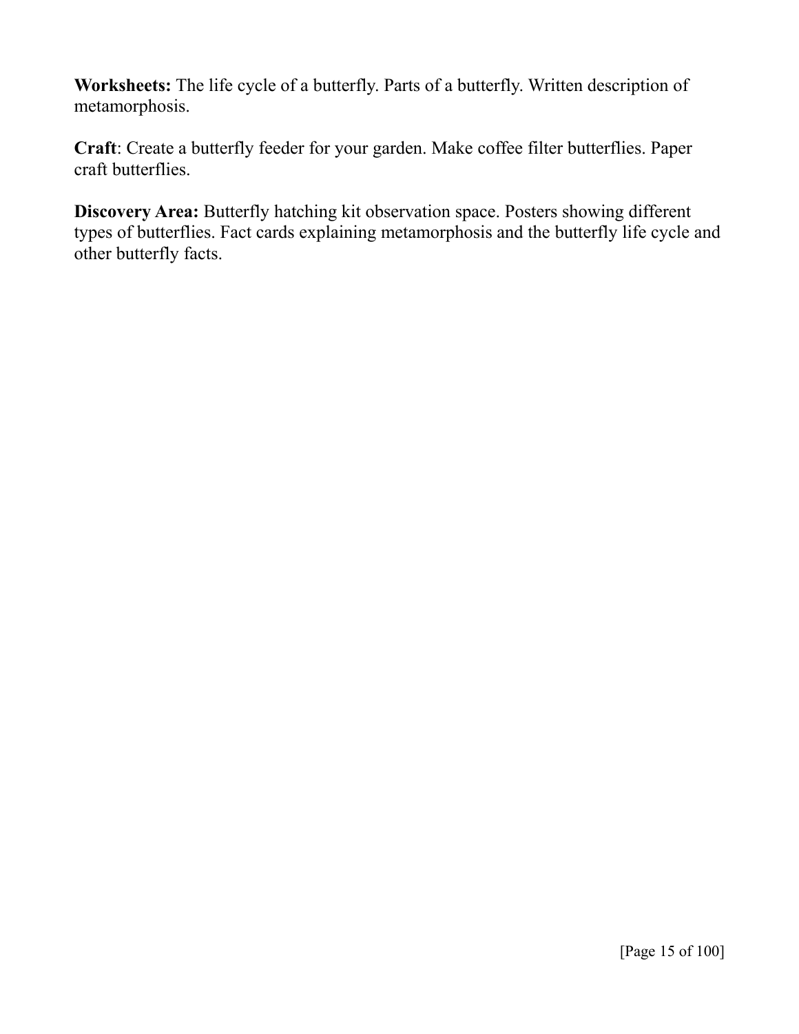**Worksheets:** The life cycle of a butterfly. Parts of a butterfly. Written description of metamorphosis.

**Craft**: Create a butterfly feeder for your garden. Make coffee filter butterflies. Paper craft butterflies.

**Discovery Area:** Butterfly hatching kit observation space. Posters showing different types of butterflies. Fact cards explaining metamorphosis and the butterfly life cycle and other butterfly facts.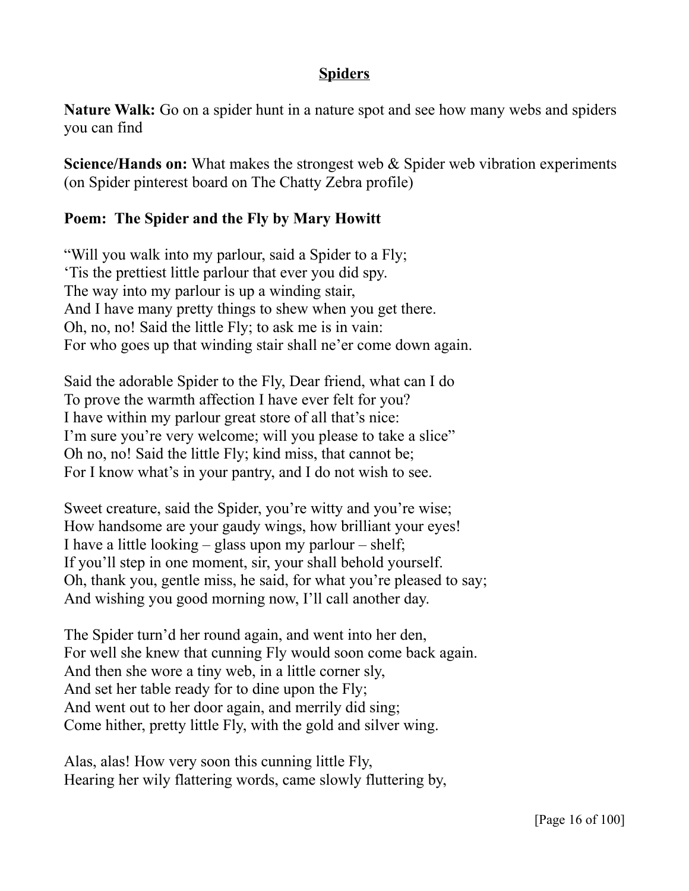## Spiders

**Nature Walk:** Go on a spider hunt in a nature spot and see how many webs and spiders you can find

**Science/Hands on:** What makes the strongest web & Spider web vibration experiments (on Spider pinterest board on The Chatty Zebra profile)

### Poem: The Spider and the Fly by Mary Howitt

"Will you walk into my parlour, said a Spider to a Fly;
'Tis the prettiest little parlour that ever you did spy.
The way into my parlour is up a winding stair,
And I have many pretty things to shew when you get there.
Oh, no, no! Said the little Fly; to ask me is in vain:
For who goes up that winding stair shall ne'er come down again.

Said the adorable Spider to the Fly, Dear friend, what can I do
To prove the warmth affection I have ever felt for you?
I have within my parlour great store of all that's nice:
I'm sure you're very welcome; will you please to take a slice"
Oh no, no! Said the little Fly; kind miss, that cannot be;
For I know what's in your pantry, and I do not wish to see.

Sweet creature, said the Spider, you're witty and you're wise;
How handsome are your gaudy wings, how brilliant your eyes!
I have a little looking – glass upon my parlour – shelf;
If you'll step in one moment, sir, your shall behold yourself.
Oh, thank you, gentle miss, he said, for what you're pleased to say;
And wishing you good morning now, I'll call another day.

The Spider turn'd her round again, and went into her den,
For well she knew that cunning Fly would soon come back again.
And then she wore a tiny web, in a little corner sly,
And set her table ready for to dine upon the Fly;
And went out to her door again, and merrily did sing;
Come hither, pretty little Fly, with the gold and silver wing.

Alas, alas! How very soon this cunning little Fly,
Hearing her wily flattering words, came slowly fluttering by,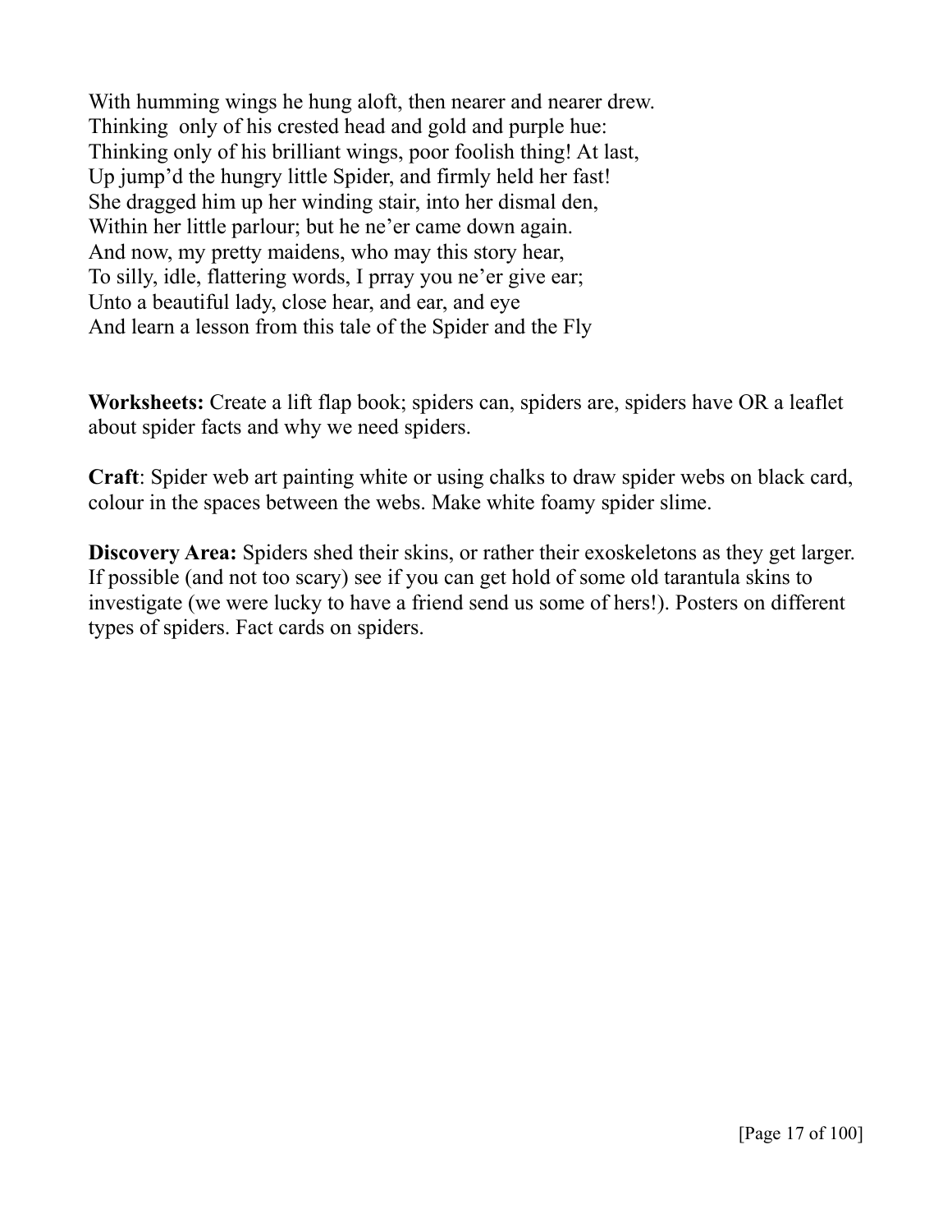With humming wings he hung aloft, then nearer and nearer drew.
Thinking only of his crested head and gold and purple hue:
Thinking only of his brilliant wings, poor foolish thing! At last,
Up jump'd the hungry little Spider, and firmly held her fast!
She dragged him up her winding stair, into her dismal den,
Within her little parlour; but he ne'er came down again.
And now, my pretty maidens, who may this story hear,
To silly, idle, flattering words, I prray you ne'er give ear;
Unto a beautiful lady, close hear, and ear, and eye
And learn a lesson from this tale of the Spider and the Fly

**Worksheets:** Create a lift flap book; spiders can, spiders are, spiders have OR a leaflet about spider facts and why we need spiders.

**Craft**: Spider web art painting white or using chalks to draw spider webs on black card, colour in the spaces between the webs. Make white foamy spider slime.

**Discovery Area:** Spiders shed their skins, or rather their exoskeletons as they get larger. If possible (and not too scary) see if you can get hold of some old tarantula skins to investigate (we were lucky to have a friend send us some of hers!). Posters on different types of spiders. Fact cards on spiders.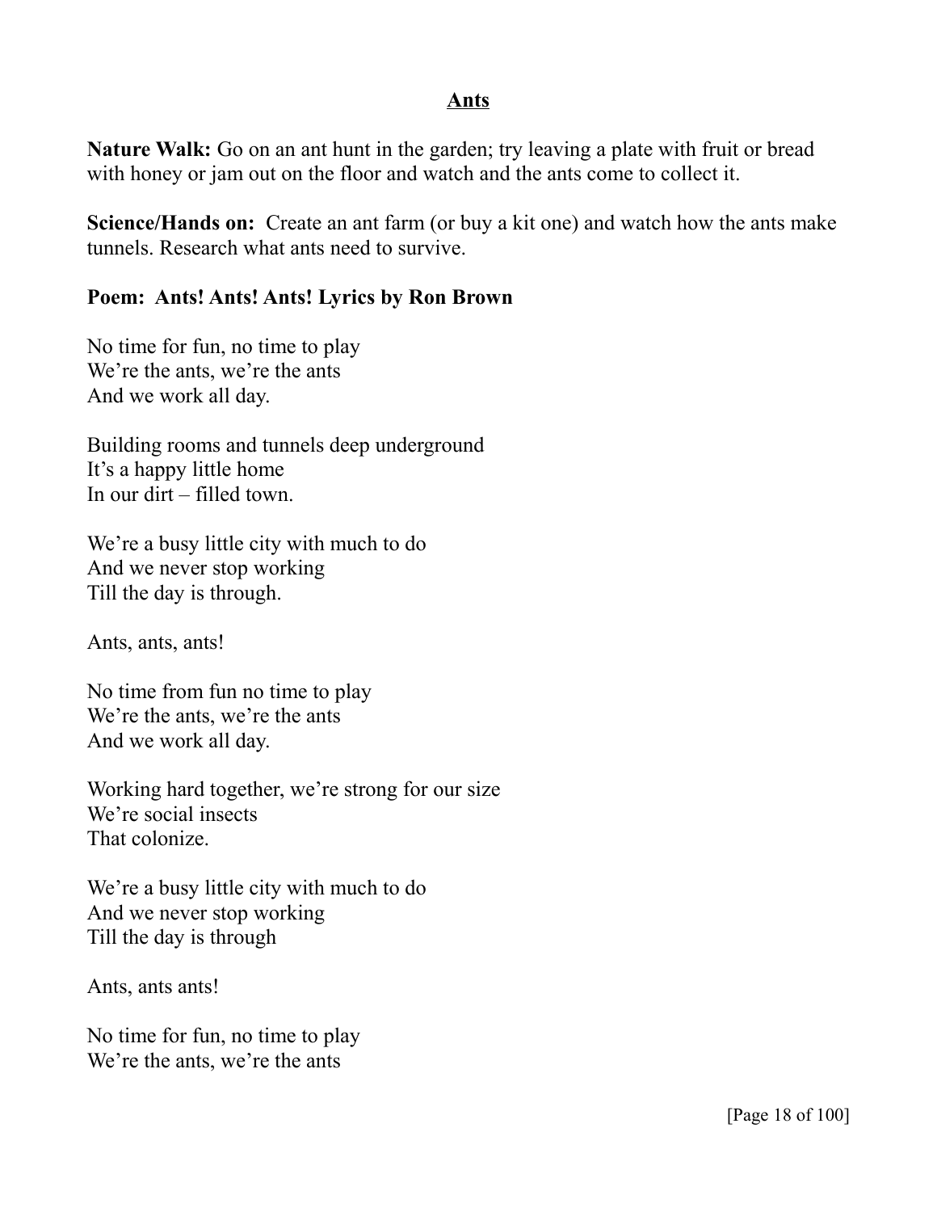## Ants

**Nature Walk:** Go on an ant hunt in the garden; try leaving a plate with fruit or bread with honey or jam out on the floor and watch and the ants come to collect it.

**Science/Hands on:** Create an ant farm (or buy a kit one) and watch how the ants make tunnels. Research what ants need to survive.

**Poem: Ants! Ants! Ants! Lyrics by Ron Brown**

No time for fun, no time to play  
We're the ants, we're the ants  
And we work all day.

Building rooms and tunnels deep underground  
It's a happy little home  
In our dirt – filled town.

We're a busy little city with much to do  
And we never stop working  
Till the day is through.

Ants, ants, ants!

No time from fun no time to play  
We're the ants, we're the ants  
And we work all day.

Working hard together, we're strong for our size  
We're social insects  
That colonize.

We're a busy little city with much to do  
And we never stop working  
Till the day is through

Ants, ants ants!

No time for fun, no time to play  
We're the ants, we're the ants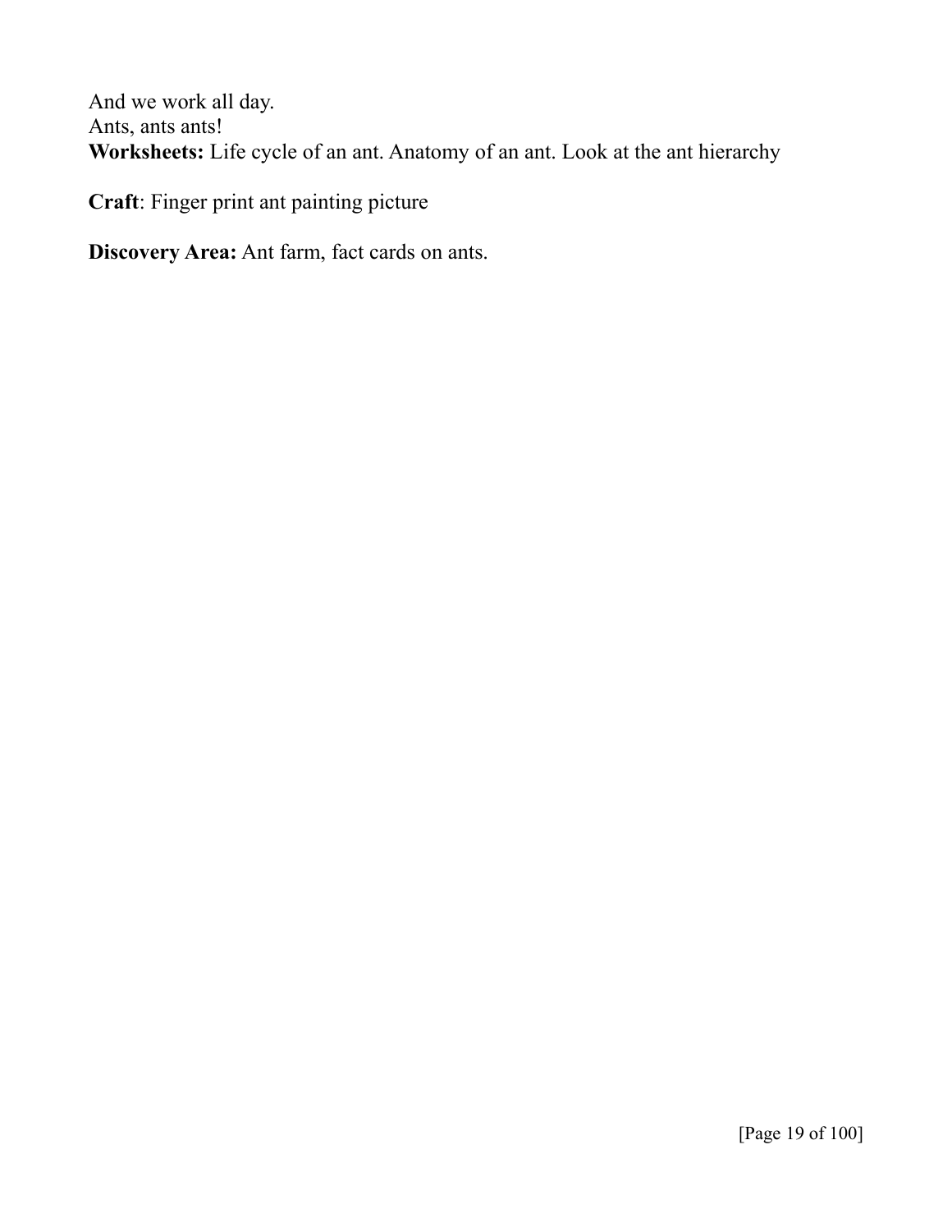And we work all day.  
Ants, ants ants!  
**Worksheets:** Life cycle of an ant. Anatomy of an ant. Look at the ant hierarchy

**Craft**: Finger print ant painting picture

**Discovery Area:** Ant farm, fact cards on ants.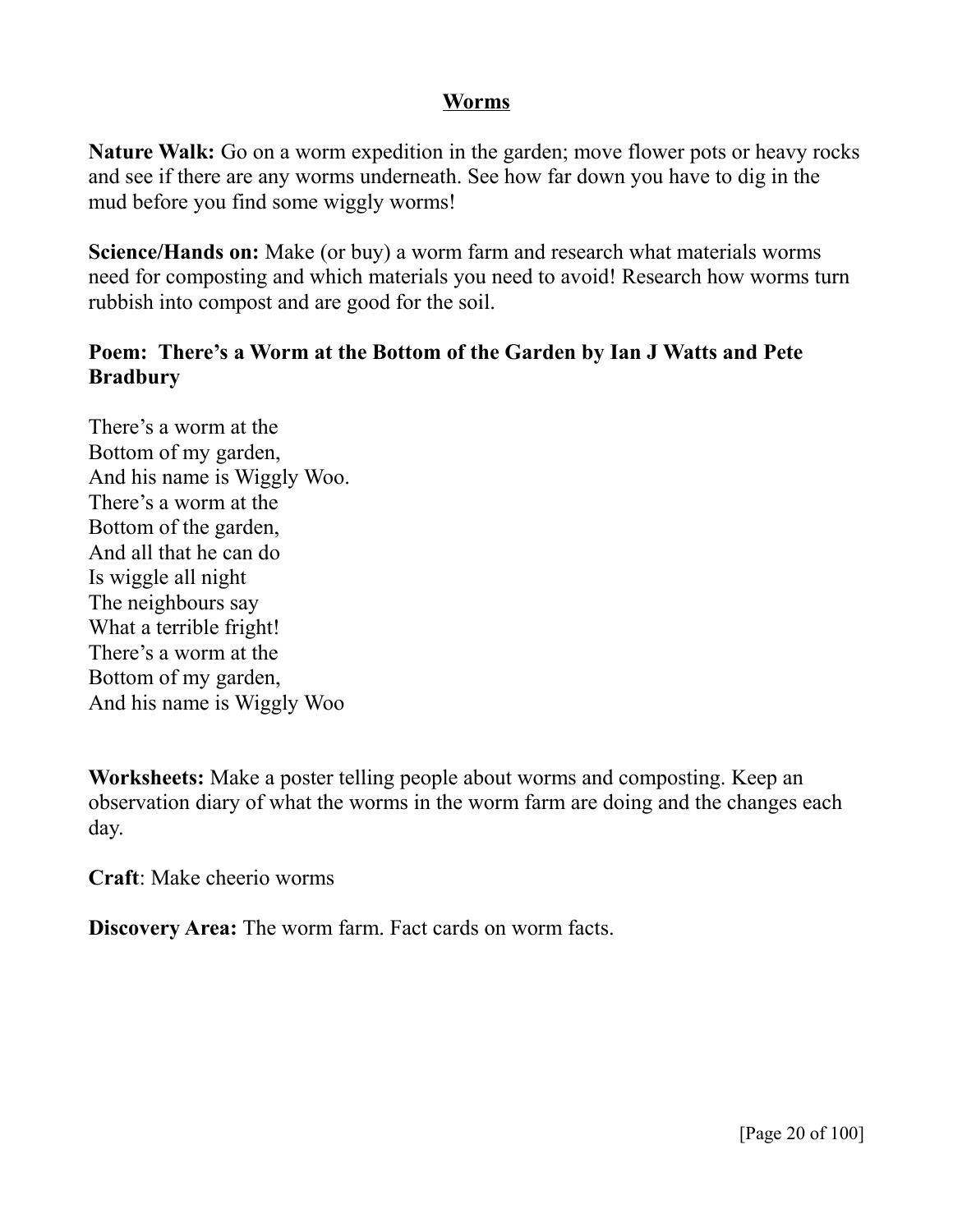## Worms

**Nature Walk:** Go on a worm expedition in the garden; move flower pots or heavy rocks and see if there are any worms underneath. See how far down you have to dig in the mud before you find some wiggly worms!

**Science/Hands on:** Make (or buy) a worm farm and research what materials worms need for composting and which materials you need to avoid! Research how worms turn rubbish into compost and are good for the soil.

### Poem: There's a Worm at the Bottom of the Garden by Ian J Watts and Pete Bradbury

There's a worm at the  
Bottom of my garden,  
And his name is Wiggly Woo.  
There's a worm at the  
Bottom of the garden,  
And all that he can do  
Is wiggle all night  
The neighbours say  
What a terrible fright!  
There's a worm at the  
Bottom of my garden,  
And his name is Wiggly Woo

**Worksheets:** Make a poster telling people about worms and composting. Keep an observation diary of what the worms in the worm farm are doing and the changes each day.

**Craft**: Make cheerio worms

**Discovery Area:** The worm farm. Fact cards on worm facts.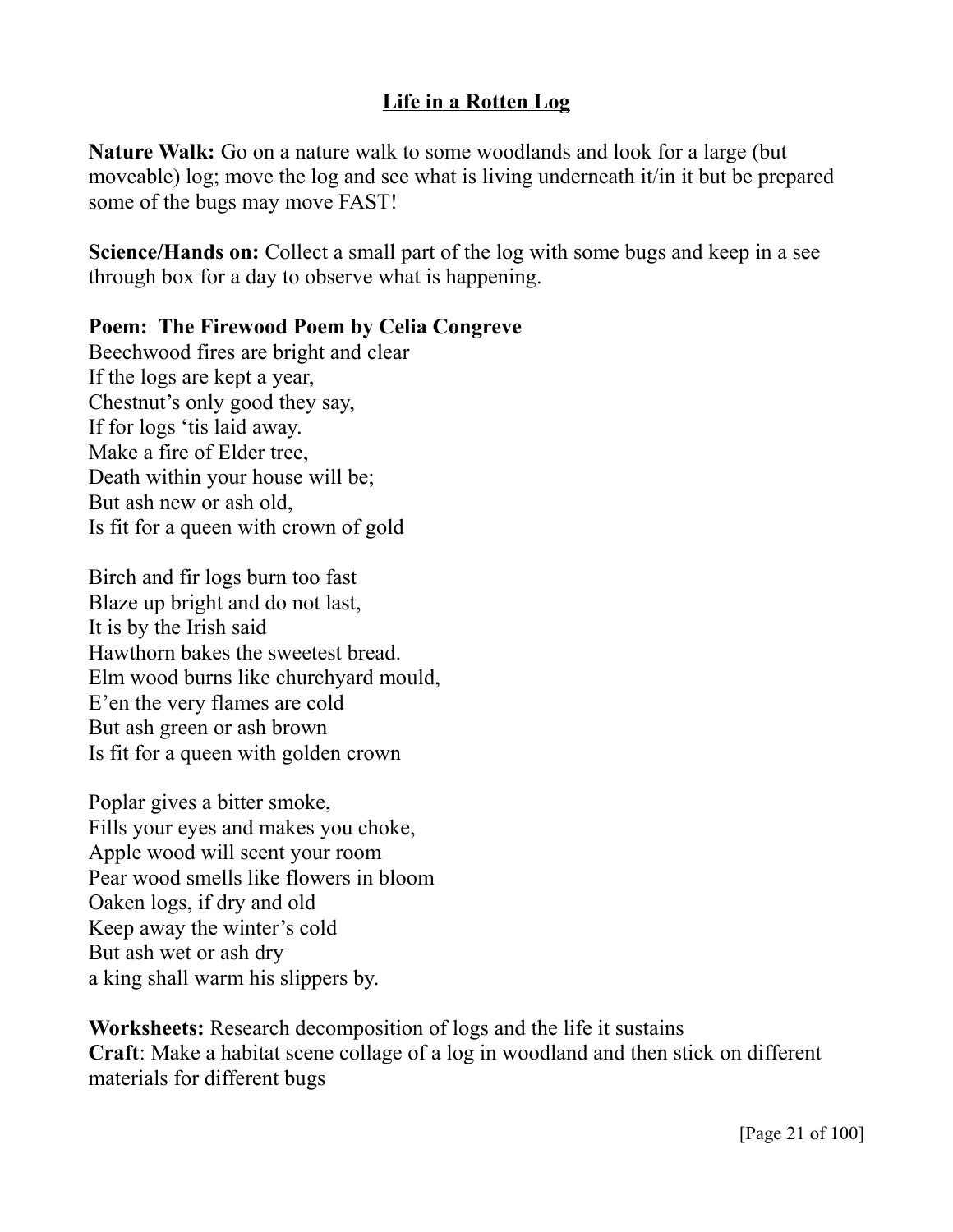# Life in a Rotten Log

**Nature Walk:** Go on a nature walk to some woodlands and look for a large (but moveable) log; move the log and see what is living underneath it/in it but be prepared some of the bugs may move FAST!

**Science/Hands on:** Collect a small part of the log with some bugs and keep in a see through box for a day to observe what is happening.

**Poem: The Firewood Poem by Celia Congreve**

Beechwood fires are bright and clear
If the logs are kept a year,
Chestnut's only good they say,
If for logs 'tis laid away.
Make a fire of Elder tree,
Death within your house will be;
But ash new or ash old,
Is fit for a queen with crown of gold

Birch and fir logs burn too fast
Blaze up bright and do not last,
It is by the Irish said
Hawthorn bakes the sweetest bread.
Elm wood burns like churchyard mould,
E'en the very flames are cold
But ash green or ash brown
Is fit for a queen with golden crown

Poplar gives a bitter smoke,
Fills your eyes and makes you choke,
Apple wood will scent your room
Pear wood smells like flowers in bloom
Oaken logs, if dry and old
Keep away the winter's cold
But ash wet or ash dry
a king shall warm his slippers by.

**Worksheets:** Research decomposition of logs and the life it sustains
**Craft**: Make a habitat scene collage of a log in woodland and then stick on different materials for different bugs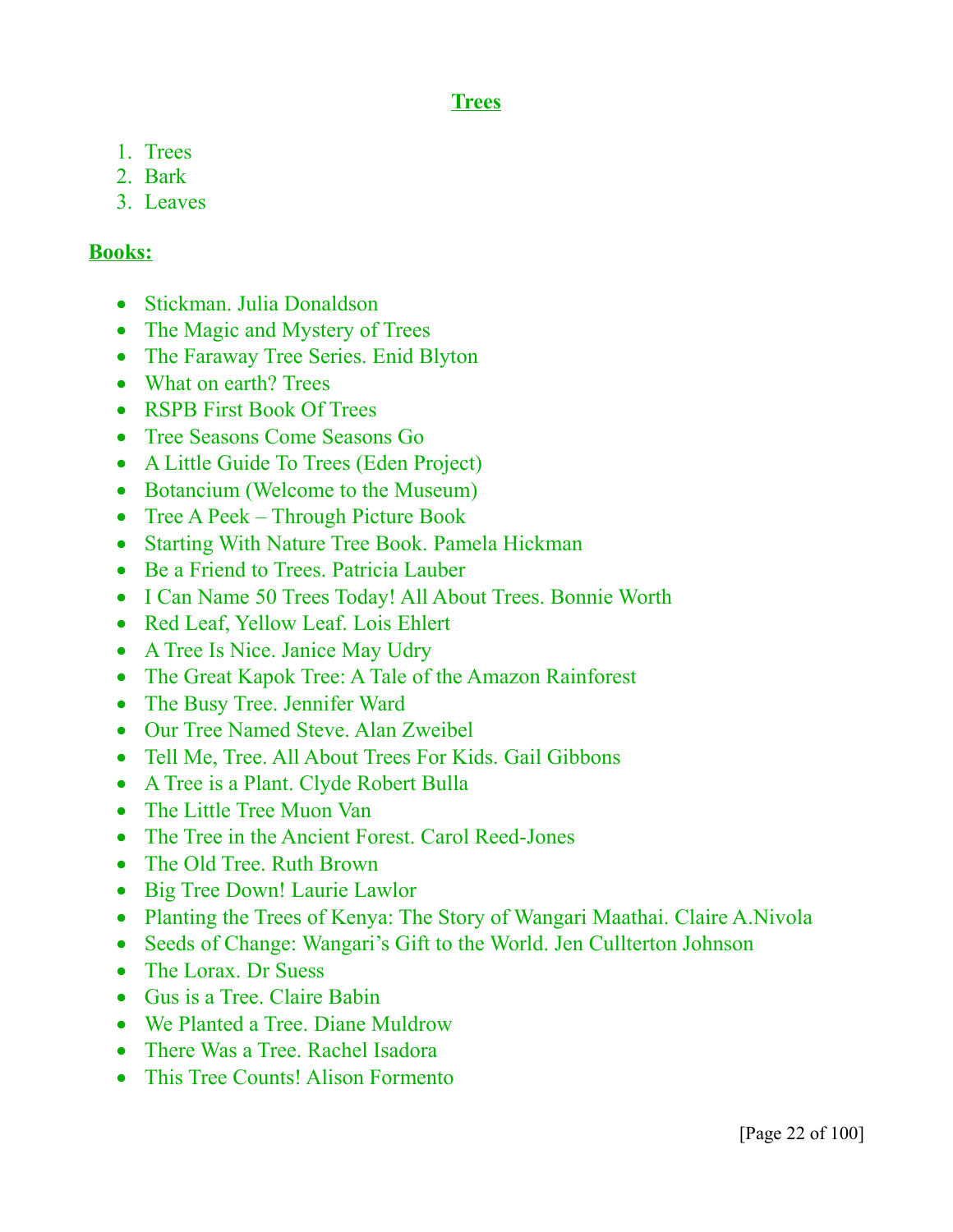# Trees

1. Trees
2. Bark
3. Leaves

## Books:

- Stickman. Julia Donaldson
- The Magic and Mystery of Trees
- The Faraway Tree Series. Enid Blyton
- What on earth? Trees
- RSPB First Book Of Trees
- Tree Seasons Come Seasons Go
- A Little Guide To Trees (Eden Project)
- Botancium (Welcome to the Museum)
- Tree A Peek – Through Picture Book
- Starting With Nature Tree Book. Pamela Hickman
- Be a Friend to Trees. Patricia Lauber
- I Can Name 50 Trees Today! All About Trees. Bonnie Worth
- Red Leaf, Yellow Leaf. Lois Ehlert
- A Tree Is Nice. Janice May Udry
- The Great Kapok Tree: A Tale of the Amazon Rainforest
- The Busy Tree. Jennifer Ward
- Our Tree Named Steve. Alan Zweibel
- Tell Me, Tree. All About Trees For Kids. Gail Gibbons
- A Tree is a Plant. Clyde Robert Bulla
- The Little Tree Muon Van
- The Tree in the Ancient Forest. Carol Reed-Jones
- The Old Tree. Ruth Brown
- Big Tree Down! Laurie Lawlor
- Planting the Trees of Kenya: The Story of Wangari Maathai. Claire A.Nivola
- Seeds of Change: Wangari's Gift to the World. Jen Cullterton Johnson
- The Lorax. Dr Suess
- Gus is a Tree. Claire Babin
- We Planted a Tree. Diane Muldrow
- There Was a Tree. Rachel Isadora
- This Tree Counts! Alison Formento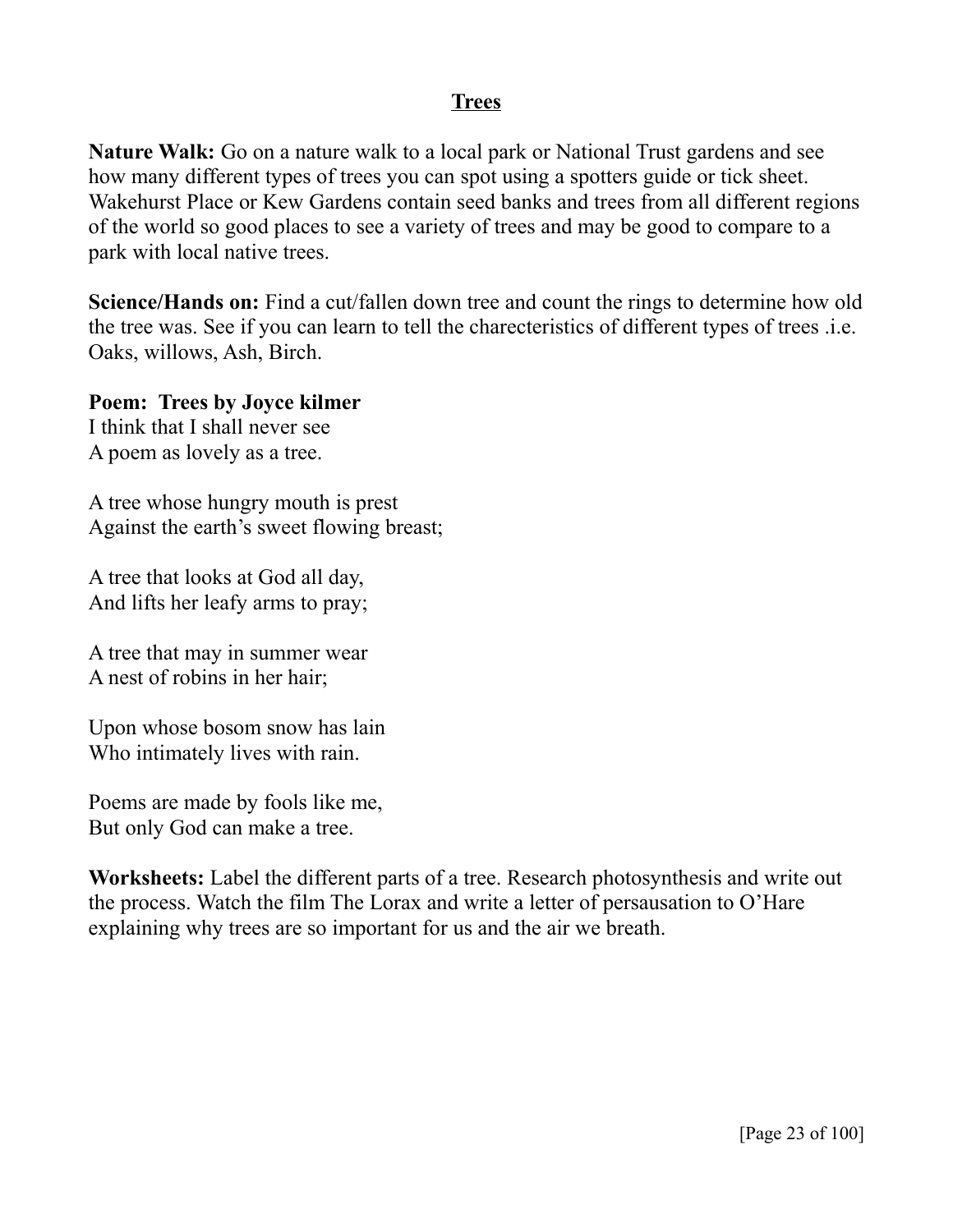## Trees

**Nature Walk:** Go on a nature walk to a local park or National Trust gardens and see how many different types of trees you can spot using a spotters guide or tick sheet. Wakehurst Place or Kew Gardens contain seed banks and trees from all different regions of the world so good places to see a variety of trees and may be good to compare to a park with local native trees.

**Science/Hands on:** Find a cut/fallen down tree and count the rings to determine how old the tree was. See if you can learn to tell the charecteristics of different types of trees .i.e. Oaks, willows, Ash, Birch.

**Poem: Trees by Joyce kilmer**
I think that I shall never see
A poem as lovely as a tree.

A tree whose hungry mouth is prest
Against the earth's sweet flowing breast;

A tree that looks at God all day,
And lifts her leafy arms to pray;

A tree that may in summer wear
A nest of robins in her hair;

Upon whose bosom snow has lain
Who intimately lives with rain.

Poems are made by fools like me,
But only God can make a tree.

**Worksheets:** Label the different parts of a tree. Research photosynthesis and write out the process. Watch the film The Lorax and write a letter of persausation to O'Hare explaining why trees are so important for us and the air we breath.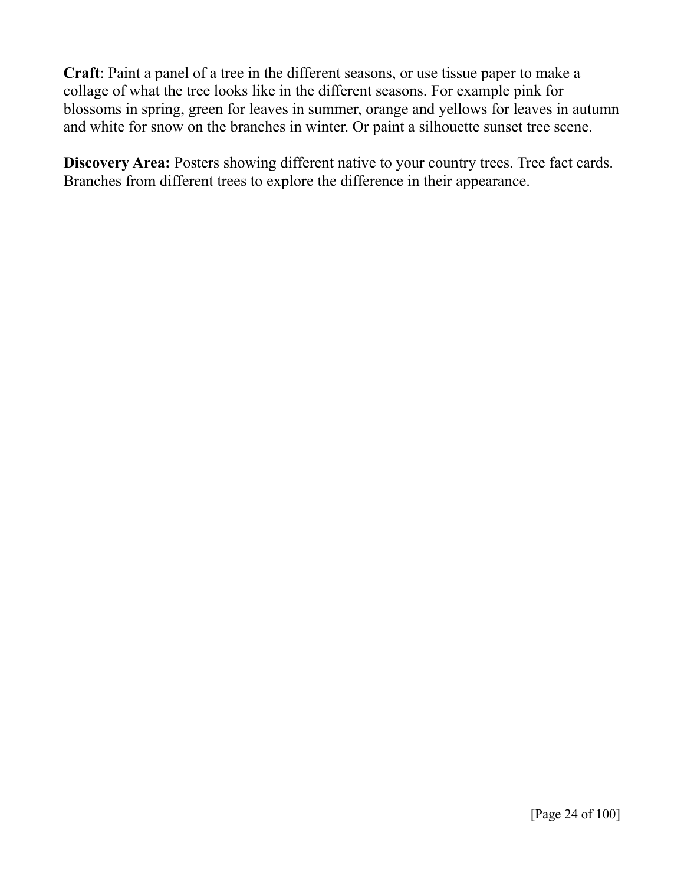**Craft**: Paint a panel of a tree in the different seasons, or use tissue paper to make a collage of what the tree looks like in the different seasons. For example pink for blossoms in spring, green for leaves in summer, orange and yellows for leaves in autumn and white for snow on the branches in winter. Or paint a silhouette sunset tree scene.

**Discovery Area:** Posters showing different native to your country trees. Tree fact cards. Branches from different trees to explore the difference in their appearance.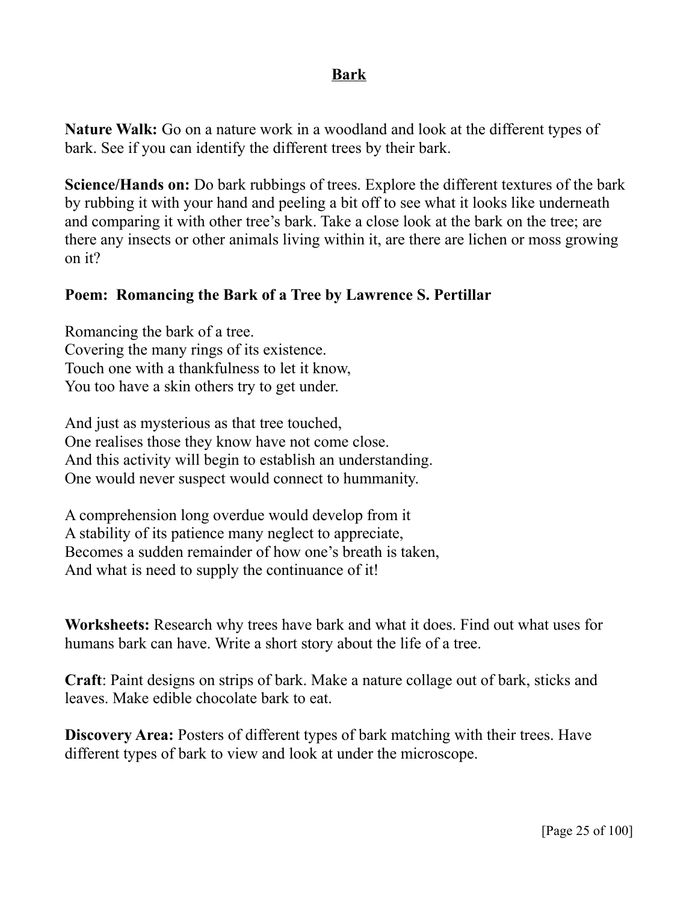# Bark

**Nature Walk:** Go on a nature work in a woodland and look at the different types of bark. See if you can identify the different trees by their bark.

**Science/Hands on:** Do bark rubbings of trees. Explore the different textures of the bark by rubbing it with your hand and peeling a bit off to see what it looks like underneath and comparing it with other tree's bark. Take a close look at the bark on the tree; are there any insects or other animals living within it, are there are lichen or moss growing on it?

**Poem: Romancing the Bark of a Tree by Lawrence S. Pertillar**

Romancing the bark of a tree.
Covering the many rings of its existence.
Touch one with a thankfulness to let it know,
You too have a skin others try to get under.

And just as mysterious as that tree touched,
One realises those they know have not come close.
And this activity will begin to establish an understanding.
One would never suspect would connect to hummanity.

A comprehension long overdue would develop from it
A stability of its patience many neglect to appreciate,
Becomes a sudden remainder of how one's breath is taken,
And what is need to supply the continuance of it!

**Worksheets:** Research why trees have bark and what it does. Find out what uses for humans bark can have. Write a short story about the life of a tree.

**Craft**: Paint designs on strips of bark. Make a nature collage out of bark, sticks and leaves. Make edible chocolate bark to eat.

**Discovery Area:** Posters of different types of bark matching with their trees. Have different types of bark to view and look at under the microscope.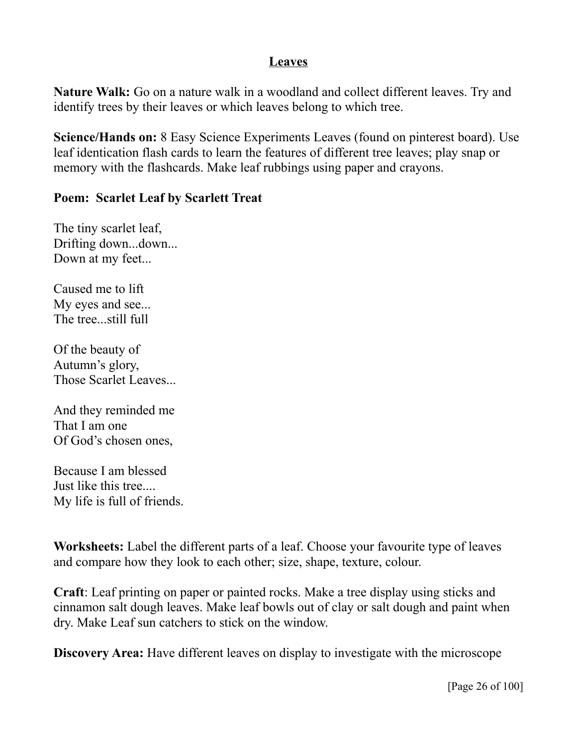# Leaves

**Nature Walk:** Go on a nature walk in a woodland and collect different leaves. Try and identify trees by their leaves or which leaves belong to which tree.

**Science/Hands on:** 8 Easy Science Experiments Leaves (found on pinterest board). Use leaf identication flash cards to learn the features of different tree leaves; play snap or memory with the flashcards. Make leaf rubbings using paper and crayons.

**Poem: Scarlet Leaf by Scarlett Treat**

The tiny scarlet leaf,
Drifting down...down...
Down at my feet...

Caused me to lift
My eyes and see...
The tree...still full

Of the beauty of
Autumn's glory,
Those Scarlet Leaves...

And they reminded me
That I am one
Of God's chosen ones,

Because I am blessed
Just like this tree....
My life is full of friends.

**Worksheets:** Label the different parts of a leaf. Choose your favourite type of leaves and compare how they look to each other; size, shape, texture, colour.

**Craft**: Leaf printing on paper or painted rocks. Make a tree display using sticks and cinnamon salt dough leaves. Make leaf bowls out of clay or salt dough and paint when dry. Make Leaf sun catchers to stick on the window.

**Discovery Area:** Have different leaves on display to investigate with the microscope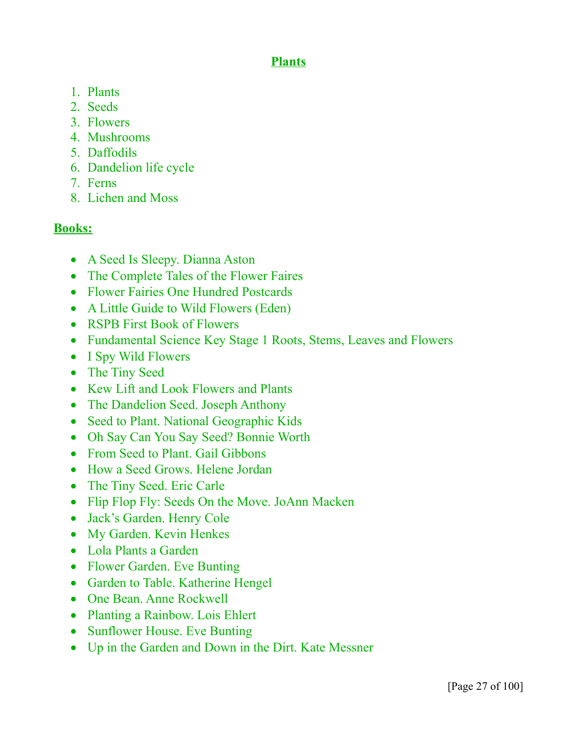# Plants

1. Plants
2. Seeds
3. Flowers
4. Mushrooms
5. Daffodils
6. Dandelion life cycle
7. Ferns
8. Lichen and Moss

## Books:

- A Seed Is Sleepy. Dianna Aston
- The Complete Tales of the Flower Faires
- Flower Fairies One Hundred Postcards
- A Little Guide to Wild Flowers (Eden)
- RSPB First Book of Flowers
- Fundamental Science Key Stage 1 Roots, Stems, Leaves and Flowers
- I Spy Wild Flowers
- The Tiny Seed
- Kew Lift and Look Flowers and Plants
- The Dandelion Seed. Joseph Anthony
- Seed to Plant. National Geographic Kids
- Oh Say Can You Say Seed? Bonnie Worth
- From Seed to Plant. Gail Gibbons
- How a Seed Grows. Helene Jordan
- The Tiny Seed. Eric Carle
- Flip Flop Fly: Seeds On the Move. JoAnn Macken
- Jack's Garden. Henry Cole
- My Garden. Kevin Henkes
- Lola Plants a Garden
- Flower Garden. Eve Bunting
- Garden to Table. Katherine Hengel
- One Bean. Anne Rockwell
- Planting a Rainbow. Lois Ehlert
- Sunflower House. Eve Bunting
- Up in the Garden and Down in the Dirt. Kate Messner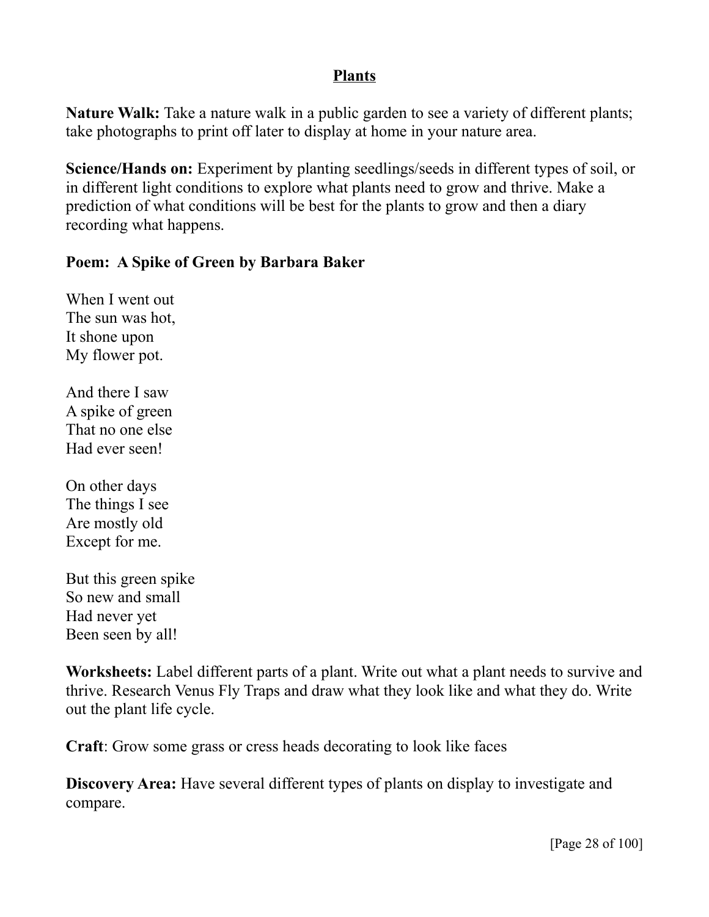# Plants

**Nature Walk:** Take a nature walk in a public garden to see a variety of different plants; take photographs to print off later to display at home in your nature area.

**Science/Hands on:** Experiment by planting seedlings/seeds in different types of soil, or in different light conditions to explore what plants need to grow and thrive. Make a prediction of what conditions will be best for the plants to grow and then a diary recording what happens.

**Poem: A Spike of Green by Barbara Baker**

When I went out
The sun was hot,
It shone upon
My flower pot.

And there I saw
A spike of green
That no one else
Had ever seen!

On other days
The things I see
Are mostly old
Except for me.

But this green spike
So new and small
Had never yet
Been seen by all!

**Worksheets:** Label different parts of a plant. Write out what a plant needs to survive and thrive. Research Venus Fly Traps and draw what they look like and what they do. Write out the plant life cycle.

**Craft**: Grow some grass or cress heads decorating to look like faces

**Discovery Area:** Have several different types of plants on display to investigate and compare.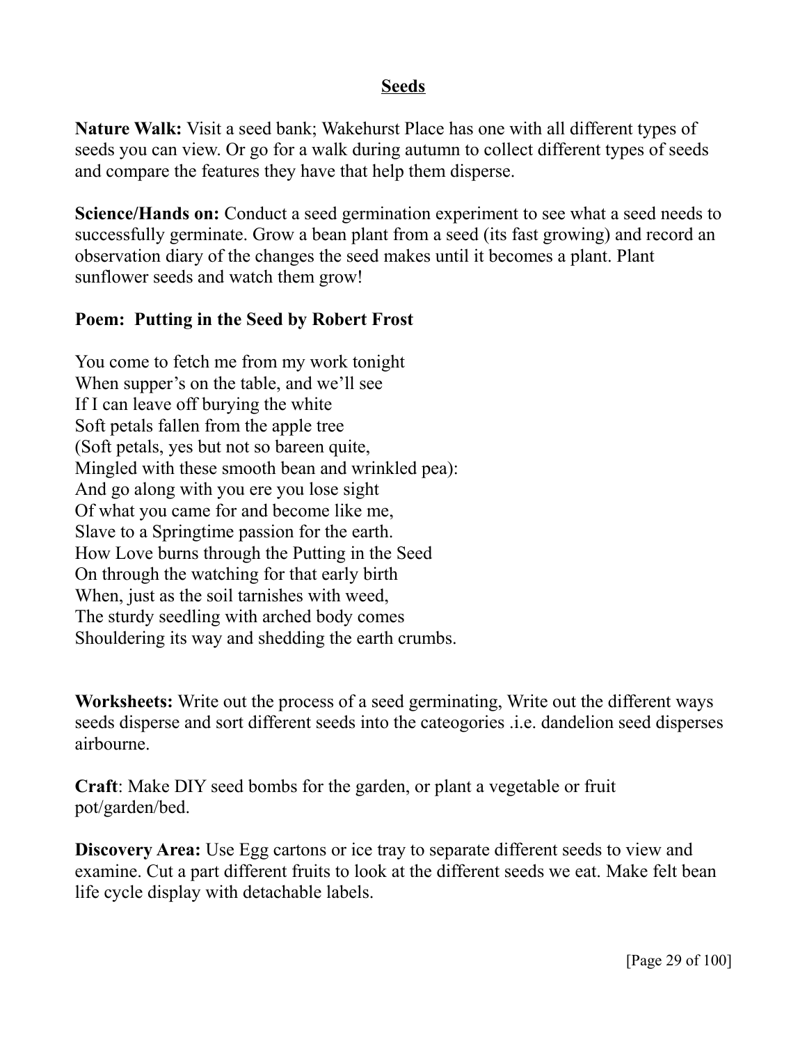## Seeds

**Nature Walk:** Visit a seed bank; Wakehurst Place has one with all different types of seeds you can view. Or go for a walk during autumn to collect different types of seeds and compare the features they have that help them disperse.

**Science/Hands on:** Conduct a seed germination experiment to see what a seed needs to successfully germinate. Grow a bean plant from a seed (its fast growing) and record an observation diary of the changes the seed makes until it becomes a plant. Plant sunflower seeds and watch them grow!

**Poem: Putting in the Seed by Robert Frost**

You come to fetch me from my work tonight
When supper's on the table, and we'll see
If I can leave off burying the white
Soft petals fallen from the apple tree
(Soft petals, yes but not so bareen quite,
Mingled with these smooth bean and wrinkled pea):
And go along with you ere you lose sight
Of what you came for and become like me,
Slave to a Springtime passion for the earth.
How Love burns through the Putting in the Seed
On through the watching for that early birth
When, just as the soil tarnishes with weed,
The sturdy seedling with arched body comes
Shouldering its way and shedding the earth crumbs.

**Worksheets:** Write out the process of a seed germinating, Write out the different ways seeds disperse and sort different seeds into the cateogories .i.e. dandelion seed disperses airbourne.

**Craft**: Make DIY seed bombs for the garden, or plant a vegetable or fruit pot/garden/bed.

**Discovery Area:** Use Egg cartons or ice tray to separate different seeds to view and examine. Cut a part different fruits to look at the different seeds we eat. Make felt bean life cycle display with detachable labels.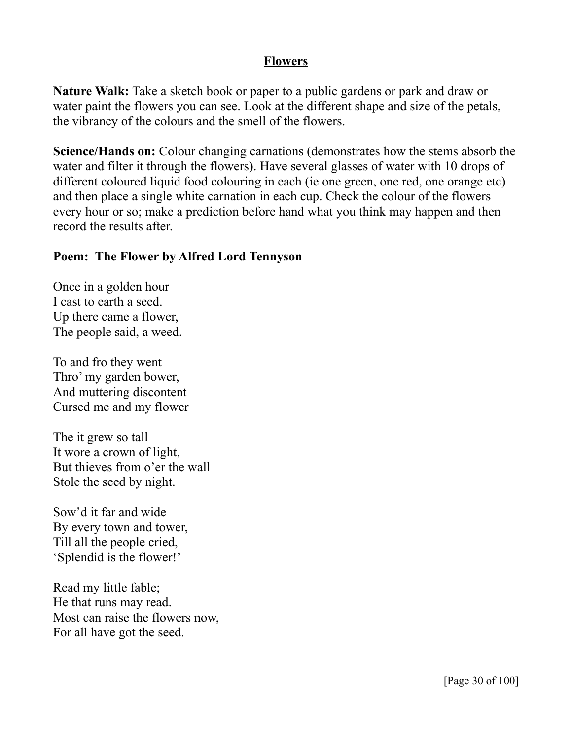# Flowers

**Nature Walk:** Take a sketch book or paper to a public gardens or park and draw or water paint the flowers you can see. Look at the different shape and size of the petals, the vibrancy of the colours and the smell of the flowers.

**Science/Hands on:** Colour changing carnations (demonstrates how the stems absorb the water and filter it through the flowers). Have several glasses of water with 10 drops of different coloured liquid food colouring in each (ie one green, one red, one orange etc) and then place a single white carnation in each cup. Check the colour of the flowers every hour or so; make a prediction before hand what you think may happen and then record the results after.

**Poem: The Flower by Alfred Lord Tennyson**

Once in a golden hour  
I cast to earth a seed.  
Up there came a flower,  
The people said, a weed.

To and fro they went  
Thro' my garden bower,  
And muttering discontent  
Cursed me and my flower

The it grew so tall  
It wore a crown of light,  
But thieves from o'er the wall  
Stole the seed by night.

Sow'd it far and wide  
By every town and tower,  
Till all the people cried,  
'Splendid is the flower!'

Read my little fable;  
He that runs may read.  
Most can raise the flowers now,  
For all have got the seed.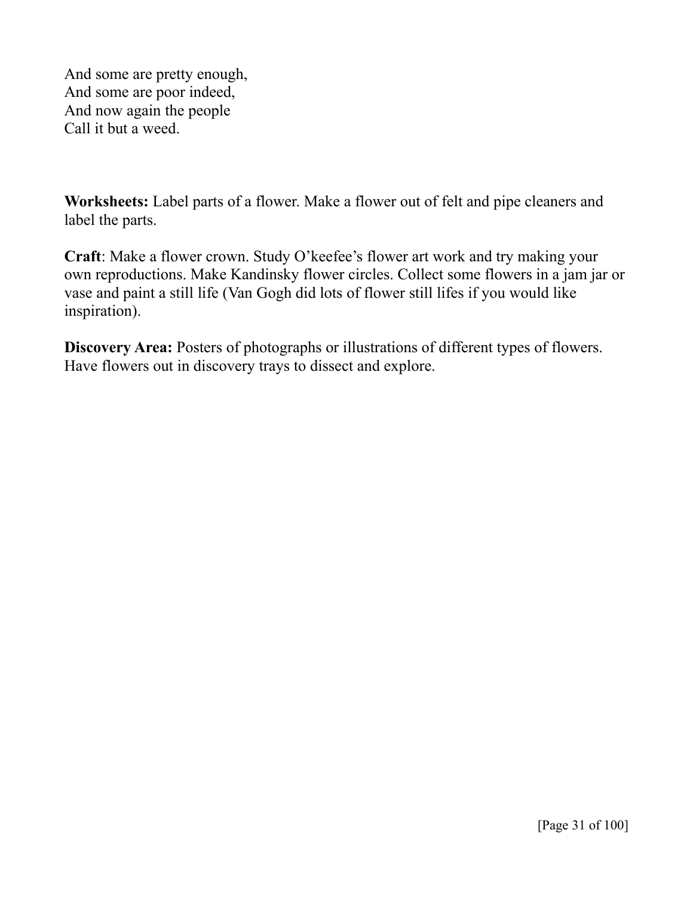And some are pretty enough,  
And some are poor indeed,  
And now again the people  
Call it but a weed.

**Worksheets:** Label parts of a flower. Make a flower out of felt and pipe cleaners and label the parts.

**Craft**: Make a flower crown. Study O'keefee's flower art work and try making your own reproductions. Make Kandinsky flower circles. Collect some flowers in a jam jar or vase and paint a still life (Van Gogh did lots of flower still lifes if you would like inspiration).

**Discovery Area:** Posters of photographs or illustrations of different types of flowers. Have flowers out in discovery trays to dissect and explore.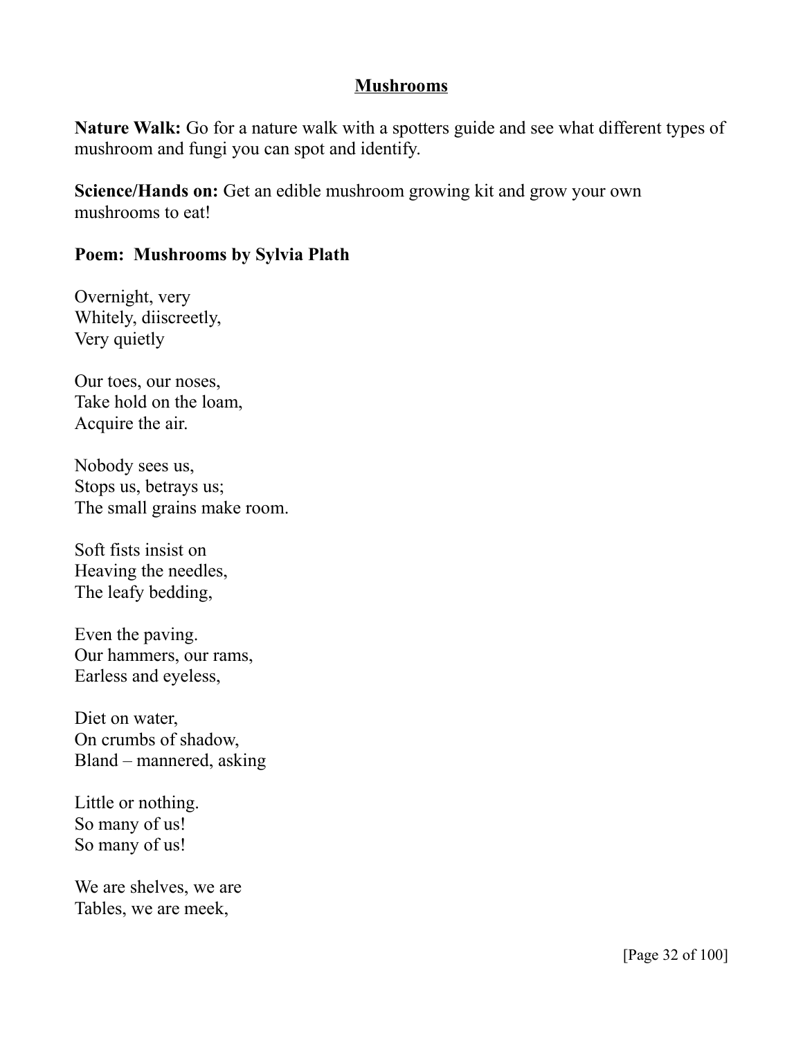## Mushrooms

**Nature Walk:** Go for a nature walk with a spotters guide and see what different types of mushroom and fungi you can spot and identify.

**Science/Hands on:** Get an edible mushroom growing kit and grow your own mushrooms to eat!

### Poem: Mushrooms by Sylvia Plath

Overnight, very  
Whitely, diiscreetly,  
Very quietly

Our toes, our noses,  
Take hold on the loam,  
Acquire the air.

Nobody sees us,  
Stops us, betrays us;  
The small grains make room.

Soft fists insist on  
Heaving the needles,  
The leafy bedding,

Even the paving.  
Our hammers, our rams,  
Earless and eyeless,

Diet on water,  
On crumbs of shadow,  
Bland – mannered, asking

Little or nothing.  
So many of us!  
So many of us!

We are shelves, we are  
Tables, we are meek,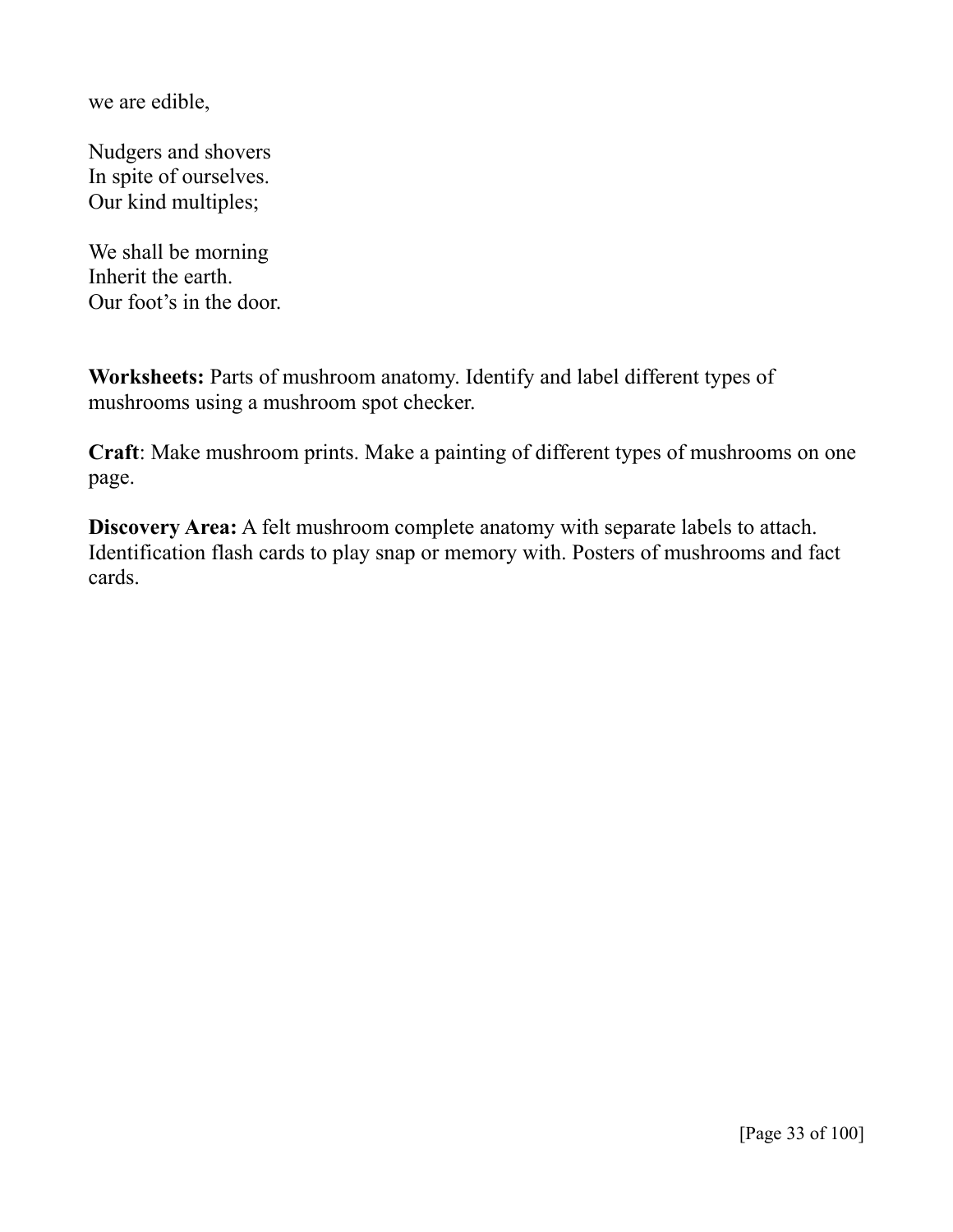we are edible,

Nudgers and shovers  
In spite of ourselves.  
Our kind multiples;

We shall be morning  
Inherit the earth.  
Our foot's in the door.

**Worksheets:** Parts of mushroom anatomy. Identify and label different types of mushrooms using a mushroom spot checker.

**Craft**: Make mushroom prints. Make a painting of different types of mushrooms on one page.

**Discovery Area:** A felt mushroom complete anatomy with separate labels to attach. Identification flash cards to play snap or memory with. Posters of mushrooms and fact cards.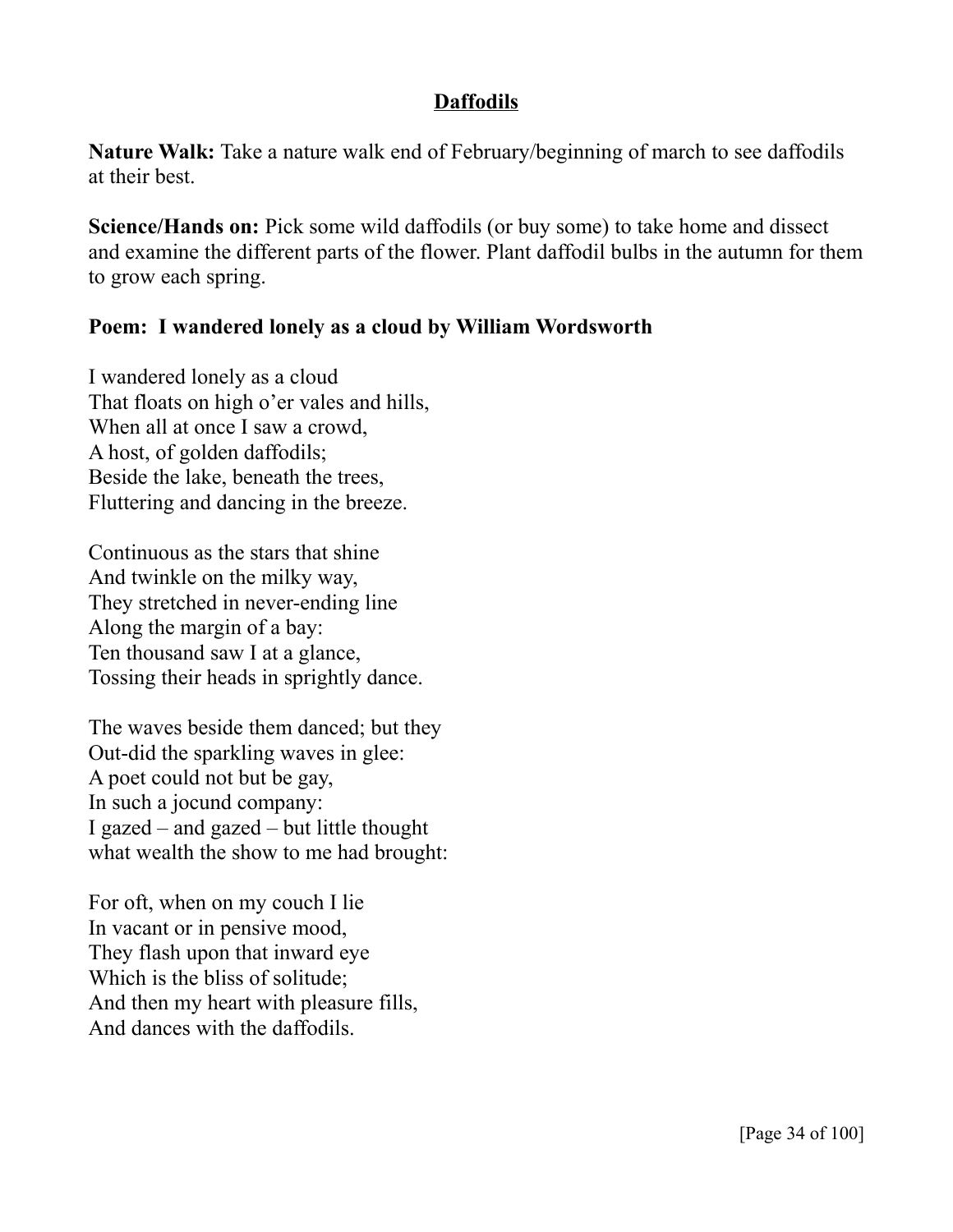## Daffodils

**Nature Walk:** Take a nature walk end of February/beginning of march to see daffodils at their best.

**Science/Hands on:** Pick some wild daffodils (or buy some) to take home and dissect and examine the different parts of the flower. Plant daffodil bulbs in the autumn for them to grow each spring.

**Poem: I wandered lonely as a cloud by William Wordsworth**

I wandered lonely as a cloud  
That floats on high o'er vales and hills,  
When all at once I saw a crowd,  
A host, of golden daffodils;  
Beside the lake, beneath the trees,  
Fluttering and dancing in the breeze.

Continuous as the stars that shine  
And twinkle on the milky way,  
They stretched in never-ending line  
Along the margin of a bay:  
Ten thousand saw I at a glance,  
Tossing their heads in sprightly dance.

The waves beside them danced; but they  
Out-did the sparkling waves in glee:  
A poet could not but be gay,  
In such a jocund company:  
I gazed – and gazed – but little thought  
what wealth the show to me had brought:

For oft, when on my couch I lie  
In vacant or in pensive mood,  
They flash upon that inward eye  
Which is the bliss of solitude;  
And then my heart with pleasure fills,  
And dances with the daffodils.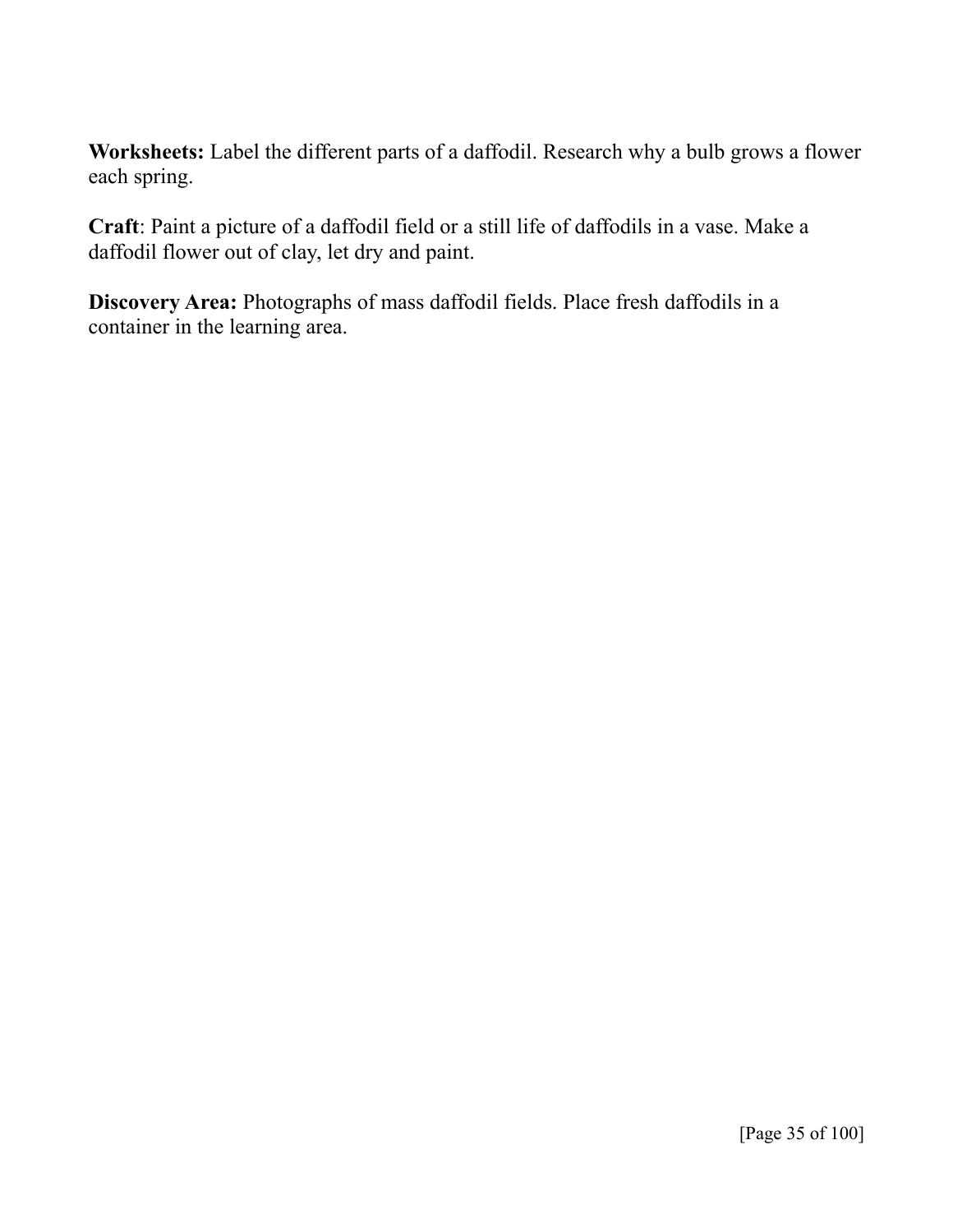**Worksheets:** Label the different parts of a daffodil. Research why a bulb grows a flower each spring.

**Craft**: Paint a picture of a daffodil field or a still life of daffodils in a vase. Make a daffodil flower out of clay, let dry and paint.

**Discovery Area:** Photographs of mass daffodil fields. Place fresh daffodils in a container in the learning area.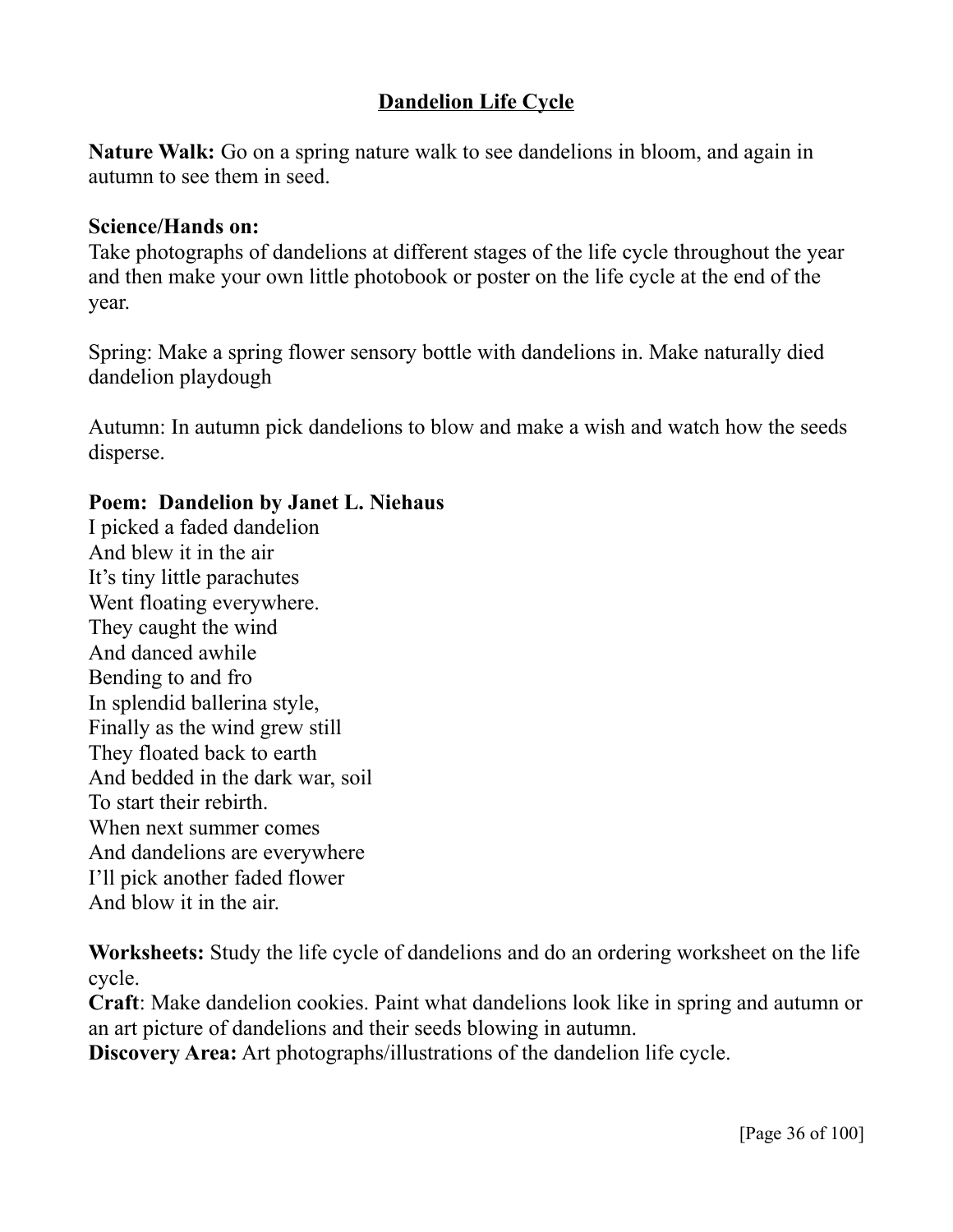# Dandelion Life Cycle

**Nature Walk:** Go on a spring nature walk to see dandelions in bloom, and again in autumn to see them in seed.

**Science/Hands on:**
Take photographs of dandelions at different stages of the life cycle throughout the year and then make your own little photobook or poster on the life cycle at the end of the year.

Spring: Make a spring flower sensory bottle with dandelions in. Make naturally died dandelion playdough

Autumn: In autumn pick dandelions to blow and make a wish and watch how the seeds disperse.

**Poem: Dandelion by Janet L. Niehaus**
I picked a faded dandelion
And blew it in the air
It's tiny little parachutes
Went floating everywhere.
They caught the wind
And danced awhile
Bending to and fro
In splendid ballerina style,
Finally as the wind grew still
They floated back to earth
And bedded in the dark war, soil
To start their rebirth.
When next summer comes
And dandelions are everywhere
I'll pick another faded flower
And blow it in the air.

**Worksheets:** Study the life cycle of dandelions and do an ordering worksheet on the life cycle.
**Craft**: Make dandelion cookies. Paint what dandelions look like in spring and autumn or an art picture of dandelions and their seeds blowing in autumn.
**Discovery Area:** Art photographs/illustrations of the dandelion life cycle.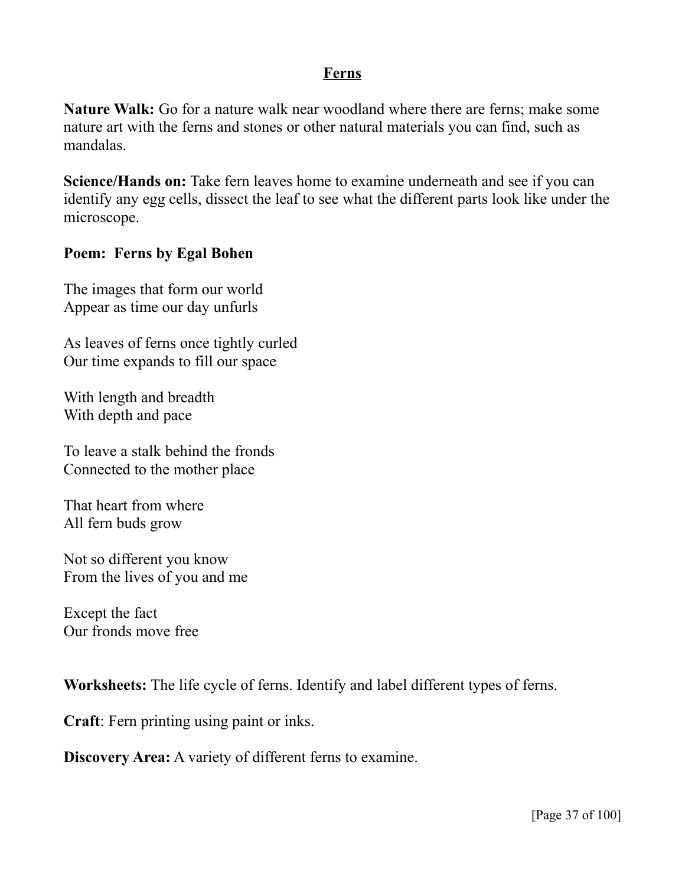# Ferns

**Nature Walk:** Go for a nature walk near woodland where there are ferns; make some nature art with the ferns and stones or other natural materials you can find, such as mandalas.

**Science/Hands on:** Take fern leaves home to examine underneath and see if you can identify any egg cells, dissect the leaf to see what the different parts look like under the microscope.

**Poem: Ferns by Egal Bohen**

The images that form our world  
Appear as time our day unfurls

As leaves of ferns once tightly curled  
Our time expands to fill our space

With length and breadth  
With depth and pace

To leave a stalk behind the fronds  
Connected to the mother place

That heart from where  
All fern buds grow

Not so different you know  
From the lives of you and me

Except the fact  
Our fronds move free

**Worksheets:** The life cycle of ferns. Identify and label different types of ferns.

**Craft**: Fern printing using paint or inks.

**Discovery Area:** A variety of different ferns to examine.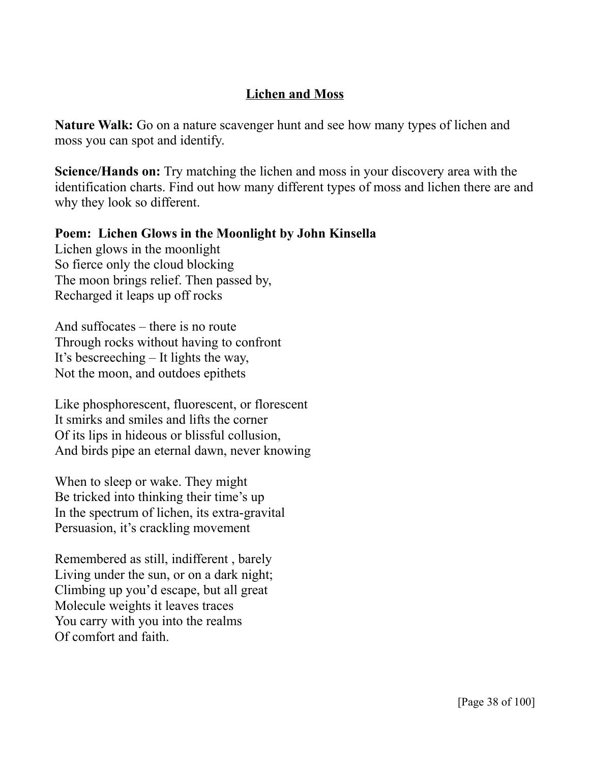## Lichen and Moss

**Nature Walk:** Go on a nature scavenger hunt and see how many types of lichen and moss you can spot and identify.

**Science/Hands on:** Try matching the lichen and moss in your discovery area with the identification charts. Find out how many different types of moss and lichen there are and why they look so different.

**Poem: Lichen Glows in the Moonlight by John Kinsella**

Lichen glows in the moonlight
So fierce only the cloud blocking
The moon brings relief. Then passed by,
Recharged it leaps up off rocks

And suffocates – there is no route
Through rocks without having to confront
It's bescreeching – It lights the way,
Not the moon, and outdoes epithets

Like phosphorescent, fluorescent, or florescent
It smirks and smiles and lifts the corner
Of its lips in hideous or blissful collusion,
And birds pipe an eternal dawn, never knowing

When to sleep or wake. They might
Be tricked into thinking their time's up
In the spectrum of lichen, its extra-gravital
Persuasion, it's crackling movement

Remembered as still, indifferent , barely
Living under the sun, or on a dark night;
Climbing up you'd escape, but all great
Molecule weights it leaves traces
You carry with you into the realms
Of comfort and faith.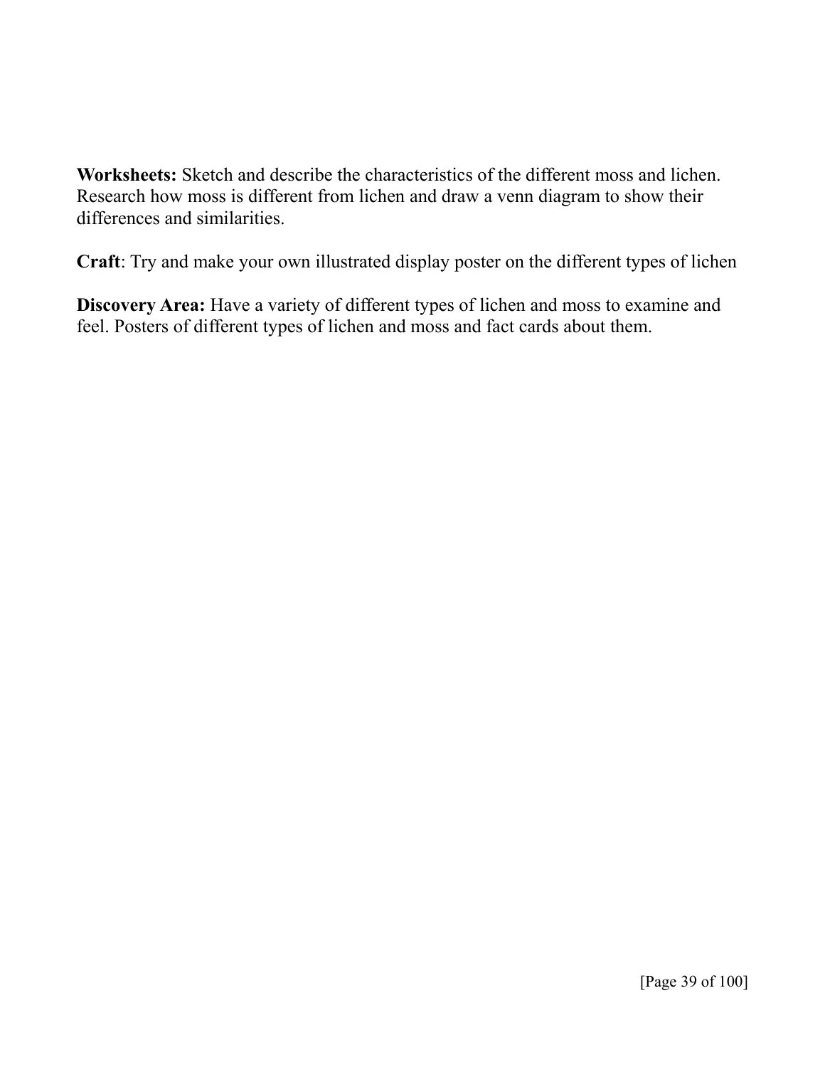**Worksheets:** Sketch and describe the characteristics of the different moss and lichen. Research how moss is different from lichen and draw a venn diagram to show their differences and similarities.

**Craft**: Try and make your own illustrated display poster on the different types of lichen

**Discovery Area:** Have a variety of different types of lichen and moss to examine and feel. Posters of different types of lichen and moss and fact cards about them.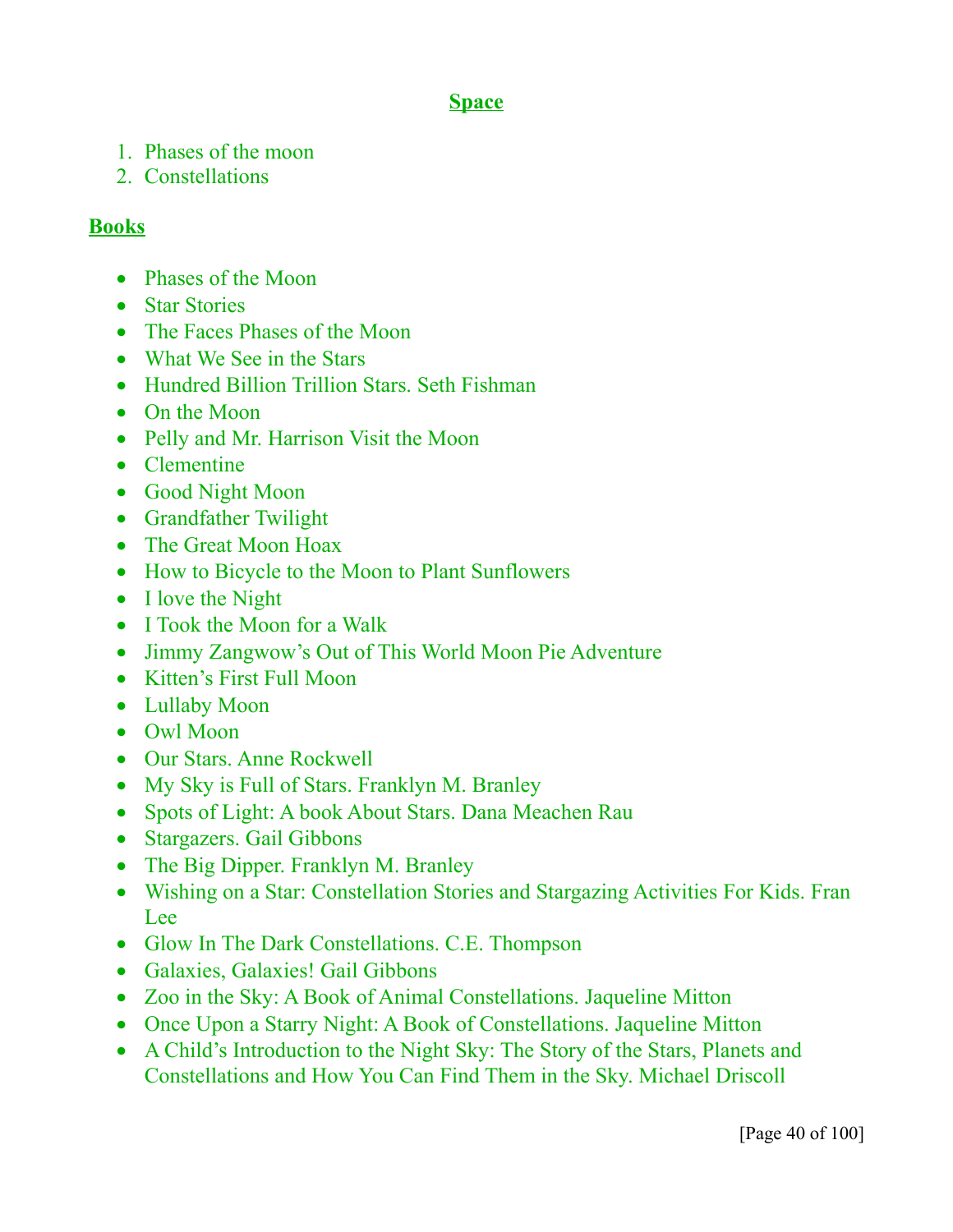## Space

1. Phases of the moon
2. Constellations

## Books

- Phases of the Moon
- Star Stories
- The Faces Phases of the Moon
- What We See in the Stars
- Hundred Billion Trillion Stars. Seth Fishman
- On the Moon
- Pelly and Mr. Harrison Visit the Moon
- Clementine
- Good Night Moon
- Grandfather Twilight
- The Great Moon Hoax
- How to Bicycle to the Moon to Plant Sunflowers
- I love the Night
- I Took the Moon for a Walk
- Jimmy Zangwow's Out of This World Moon Pie Adventure
- Kitten's First Full Moon
- Lullaby Moon
- Owl Moon
- Our Stars. Anne Rockwell
- My Sky is Full of Stars. Franklyn M. Branley
- Spots of Light: A book About Stars. Dana Meachen Rau
- Stargazers. Gail Gibbons
- The Big Dipper. Franklyn M. Branley
- Wishing on a Star: Constellation Stories and Stargazing Activities For Kids. Fran Lee
- Glow In The Dark Constellations. C.E. Thompson
- Galaxies, Galaxies! Gail Gibbons
- Zoo in the Sky: A Book of Animal Constellations. Jaqueline Mitton
- Once Upon a Starry Night: A Book of Constellations. Jaqueline Mitton
- A Child's Introduction to the Night Sky: The Story of the Stars, Planets and Constellations and How You Can Find Them in the Sky. Michael Driscoll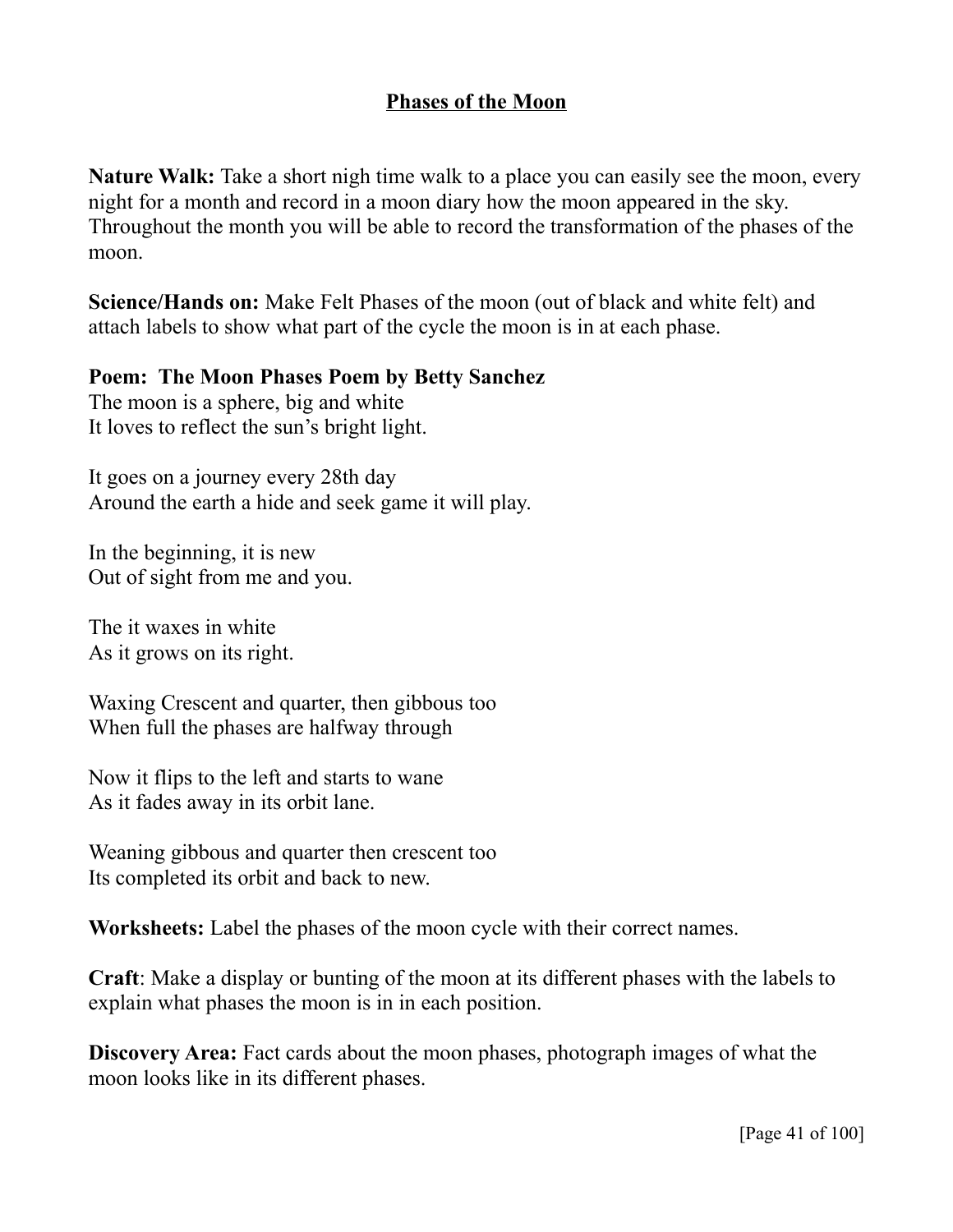# Phases of the Moon

**Nature Walk:** Take a short nigh time walk to a place you can easily see the moon, every night for a month and record in a moon diary how the moon appeared in the sky. Throughout the month you will be able to record the transformation of the phases of the moon.

**Science/Hands on:** Make Felt Phases of the moon (out of black and white felt) and attach labels to show what part of the cycle the moon is in at each phase.

**Poem: The Moon Phases Poem by Betty Sanchez**

The moon is a sphere, big and white
It loves to reflect the sun's bright light.

It goes on a journey every 28th day
Around the earth a hide and seek game it will play.

In the beginning, it is new
Out of sight from me and you.

The it waxes in white
As it grows on its right.

Waxing Crescent and quarter, then gibbous too
When full the phases are halfway through

Now it flips to the left and starts to wane
As it fades away in its orbit lane.

Weaning gibbous and quarter then crescent too
Its completed its orbit and back to new.

**Worksheets:** Label the phases of the moon cycle with their correct names.

**Craft**: Make a display or bunting of the moon at its different phases with the labels to explain what phases the moon is in in each position.

**Discovery Area:** Fact cards about the moon phases, photograph images of what the moon looks like in its different phases.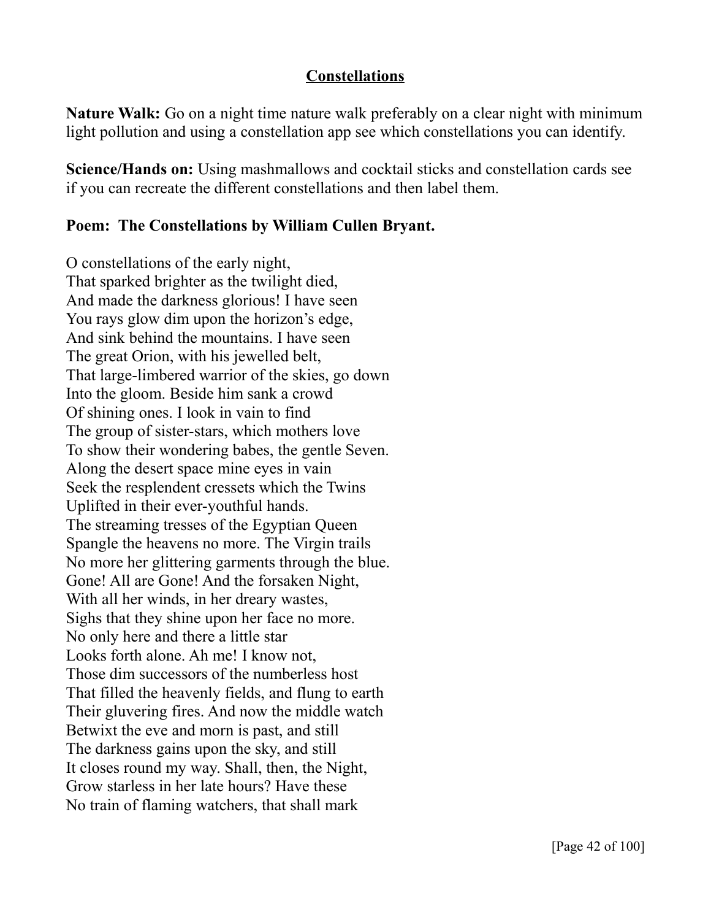## Constellations

**Nature Walk:** Go on a night time nature walk preferably on a clear night with minimum light pollution and using a constellation app see which constellations you can identify.

**Science/Hands on:** Using mashmallows and cocktail sticks and constellation cards see if you can recreate the different constellations and then label them.

**Poem: The Constellations by William Cullen Bryant.**

O constellations of the early night,  
That sparked brighter as the twilight died,  
And made the darkness glorious! I have seen  
You rays glow dim upon the horizon's edge,  
And sink behind the mountains. I have seen  
The great Orion, with his jewelled belt,  
That large-limbered warrior of the skies, go down  
Into the gloom. Beside him sank a crowd  
Of shining ones. I look in vain to find  
The group of sister-stars, which mothers love  
To show their wondering babes, the gentle Seven.  
Along the desert space mine eyes in vain  
Seek the resplendent cressets which the Twins  
Uplifted in their ever-youthful hands.  
The streaming tresses of the Egyptian Queen  
Spangle the heavens no more. The Virgin trails  
No more her glittering garments through the blue.  
Gone! All are Gone! And the forsaken Night,  
With all her winds, in her dreary wastes,  
Sighs that they shine upon her face no more.  
No only here and there a little star  
Looks forth alone. Ah me! I know not,  
Those dim successors of the numberless host  
That filled the heavenly fields, and flung to earth  
Their gluvering fires. And now the middle watch  
Betwixt the eve and morn is past, and still  
The darkness gains upon the sky, and still  
It closes round my way. Shall, then, the Night,  
Grow starless in her late hours? Have these  
No train of flaming watchers, that shall mark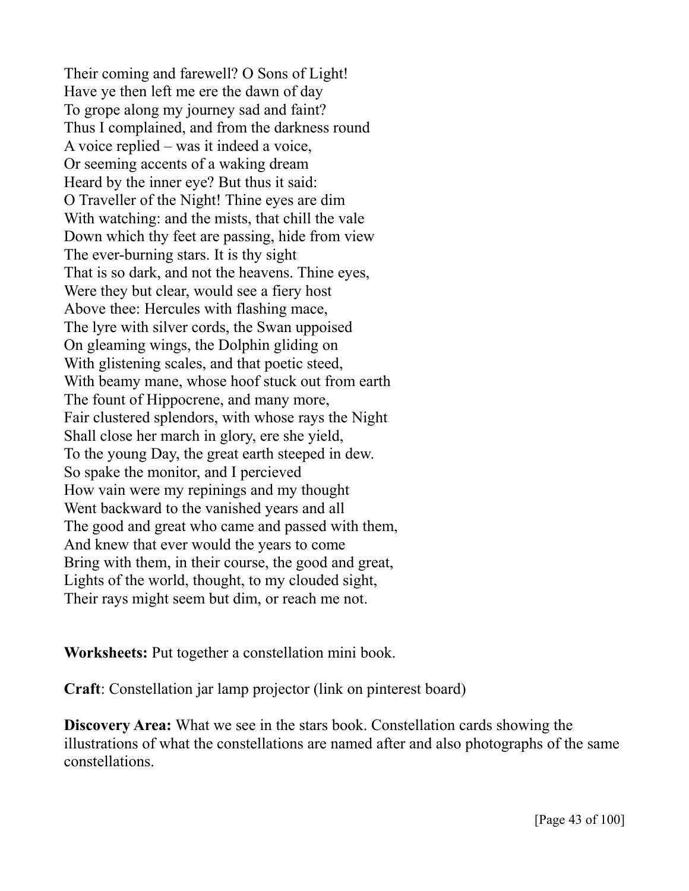Their coming and farewell? O Sons of Light!
Have ye then left me ere the dawn of day
To grope along my journey sad and faint?
Thus I complained, and from the darkness round
A voice replied – was it indeed a voice,
Or seeming accents of a waking dream
Heard by the inner eye? But thus it said:
O Traveller of the Night! Thine eyes are dim
With watching: and the mists, that chill the vale
Down which thy feet are passing, hide from view
The ever-burning stars. It is thy sight
That is so dark, and not the heavens. Thine eyes,
Were they but clear, would see a fiery host
Above thee: Hercules with flashing mace,
The lyre with silver cords, the Swan uppoised
On gleaming wings, the Dolphin gliding on
With glistening scales, and that poetic steed,
With beamy mane, whose hoof stuck out from earth
The fount of Hippocrene, and many more,
Fair clustered splendors, with whose rays the Night
Shall close her march in glory, ere she yield,
To the young Day, the great earth steeped in dew.
So spake the monitor, and I percieved
How vain were my repinings and my thought
Went backward to the vanished years and all
The good and great who came and passed with them,
And knew that ever would the years to come
Bring with them, in their course, the good and great,
Lights of the world, thought, to my clouded sight,
Their rays might seem but dim, or reach me not.

**Worksheets:** Put together a constellation mini book.

**Craft**: Constellation jar lamp projector (link on pinterest board)

**Discovery Area:** What we see in the stars book. Constellation cards showing the illustrations of what the constellations are named after and also photographs of the same constellations.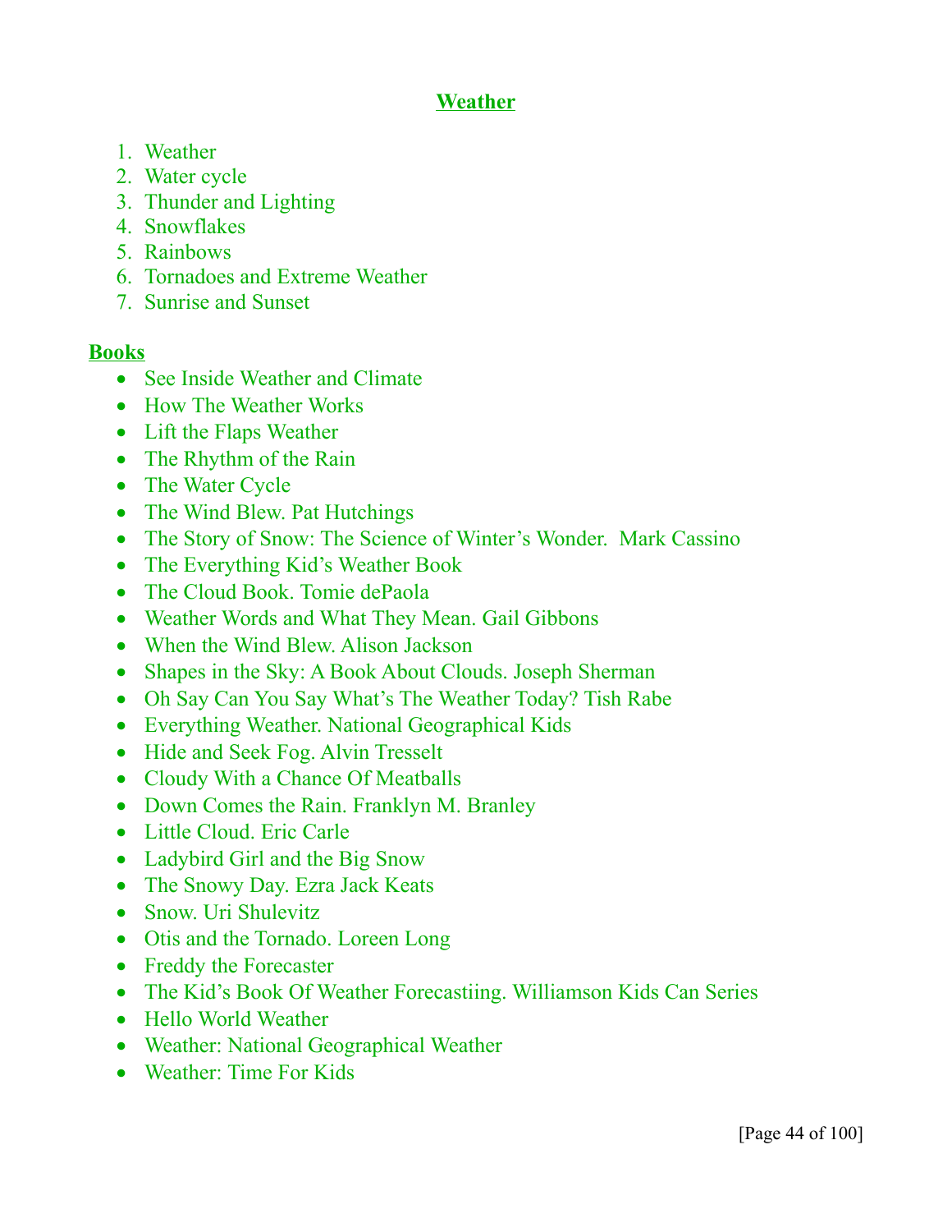# Weather

1. Weather
2. Water cycle
3. Thunder and Lighting
4. Snowflakes
5. Rainbows
6. Tornadoes and Extreme Weather
7. Sunrise and Sunset

## Books

- See Inside Weather and Climate
- How The Weather Works
- Lift the Flaps Weather
- The Rhythm of the Rain
- The Water Cycle
- The Wind Blew. Pat Hutchings
- The Story of Snow: The Science of Winter's Wonder. Mark Cassino
- The Everything Kid's Weather Book
- The Cloud Book. Tomie dePaola
- Weather Words and What They Mean. Gail Gibbons
- When the Wind Blew. Alison Jackson
- Shapes in the Sky: A Book About Clouds. Joseph Sherman
- Oh Say Can You Say What's The Weather Today? Tish Rabe
- Everything Weather. National Geographical Kids
- Hide and Seek Fog. Alvin Tresselt
- Cloudy With a Chance Of Meatballs
- Down Comes the Rain. Franklyn M. Branley
- Little Cloud. Eric Carle
- Ladybird Girl and the Big Snow
- The Snowy Day. Ezra Jack Keats
- Snow. Uri Shulevitz
- Otis and the Tornado. Loreen Long
- Freddy the Forecaster
- The Kid's Book Of Weather Forecastiing. Williamson Kids Can Series
- Hello World Weather
- Weather: National Geographical Weather
- Weather: Time For Kids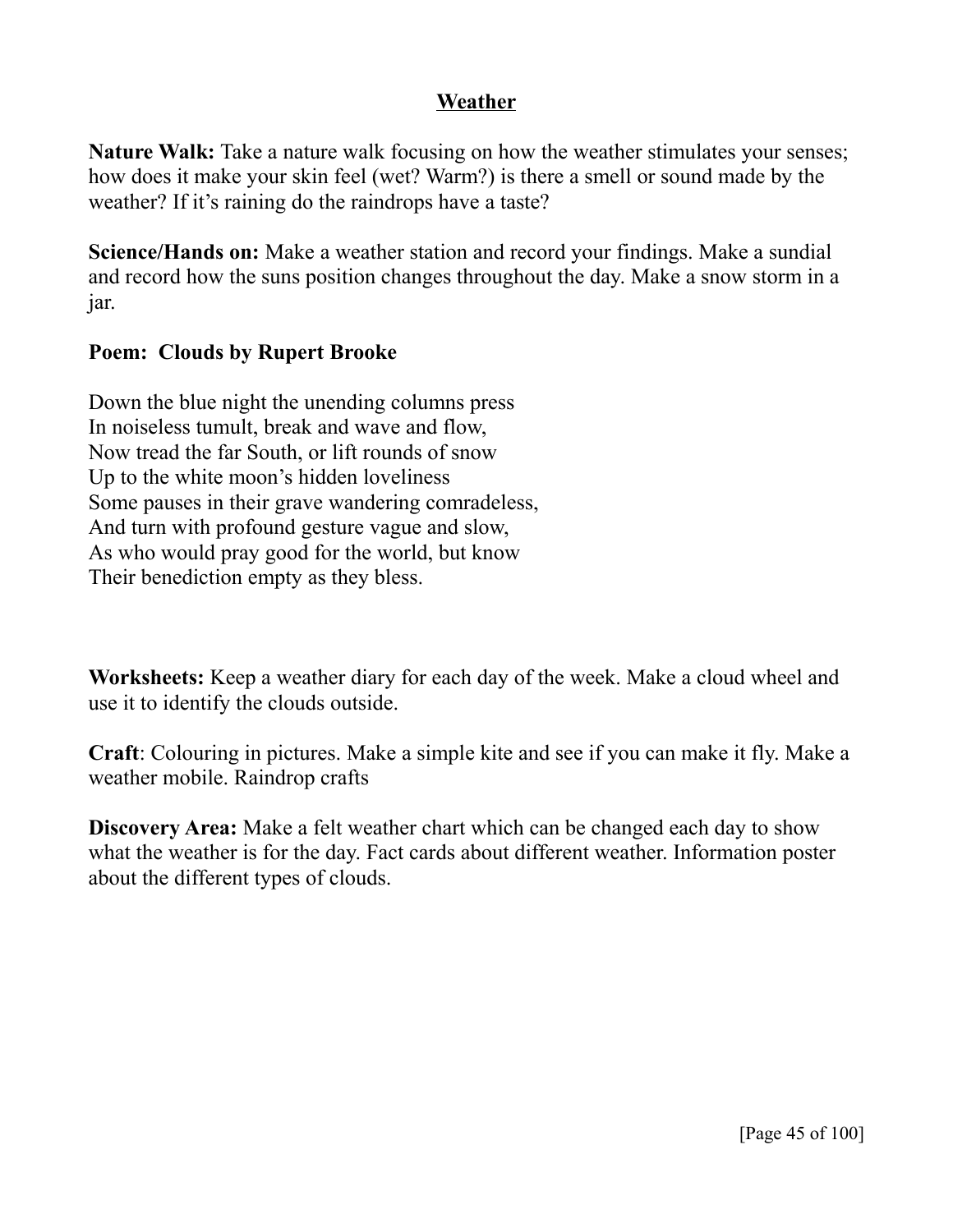# Weather

**Nature Walk:** Take a nature walk focusing on how the weather stimulates your senses; how does it make your skin feel (wet? Warm?) is there a smell or sound made by the weather? If it's raining do the raindrops have a taste?

**Science/Hands on:** Make a weather station and record your findings. Make a sundial and record how the suns position changes throughout the day. Make a snow storm in a jar.

**Poem: Clouds by Rupert Brooke**

Down the blue night the unending columns press  
In noiseless tumult, break and wave and flow,  
Now tread the far South, or lift rounds of snow  
Up to the white moon's hidden loveliness  
Some pauses in their grave wandering comradeless,  
And turn with profound gesture vague and slow,  
As who would pray good for the world, but know  
Their benediction empty as they bless.

**Worksheets:** Keep a weather diary for each day of the week. Make a cloud wheel and use it to identify the clouds outside.

**Craft**: Colouring in pictures. Make a simple kite and see if you can make it fly. Make a weather mobile. Raindrop crafts

**Discovery Area:** Make a felt weather chart which can be changed each day to show what the weather is for the day. Fact cards about different weather. Information poster about the different types of clouds.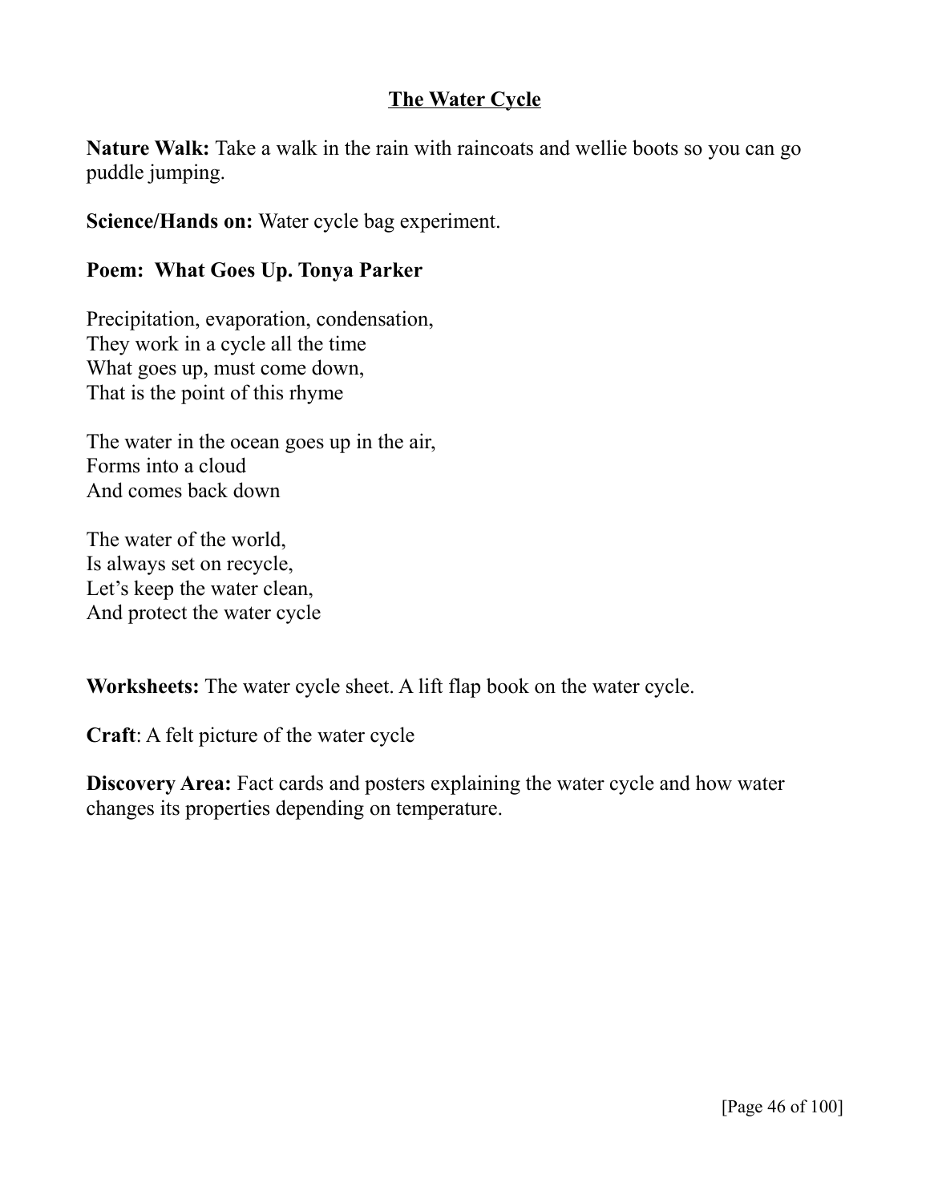## The Water Cycle

**Nature Walk:** Take a walk in the rain with raincoats and wellie boots so you can go puddle jumping.

**Science/Hands on:** Water cycle bag experiment.

**Poem: What Goes Up. Tonya Parker**

Precipitation, evaporation, condensation,
They work in a cycle all the time
What goes up, must come down,
That is the point of this rhyme

The water in the ocean goes up in the air,
Forms into a cloud
And comes back down

The water of the world,
Is always set on recycle,
Let's keep the water clean,
And protect the water cycle

**Worksheets:** The water cycle sheet. A lift flap book on the water cycle.

**Craft**: A felt picture of the water cycle

**Discovery Area:** Fact cards and posters explaining the water cycle and how water changes its properties depending on temperature.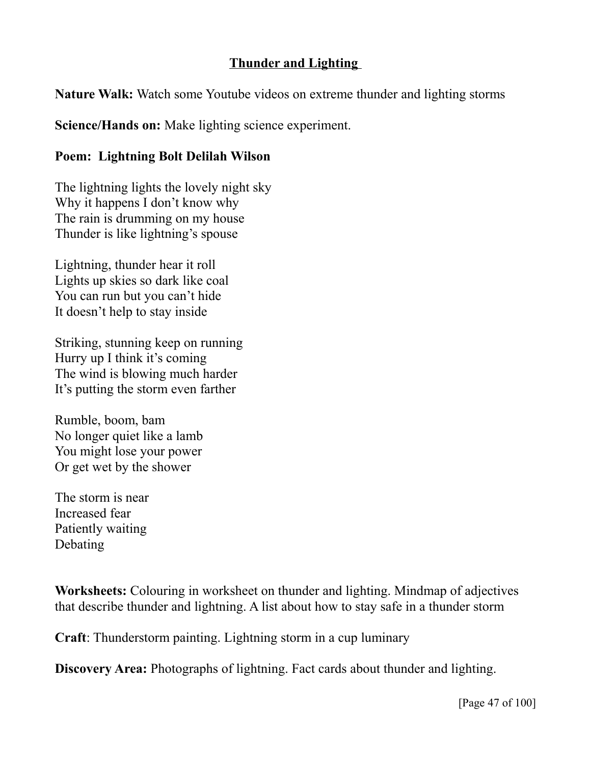## Thunder and Lighting

**Nature Walk:** Watch some Youtube videos on extreme thunder and lighting storms

**Science/Hands on:** Make lighting science experiment.

**Poem: Lightning Bolt Delilah Wilson**

The lightning lights the lovely night sky
Why it happens I don't know why
The rain is drumming on my house
Thunder is like lightning's spouse

Lightning, thunder hear it roll
Lights up skies so dark like coal
You can run but you can't hide
It doesn't help to stay inside

Striking, stunning keep on running
Hurry up I think it's coming
The wind is blowing much harder
It's putting the storm even farther

Rumble, boom, bam
No longer quiet like a lamb
You might lose your power
Or get wet by the shower

The storm is near
Increased fear
Patiently waiting
Debating

**Worksheets:** Colouring in worksheet on thunder and lighting. Mindmap of adjectives that describe thunder and lightning. A list about how to stay safe in a thunder storm

**Craft**: Thunderstorm painting. Lightning storm in a cup luminary

**Discovery Area:** Photographs of lightning. Fact cards about thunder and lighting.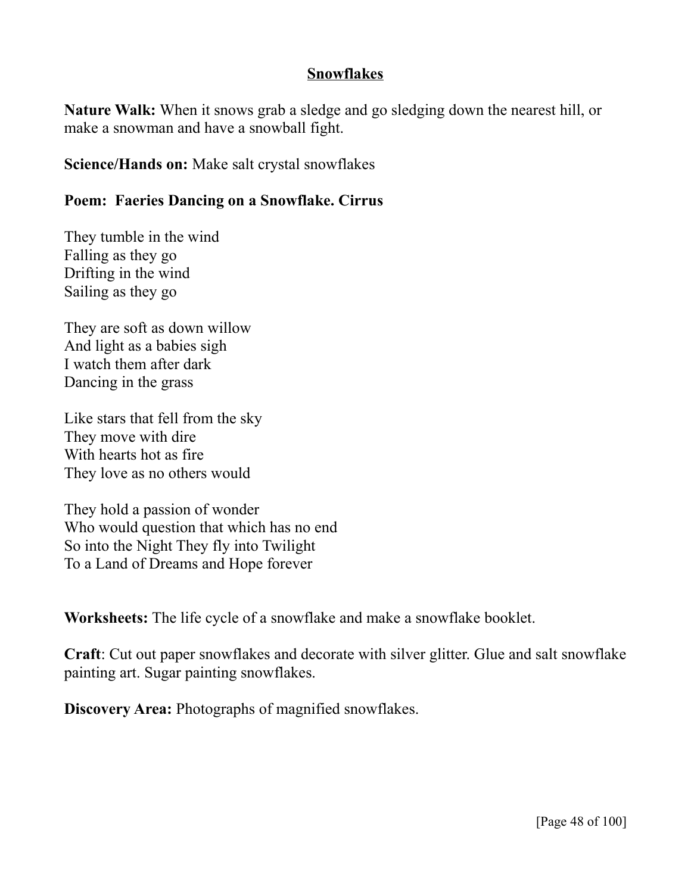## Snowflakes

**Nature Walk:** When it snows grab a sledge and go sledging down the nearest hill, or make a snowman and have a snowball fight.

**Science/Hands on:** Make salt crystal snowflakes

**Poem: Faeries Dancing on a Snowflake. Cirrus**

They tumble in the wind  
Falling as they go  
Drifting in the wind  
Sailing as they go

They are soft as down willow  
And light as a babies sigh  
I watch them after dark  
Dancing in the grass

Like stars that fell from the sky  
They move with dire  
With hearts hot as fire  
They love as no others would

They hold a passion of wonder  
Who would question that which has no end  
So into the Night They fly into Twilight  
To a Land of Dreams and Hope forever

**Worksheets:** The life cycle of a snowflake and make a snowflake booklet.

**Craft**: Cut out paper snowflakes and decorate with silver glitter. Glue and salt snowflake painting art. Sugar painting snowflakes.

**Discovery Area:** Photographs of magnified snowflakes.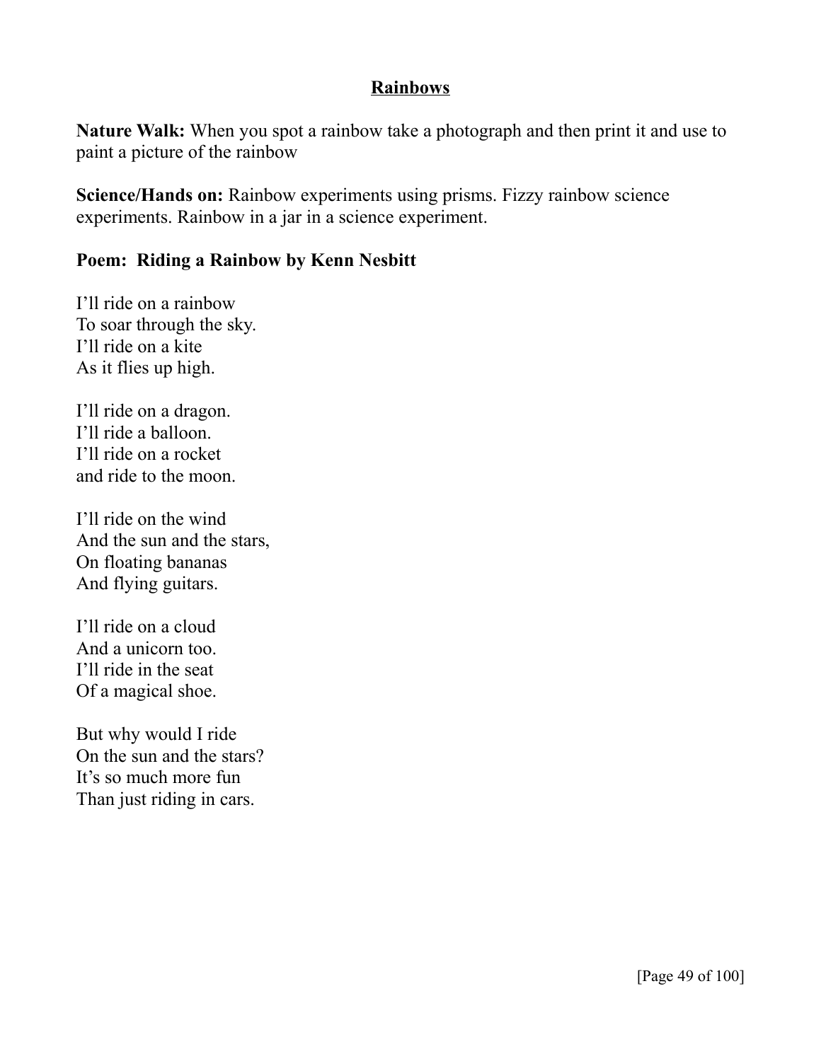## <u>Rainbows</u>

**Nature Walk:** When you spot a rainbow take a photograph and then print it and use to paint a picture of the rainbow

**Science/Hands on:** Rainbow experiments using prisms. Fizzy rainbow science experiments. Rainbow in a jar in a science experiment.

**Poem: Riding a Rainbow by Kenn Nesbitt**

I'll ride on a rainbow  
To soar through the sky.  
I'll ride on a kite  
As it flies up high.

I'll ride on a dragon.  
I'll ride a balloon.  
I'll ride on a rocket  
and ride to the moon.

I'll ride on the wind  
And the sun and the stars,  
On floating bananas  
And flying guitars.

I'll ride on a cloud  
And a unicorn too.  
I'll ride in the seat  
Of a magical shoe.

But why would I ride  
On the sun and the stars?  
It's so much more fun  
Than just riding in cars.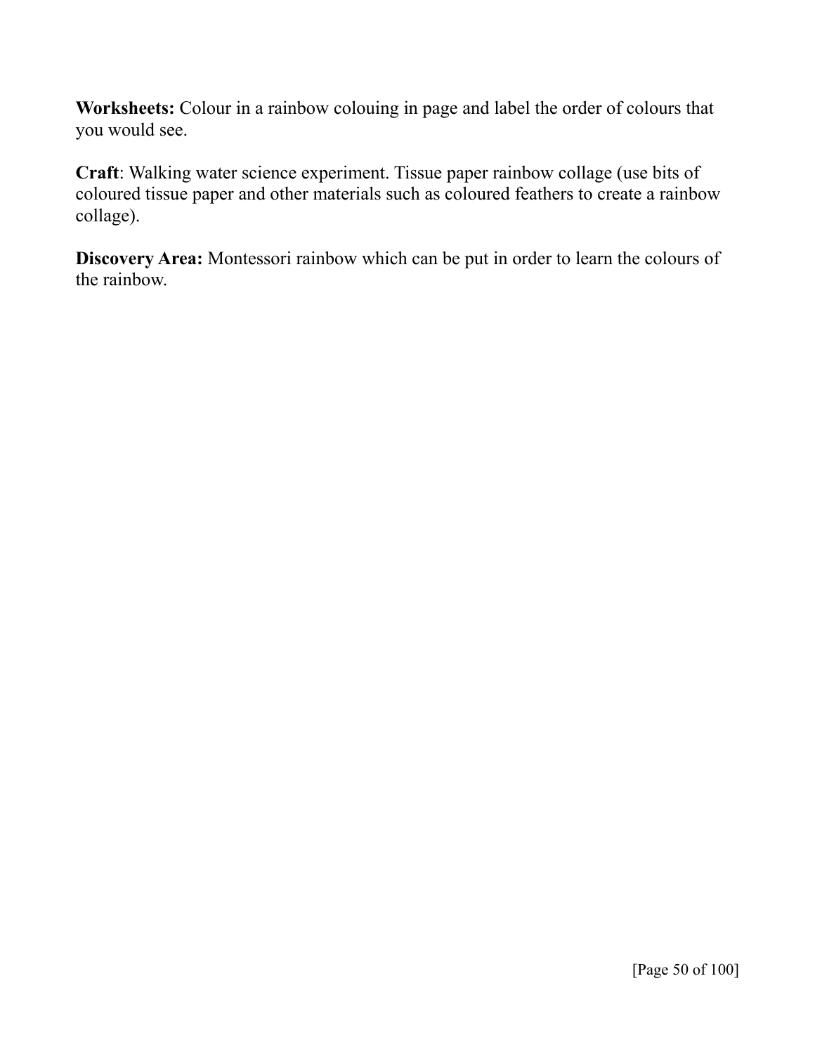**Worksheets:** Colour in a rainbow colouing in page and label the order of colours that you would see.

**Craft**: Walking water science experiment. Tissue paper rainbow collage (use bits of coloured tissue paper and other materials such as coloured feathers to create a rainbow collage).

**Discovery Area:** Montessori rainbow which can be put in order to learn the colours of the rainbow.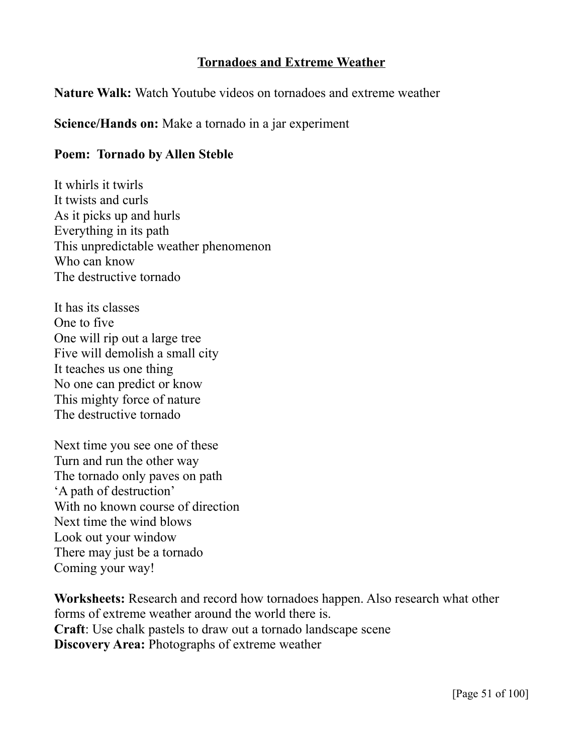# Tornadoes and Extreme Weather

**Nature Walk:** Watch Youtube videos on tornadoes and extreme weather

**Science/Hands on:** Make a tornado in a jar experiment

**Poem: Tornado by Allen Steble**

It whirls it twirls  
It twists and curls  
As it picks up and hurls  
Everything in its path  
This unpredictable weather phenomenon  
Who can know  
The destructive tornado

It has its classes  
One to five  
One will rip out a large tree  
Five will demolish a small city  
It teaches us one thing  
No one can predict or know  
This mighty force of nature  
The destructive tornado

Next time you see one of these  
Turn and run the other way  
The tornado only paves on path  
'A path of destruction'  
With no known course of direction  
Next time the wind blows  
Look out your window  
There may just be a tornado  
Coming your way!

**Worksheets:** Research and record how tornadoes happen. Also research what other forms of extreme weather around the world there is.  
**Craft**: Use chalk pastels to draw out a tornado landscape scene  
**Discovery Area:** Photographs of extreme weather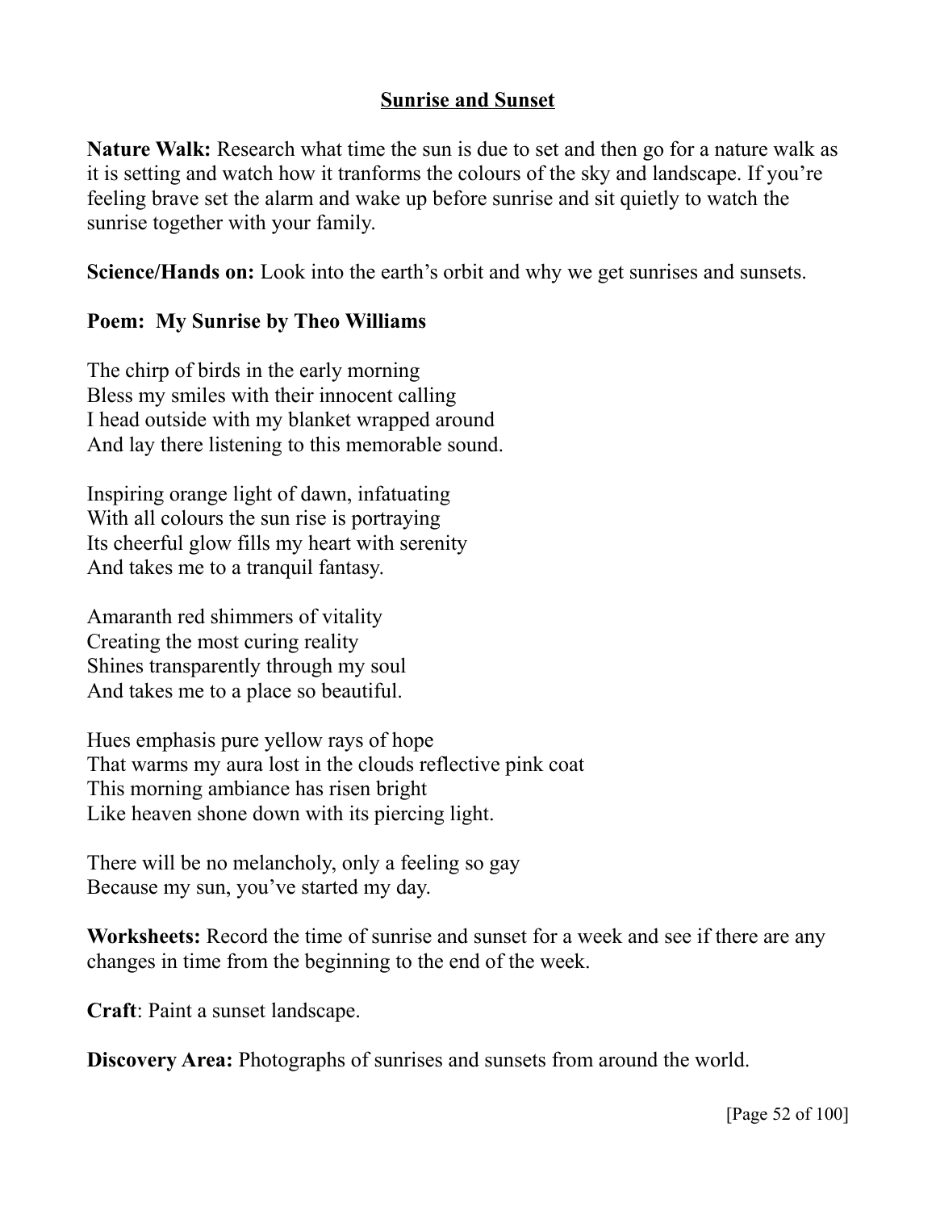## Sunrise and Sunset

**Nature Walk:** Research what time the sun is due to set and then go for a nature walk as it is setting and watch how it tranforms the colours of the sky and landscape. If you're feeling brave set the alarm and wake up before sunrise and sit quietly to watch the sunrise together with your family.

**Science/Hands on:** Look into the earth's orbit and why we get sunrises and sunsets.

**Poem: My Sunrise by Theo Williams**

The chirp of birds in the early morning  
Bless my smiles with their innocent calling  
I head outside with my blanket wrapped around  
And lay there listening to this memorable sound.

Inspiring orange light of dawn, infatuating  
With all colours the sun rise is portraying  
Its cheerful glow fills my heart with serenity  
And takes me to a tranquil fantasy.

Amaranth red shimmers of vitality  
Creating the most curing reality  
Shines transparently through my soul  
And takes me to a place so beautiful.

Hues emphasis pure yellow rays of hope  
That warms my aura lost in the clouds reflective pink coat  
This morning ambiance has risen bright  
Like heaven shone down with its piercing light.

There will be no melancholy, only a feeling so gay  
Because my sun, you've started my day.

**Worksheets:** Record the time of sunrise and sunset for a week and see if there are any changes in time from the beginning to the end of the week.

**Craft**: Paint a sunset landscape.

**Discovery Area:** Photographs of sunrises and sunsets from around the world.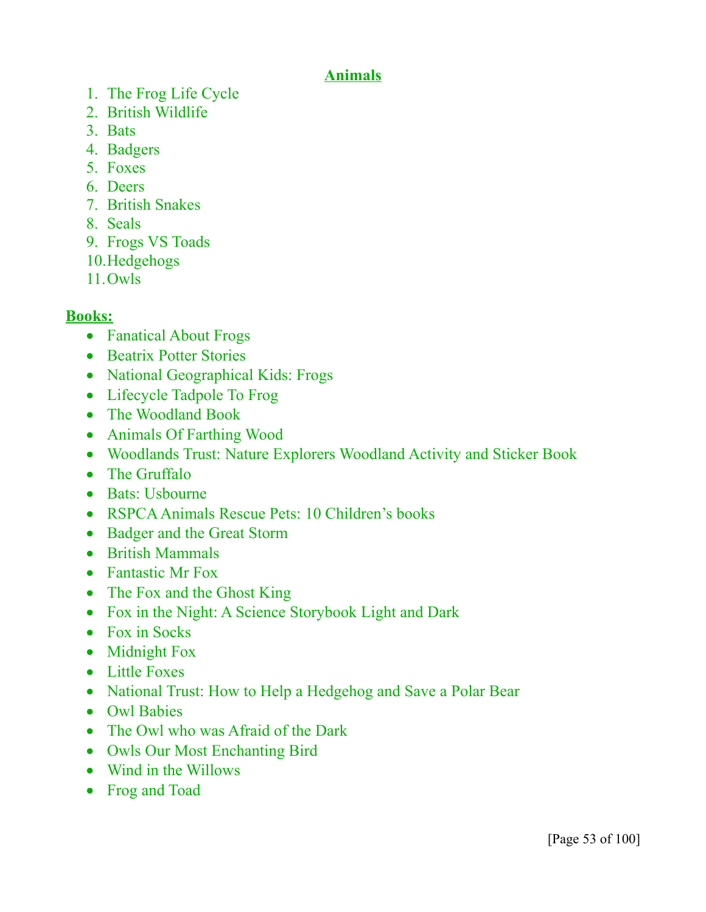## Animals

1. The Frog Life Cycle
2. British Wildlife
3. Bats
4. Badgers
5. Foxes
6. Deers
7. British Snakes
8. Seals
9. Frogs VS Toads
10. Hedgehogs
11. Owls

## Books:

- Fanatical About Frogs
- Beatrix Potter Stories
- National Geographical Kids: Frogs
- Lifecycle Tadpole To Frog
- The Woodland Book
- Animals Of Farthing Wood
- Woodlands Trust: Nature Explorers Woodland Activity and Sticker Book
- The Gruffalo
- Bats: Usbourne
- RSPCA Animals Rescue Pets: 10 Children's books
- Badger and the Great Storm
- British Mammals
- Fantastic Mr Fox
- The Fox and the Ghost King
- Fox in the Night: A Science Storybook Light and Dark
- Fox in Socks
- Midnight Fox
- Little Foxes
- National Trust: How to Help a Hedgehog and Save a Polar Bear
- Owl Babies
- The Owl who was Afraid of the Dark
- Owls Our Most Enchanting Bird
- Wind in the Willows
- Frog and Toad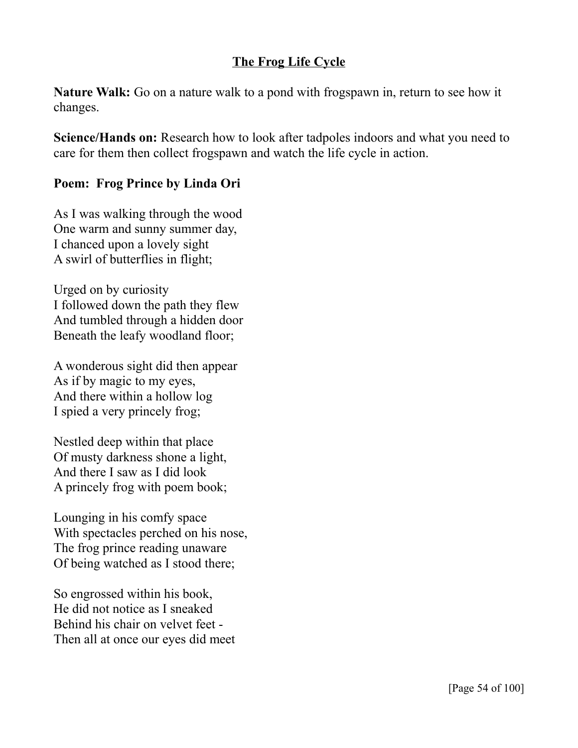## The Frog Life Cycle

**Nature Walk:** Go on a nature walk to a pond with frogspawn in, return to see how it changes.

**Science/Hands on:** Research how to look after tadpoles indoors and what you need to care for them then collect frogspawn and watch the life cycle in action.

**Poem: Frog Prince by Linda Ori**

As I was walking through the wood  
One warm and sunny summer day,  
I chanced upon a lovely sight  
A swirl of butterflies in flight;

Urged on by curiosity  
I followed down the path they flew  
And tumbled through a hidden door  
Beneath the leafy woodland floor;

A wonderous sight did then appear  
As if by magic to my eyes,  
And there within a hollow log  
I spied a very princely frog;

Nestled deep within that place  
Of musty darkness shone a light,  
And there I saw as I did look  
A princely frog with poem book;

Lounging in his comfy space  
With spectacles perched on his nose,  
The frog prince reading unaware  
Of being watched as I stood there;

So engrossed within his book,  
He did not notice as I sneaked  
Behind his chair on velvet feet -  
Then all at once our eyes did meet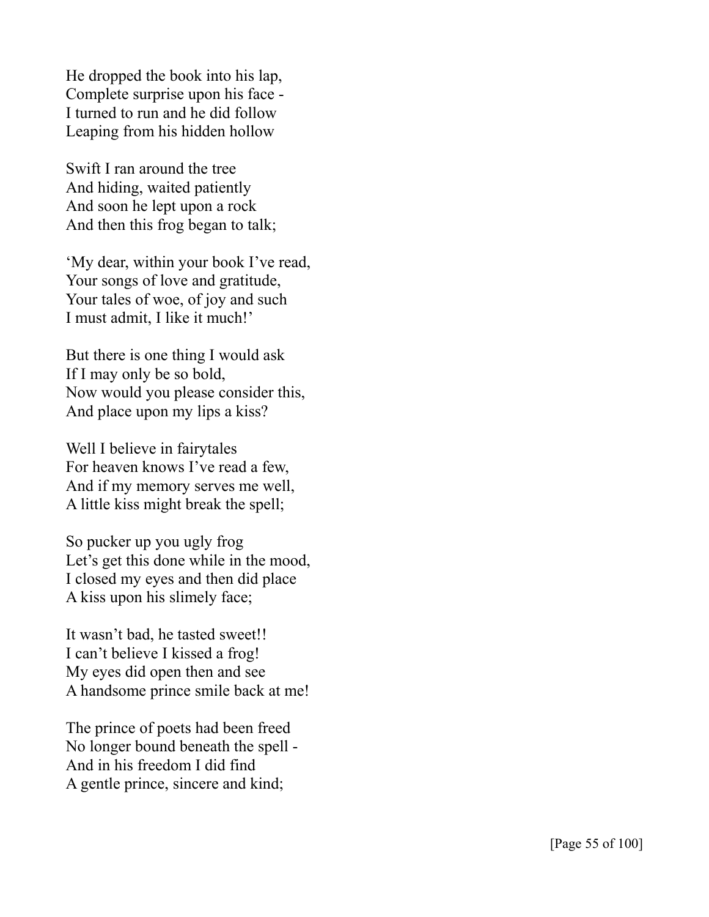He dropped the book into his lap,
Complete surprise upon his face -
I turned to run and he did follow
Leaping from his hidden hollow

Swift I ran around the tree
And hiding, waited patiently
And soon he lept upon a rock
And then this frog began to talk;

'My dear, within your book I've read,
Your songs of love and gratitude,
Your tales of woe, of joy and such
I must admit, I like it much!'

But there is one thing I would ask
If I may only be so bold,
Now would you please consider this,
And place upon my lips a kiss?

Well I believe in fairytales
For heaven knows I've read a few,
And if my memory serves me well,
A little kiss might break the spell;

So pucker up you ugly frog
Let's get this done while in the mood,
I closed my eyes and then did place
A kiss upon his slimely face;

It wasn't bad, he tasted sweet!!
I can't believe I kissed a frog!
My eyes did open then and see
A handsome prince smile back at me!

The prince of poets had been freed
No longer bound beneath the spell -
And in his freedom I did find
A gentle prince, sincere and kind;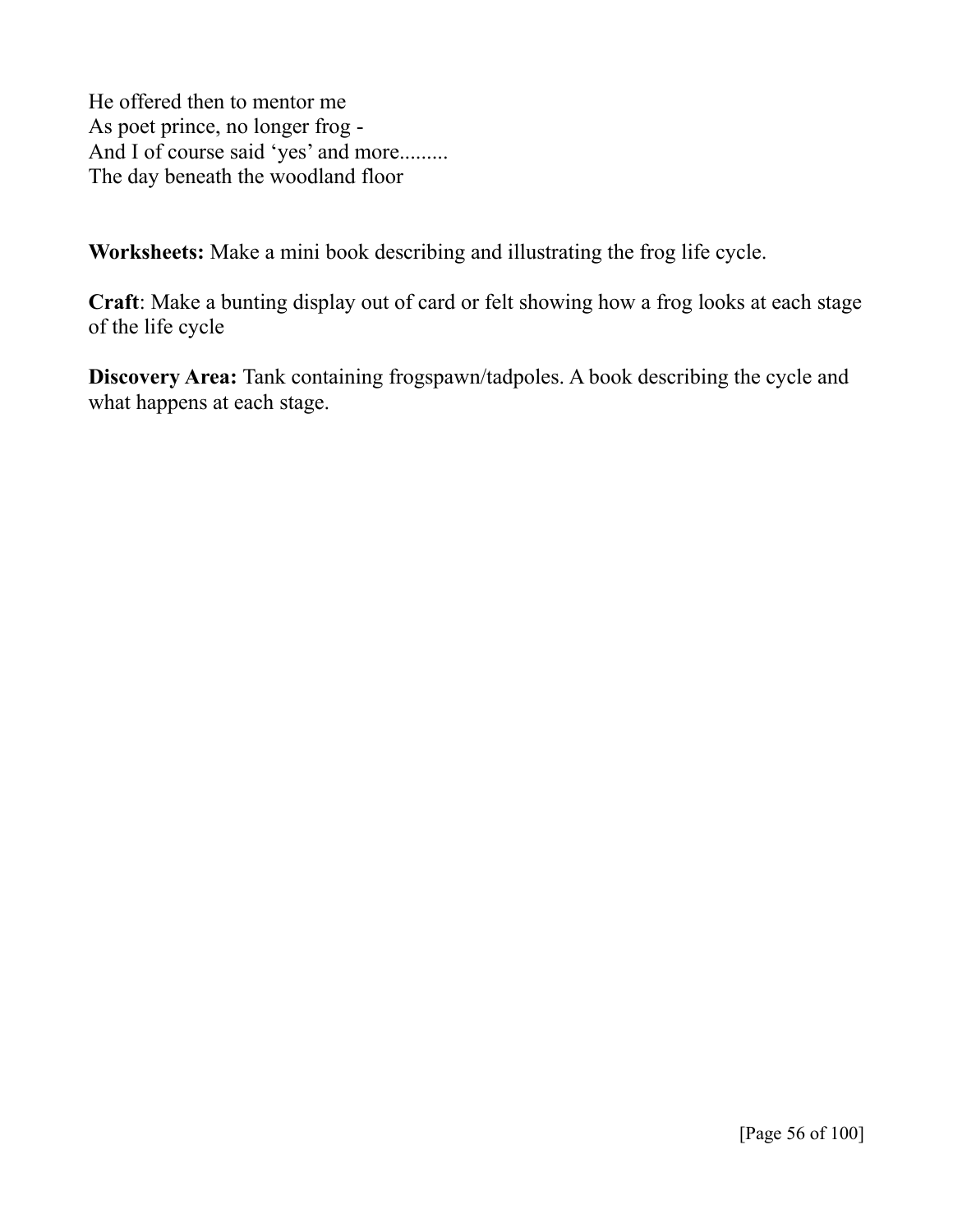He offered then to mentor me
As poet prince, no longer frog -
And I of course said ‘yes’ and more.........
The day beneath the woodland floor

**Worksheets:** Make a mini book describing and illustrating the frog life cycle.

**Craft**: Make a bunting display out of card or felt showing how a frog looks at each stage of the life cycle

**Discovery Area:** Tank containing frogspawn/tadpoles. A book describing the cycle and what happens at each stage.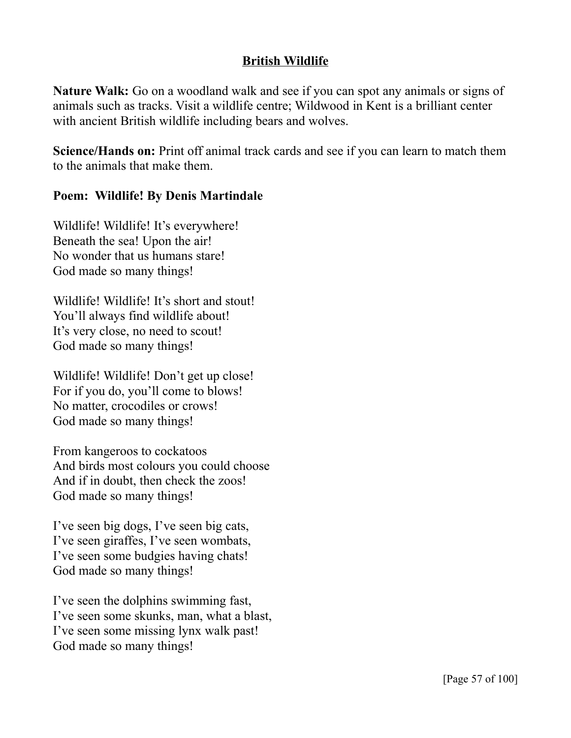## British Wildlife

**Nature Walk:** Go on a woodland walk and see if you can spot any animals or signs of animals such as tracks. Visit a wildlife centre; Wildwood in Kent is a brilliant center with ancient British wildlife including bears and wolves.

**Science/Hands on:** Print off animal track cards and see if you can learn to match them to the animals that make them.

**Poem: Wildlife! By Denis Martindale**

Wildlife! Wildlife! It's everywhere!
Beneath the sea! Upon the air!
No wonder that us humans stare!
God made so many things!

Wildlife! Wildlife! It's short and stout!
You'll always find wildlife about!
It's very close, no need to scout!
God made so many things!

Wildlife! Wildlife! Don't get up close!
For if you do, you'll come to blows!
No matter, crocodiles or crows!
God made so many things!

From kangeroos to cockatoos
And birds most colours you could choose
And if in doubt, then check the zoos!
God made so many things!

I've seen big dogs, I've seen big cats,
I've seen giraffes, I've seen wombats,
I've seen some budgies having chats!
God made so many things!

I've seen the dolphins swimming fast,
I've seen some skunks, man, what a blast,
I've seen some missing lynx walk past!
God made so many things!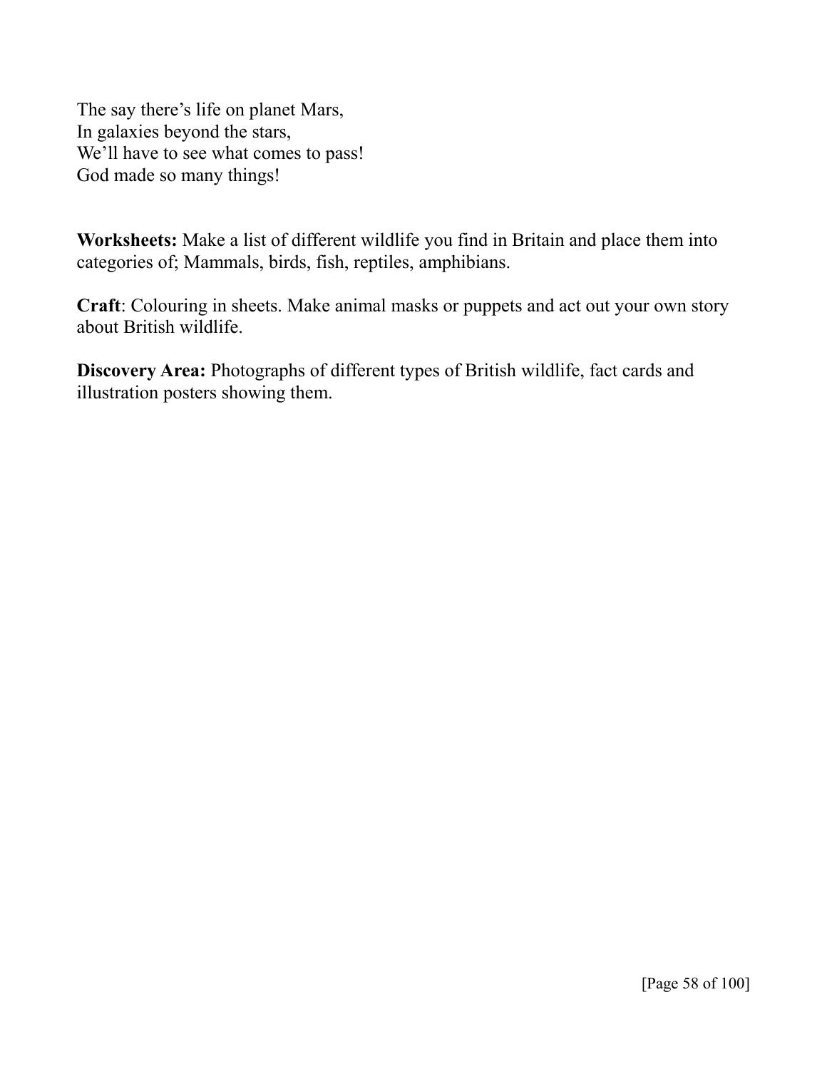The say there's life on planet Mars,
In galaxies beyond the stars,
We'll have to see what comes to pass!
God made so many things!

**Worksheets:** Make a list of different wildlife you find in Britain and place them into categories of; Mammals, birds, fish, reptiles, amphibians.

**Craft**: Colouring in sheets. Make animal masks or puppets and act out your own story about British wildlife.

**Discovery Area:** Photographs of different types of British wildlife, fact cards and illustration posters showing them.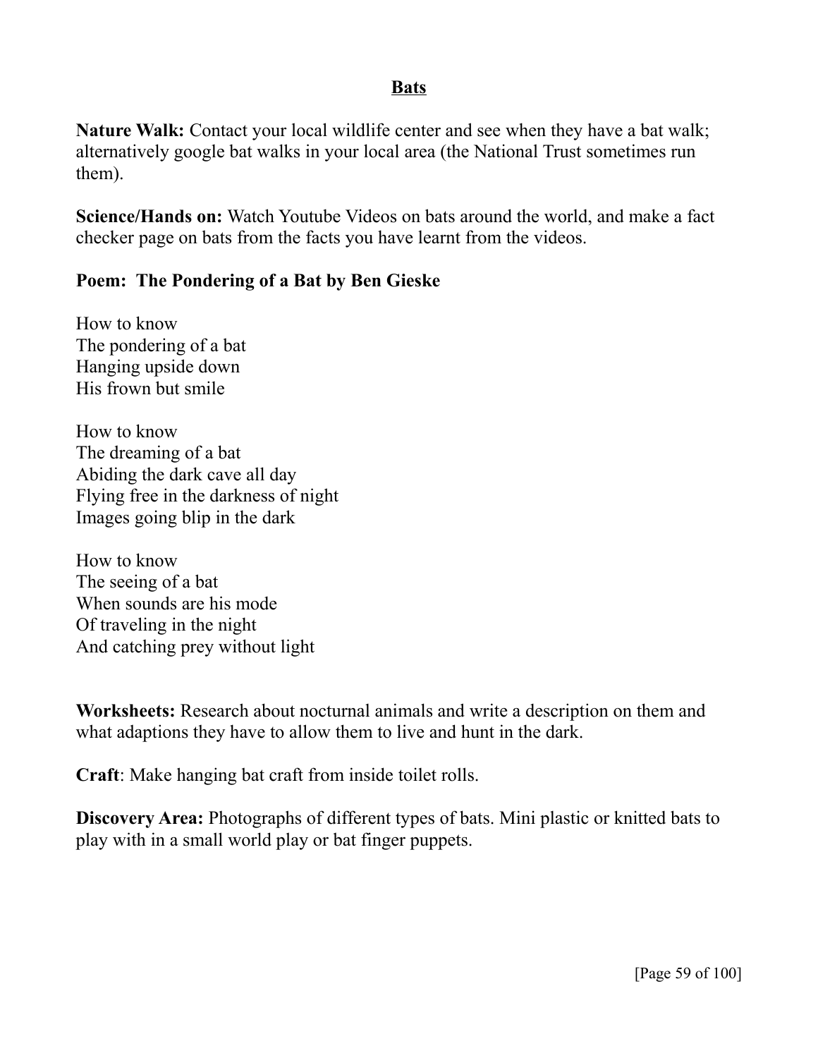## Bats

**Nature Walk:** Contact your local wildlife center and see when they have a bat walk; alternatively google bat walks in your local area (the National Trust sometimes run them).

**Science/Hands on:** Watch Youtube Videos on bats around the world, and make a fact checker page on bats from the facts you have learnt from the videos.

**Poem: The Pondering of a Bat by Ben Gieske**

How to know  
The pondering of a bat  
Hanging upside down  
His frown but smile

How to know  
The dreaming of a bat  
Abiding the dark cave all day  
Flying free in the darkness of night  
Images going blip in the dark

How to know  
The seeing of a bat  
When sounds are his mode  
Of traveling in the night  
And catching prey without light

**Worksheets:** Research about nocturnal animals and write a description on them and what adaptions they have to allow them to live and hunt in the dark.

**Craft**: Make hanging bat craft from inside toilet rolls.

**Discovery Area:** Photographs of different types of bats. Mini plastic or knitted bats to play with in a small world play or bat finger puppets.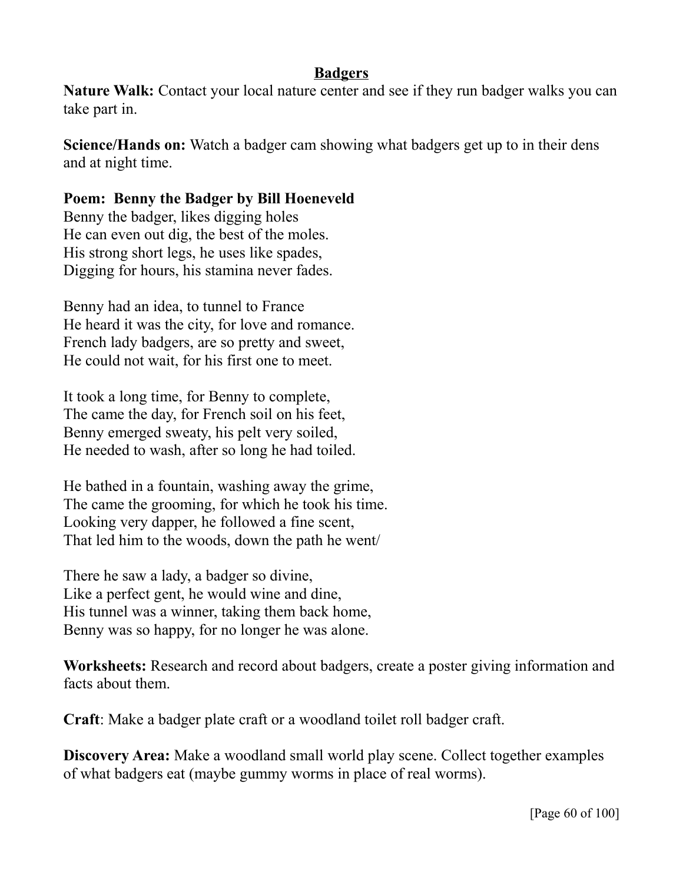# Badgers

**Nature Walk:** Contact your local nature center and see if they run badger walks you can take part in.

**Science/Hands on:** Watch a badger cam showing what badgers get up to in their dens and at night time.

**Poem: Benny the Badger by Bill Hoeneveld**

Benny the badger, likes digging holes
He can even out dig, the best of the moles.
His strong short legs, he uses like spades,
Digging for hours, his stamina never fades.

Benny had an idea, to tunnel to France
He heard it was the city, for love and romance.
French lady badgers, are so pretty and sweet,
He could not wait, for his first one to meet.

It took a long time, for Benny to complete,
The came the day, for French soil on his feet,
Benny emerged sweaty, his pelt very soiled,
He needed to wash, after so long he had toiled.

He bathed in a fountain, washing away the grime,
The came the grooming, for which he took his time.
Looking very dapper, he followed a fine scent,
That led him to the woods, down the path he went/

There he saw a lady, a badger so divine,
Like a perfect gent, he would wine and dine,
His tunnel was a winner, taking them back home,
Benny was so happy, for no longer he was alone.

**Worksheets:** Research and record about badgers, create a poster giving information and facts about them.

**Craft**: Make a badger plate craft or a woodland toilet roll badger craft.

**Discovery Area:** Make a woodland small world play scene. Collect together examples of what badgers eat (maybe gummy worms in place of real worms).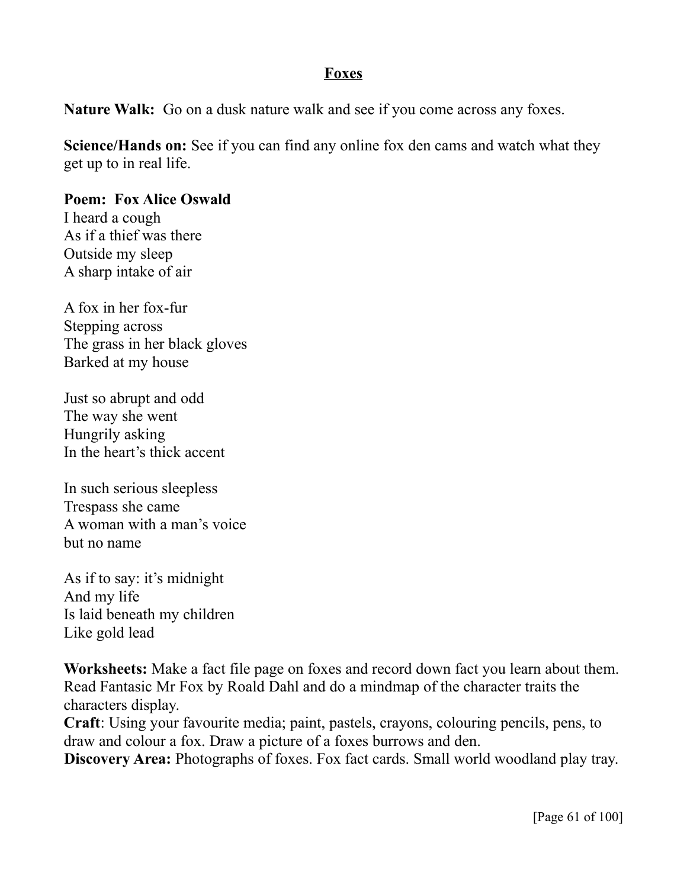# Foxes

**Nature Walk:** Go on a dusk nature walk and see if you come across any foxes.

**Science/Hands on:** See if you can find any online fox den cams and watch what they get up to in real life.

**Poem: Fox Alice Oswald**

I heard a cough  
As if a thief was there  
Outside my sleep  
A sharp intake of air

A fox in her fox-fur  
Stepping across  
The grass in her black gloves  
Barked at my house

Just so abrupt and odd  
The way she went  
Hungrily asking  
In the heart's thick accent

In such serious sleepless  
Trespass she came  
A woman with a man's voice  
but no name

As if to say: it's midnight  
And my life  
Is laid beneath my children  
Like gold lead

**Worksheets:** Make a fact file page on foxes and record down fact you learn about them. Read Fantasic Mr Fox by Roald Dahl and do a mindmap of the character traits the characters display.

**Craft**: Using your favourite media; paint, pastels, crayons, colouring pencils, pens, to draw and colour a fox. Draw a picture of a foxes burrows and den.

**Discovery Area:** Photographs of foxes. Fox fact cards. Small world woodland play tray.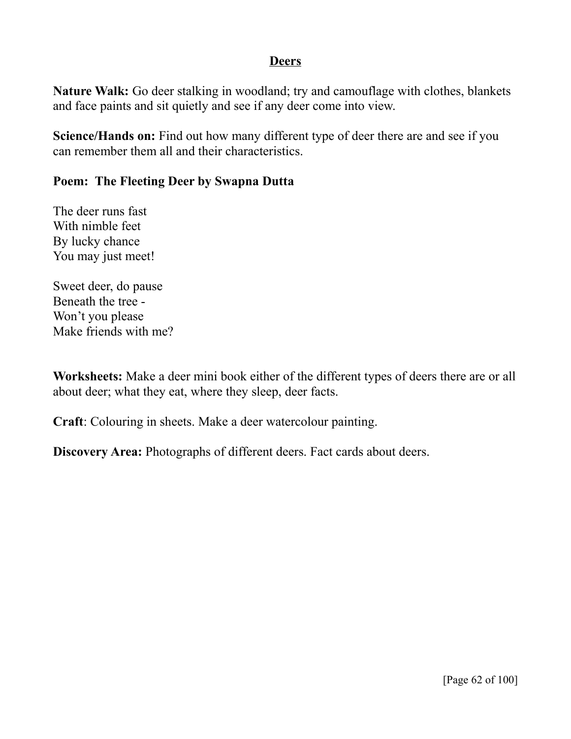## Deers

**Nature Walk:** Go deer stalking in woodland; try and camouflage with clothes, blankets and face paints and sit quietly and see if any deer come into view.

**Science/Hands on:** Find out how many different type of deer there are and see if you can remember them all and their characteristics.

**Poem: The Fleeting Deer by Swapna Dutta**

The deer runs fast  
With nimble feet  
By lucky chance  
You may just meet!

Sweet deer, do pause  
Beneath the tree -  
Won't you please  
Make friends with me?

**Worksheets:** Make a deer mini book either of the different types of deers there are or all about deer; what they eat, where they sleep, deer facts.

**Craft**: Colouring in sheets. Make a deer watercolour painting.

**Discovery Area:** Photographs of different deers. Fact cards about deers.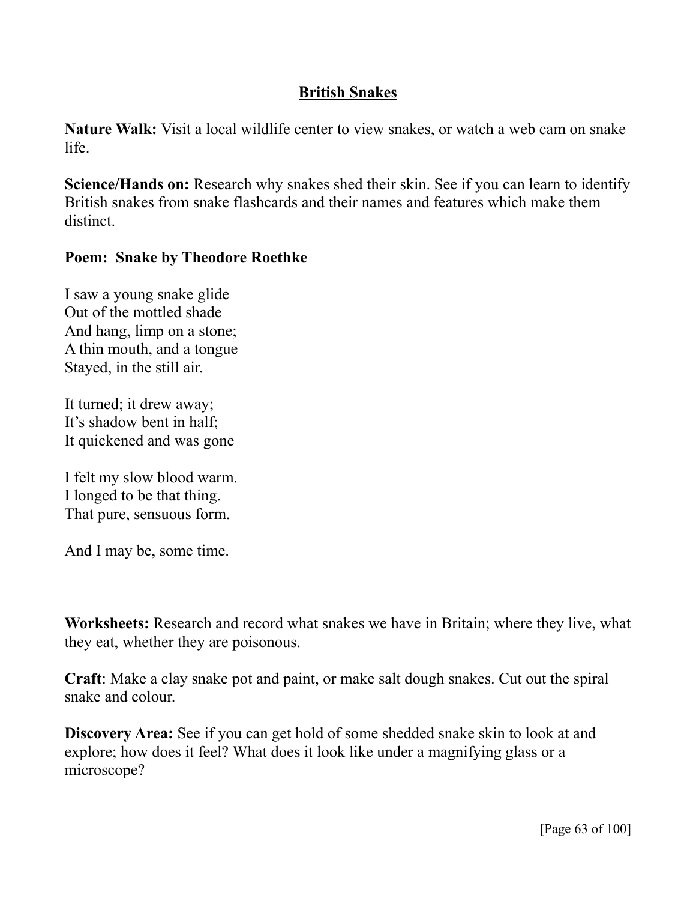## British Snakes

**Nature Walk:** Visit a local wildlife center to view snakes, or watch a web cam on snake life.

**Science/Hands on:** Research why snakes shed their skin. See if you can learn to identify British snakes from snake flashcards and their names and features which make them distinct.

**Poem: Snake by Theodore Roethke**

I saw a young snake glide  
Out of the mottled shade  
And hang, limp on a stone;  
A thin mouth, and a tongue  
Stayed, in the still air.

It turned; it drew away;  
It's shadow bent in half;  
It quickened and was gone

I felt my slow blood warm.  
I longed to be that thing.  
That pure, sensuous form.

And I may be, some time.

**Worksheets:** Research and record what snakes we have in Britain; where they live, what they eat, whether they are poisonous.

**Craft**: Make a clay snake pot and paint, or make salt dough snakes. Cut out the spiral snake and colour.

**Discovery Area:** See if you can get hold of some shedded snake skin to look at and explore; how does it feel? What does it look like under a magnifying glass or a microscope?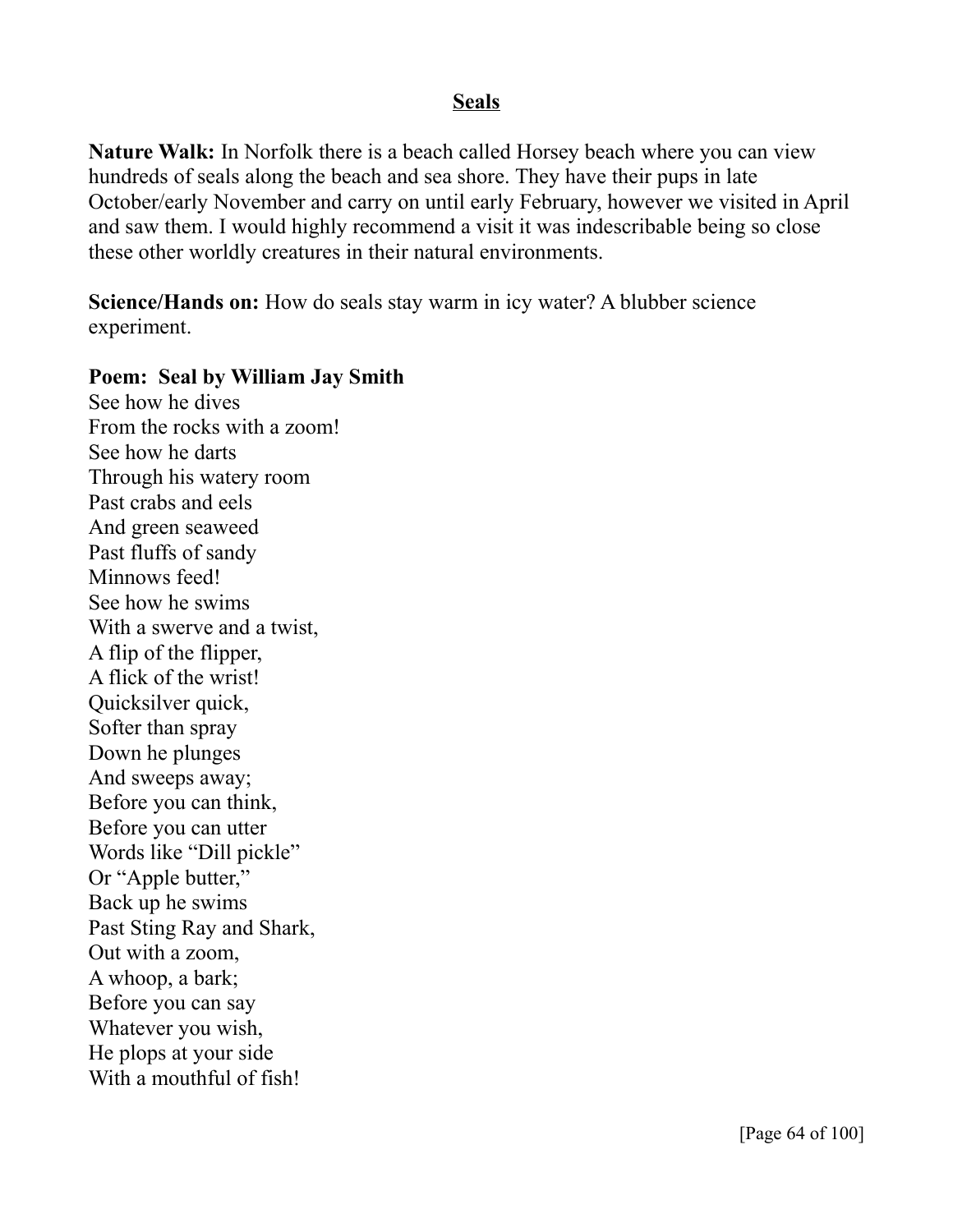## Seals

**Nature Walk:** In Norfolk there is a beach called Horsey beach where you can view hundreds of seals along the beach and sea shore. They have their pups in late October/early November and carry on until early February, however we visited in April and saw them. I would highly recommend a visit it was indescribable being so close these other worldly creatures in their natural environments.

**Science/Hands on:** How do seals stay warm in icy water? A blubber science experiment.

**Poem: Seal by William Jay Smith**

See how he dives  
From the rocks with a zoom!  
See how he darts  
Through his watery room  
Past crabs and eels  
And green seaweed  
Past fluffs of sandy  
Minnows feed!  
See how he swims  
With a swerve and a twist,  
A flip of the flipper,  
A flick of the wrist!  
Quicksilver quick,  
Softer than spray  
Down he plunges  
And sweeps away;  
Before you can think,  
Before you can utter  
Words like "Dill pickle"  
Or "Apple butter,"  
Back up he swims  
Past Sting Ray and Shark,  
Out with a zoom,  
A whoop, a bark;  
Before you can say  
Whatever you wish,  
He plops at your side  
With a mouthful of fish!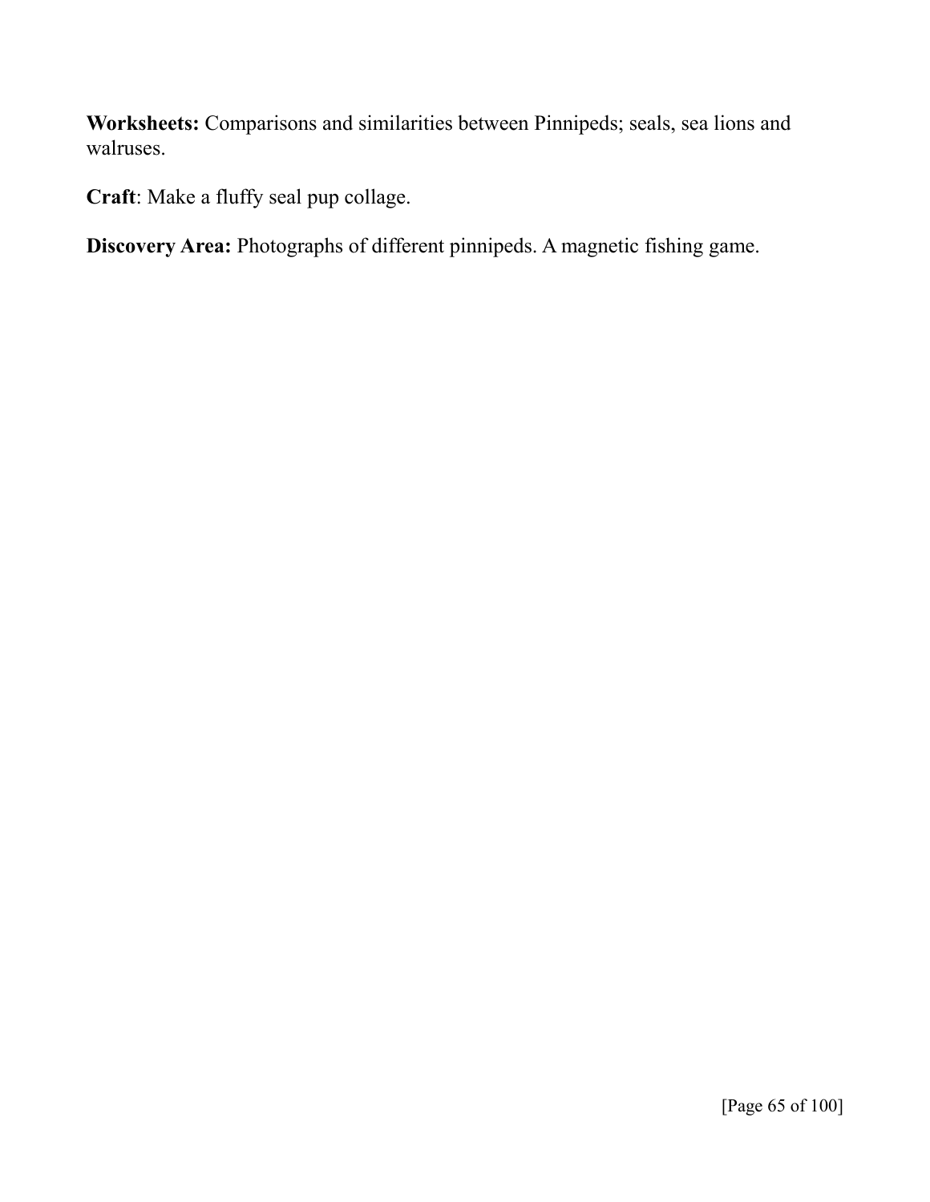**Worksheets:** Comparisons and similarities between Pinnipeds; seals, sea lions and walruses.

**Craft**: Make a fluffy seal pup collage.

**Discovery Area:** Photographs of different pinnipeds. A magnetic fishing game.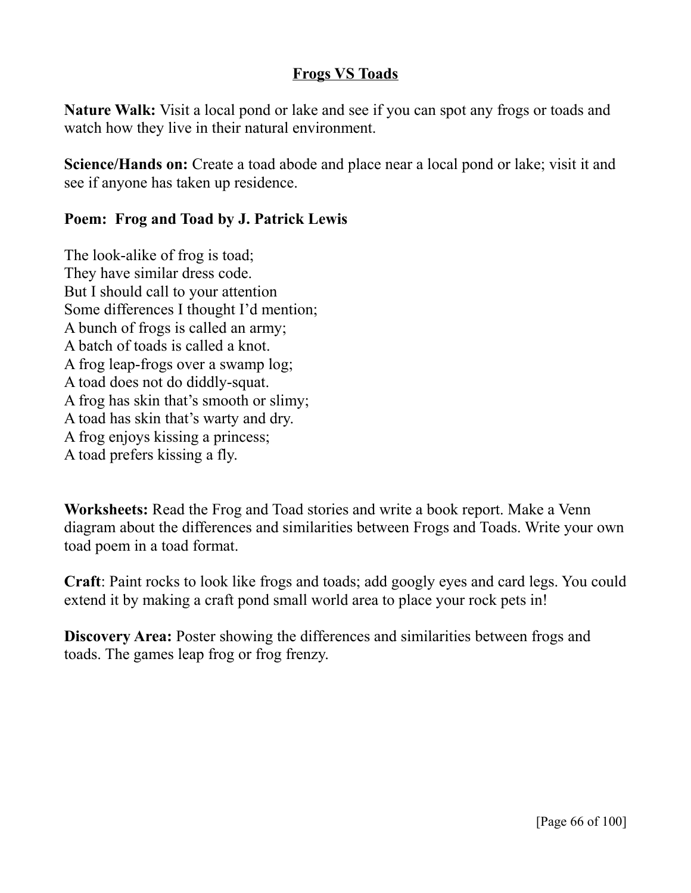## Frogs VS Toads

**Nature Walk:** Visit a local pond or lake and see if you can spot any frogs or toads and watch how they live in their natural environment.

**Science/Hands on:** Create a toad abode and place near a local pond or lake; visit it and see if anyone has taken up residence.

**Poem: Frog and Toad by J. Patrick Lewis**

The look-alike of frog is toad;  
They have similar dress code.  
But I should call to your attention  
Some differences I thought I'd mention;  
A bunch of frogs is called an army;  
A batch of toads is called a knot.  
A frog leap-frogs over a swamp log;  
A toad does not do diddly-squat.  
A frog has skin that's smooth or slimy;  
A toad has skin that's warty and dry.  
A frog enjoys kissing a princess;  
A toad prefers kissing a fly.

**Worksheets:** Read the Frog and Toad stories and write a book report. Make a Venn diagram about the differences and similarities between Frogs and Toads. Write your own toad poem in a toad format.

**Craft**: Paint rocks to look like frogs and toads; add googly eyes and card legs. You could extend it by making a craft pond small world area to place your rock pets in!

**Discovery Area:** Poster showing the differences and similarities between frogs and toads. The games leap frog or frog frenzy.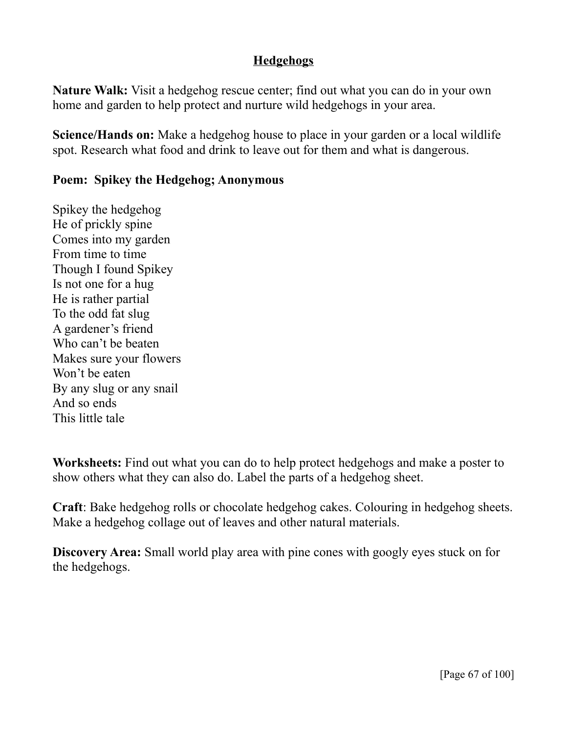## Hedgehogs

**Nature Walk:** Visit a hedgehog rescue center; find out what you can do in your own home and garden to help protect and nurture wild hedgehogs in your area.

**Science/Hands on:** Make a hedgehog house to place in your garden or a local wildlife spot. Research what food and drink to leave out for them and what is dangerous.

**Poem: Spikey the Hedgehog; Anonymous**

Spikey the hedgehog  
He of prickly spine  
Comes into my garden  
From time to time  
Though I found Spikey  
Is not one for a hug  
He is rather partial  
To the odd fat slug  
A gardener's friend  
Who can't be beaten  
Makes sure your flowers  
Won't be eaten  
By any slug or any snail  
And so ends  
This little tale

**Worksheets:** Find out what you can do to help protect hedgehogs and make a poster to show others what they can also do. Label the parts of a hedgehog sheet.

**Craft**: Bake hedgehog rolls or chocolate hedgehog cakes. Colouring in hedgehog sheets. Make a hedgehog collage out of leaves and other natural materials.

**Discovery Area:** Small world play area with pine cones with googly eyes stuck on for the hedgehogs.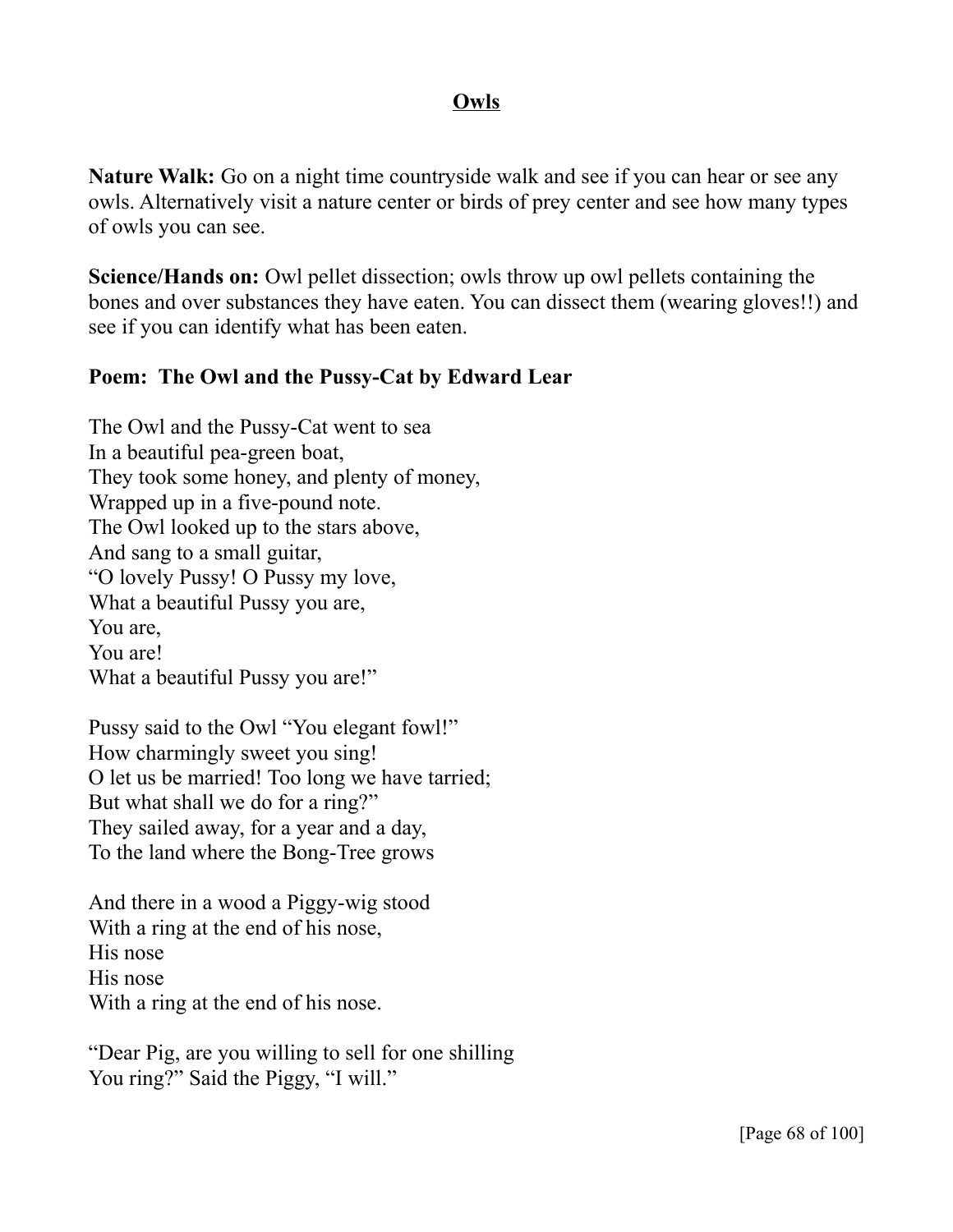## Owls

**Nature Walk:** Go on a night time countryside walk and see if you can hear or see any owls. Alternatively visit a nature center or birds of prey center and see how many types of owls you can see.

**Science/Hands on:** Owl pellet dissection; owls throw up owl pellets containing the bones and over substances they have eaten. You can dissect them (wearing gloves!!) and see if you can identify what has been eaten.

**Poem: The Owl and the Pussy-Cat by Edward Lear**

The Owl and the Pussy-Cat went to sea  
In a beautiful pea-green boat,  
They took some honey, and plenty of money,  
Wrapped up in a five-pound note.  
The Owl looked up to the stars above,  
And sang to a small guitar,  
"O lovely Pussy! O Pussy my love,  
What a beautiful Pussy you are,  
You are,  
You are!  
What a beautiful Pussy you are!"

Pussy said to the Owl "You elegant fowl!"  
How charmingly sweet you sing!  
O let us be married! Too long we have tarried;  
But what shall we do for a ring?"  
They sailed away, for a year and a day,  
To the land where the Bong-Tree grows

And there in a wood a Piggy-wig stood  
With a ring at the end of his nose,  
His nose  
His nose  
With a ring at the end of his nose.

"Dear Pig, are you willing to sell for one shilling  
You ring?" Said the Piggy, "I will."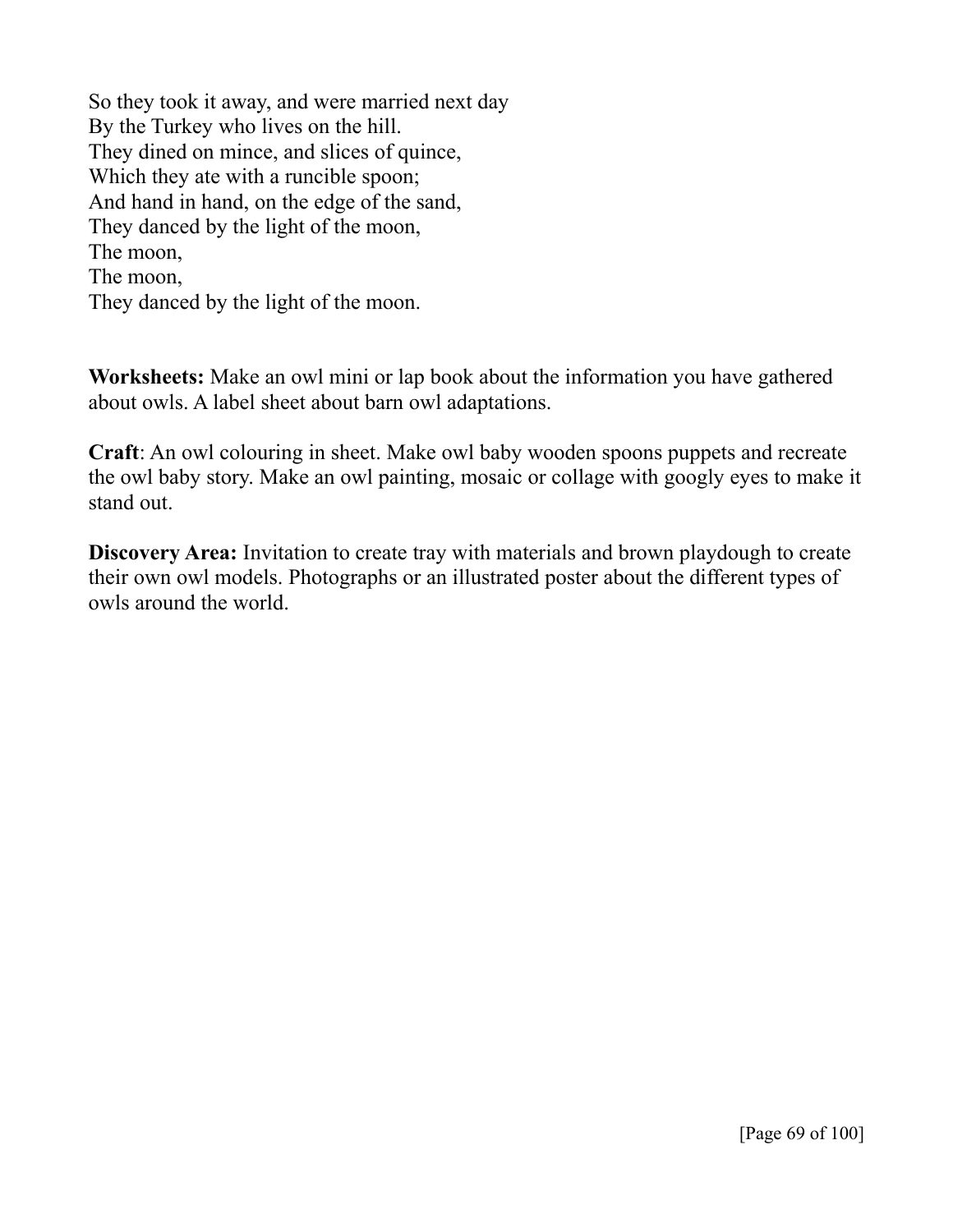So they took it away, and were married next day  
By the Turkey who lives on the hill.  
They dined on mince, and slices of quince,  
Which they ate with a runcible spoon;  
And hand in hand, on the edge of the sand,  
They danced by the light of the moon,  
The moon,  
The moon,  
They danced by the light of the moon.

**Worksheets:** Make an owl mini or lap book about the information you have gathered about owls. A label sheet about barn owl adaptations.

**Craft**: An owl colouring in sheet. Make owl baby wooden spoons puppets and recreate the owl baby story. Make an owl painting, mosaic or collage with googly eyes to make it stand out.

**Discovery Area:** Invitation to create tray with materials and brown playdough to create their own owl models. Photographs or an illustrated poster about the different types of owls around the world.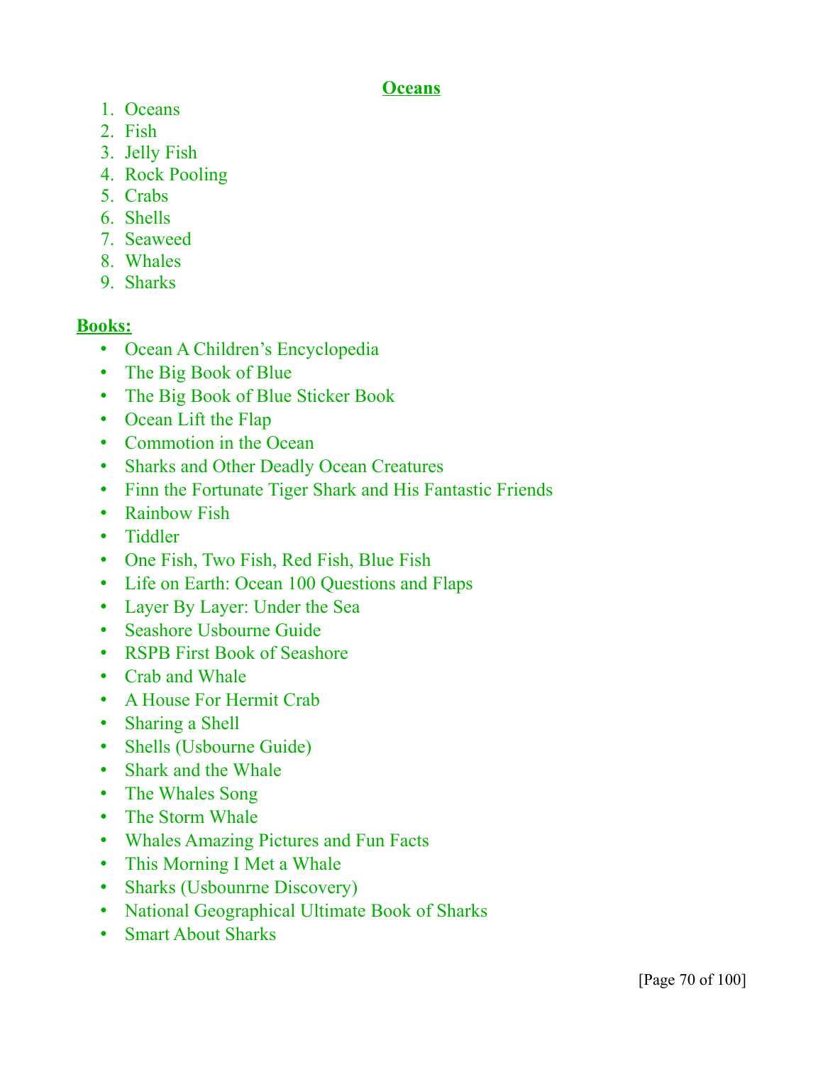# Oceans

1. Oceans
2. Fish
3. Jelly Fish
4. Rock Pooling
5. Crabs
6. Shells
7. Seaweed
8. Whales
9. Sharks

## Books:

- Ocean A Children's Encyclopedia
- The Big Book of Blue
- The Big Book of Blue Sticker Book
- Ocean Lift the Flap
- Commotion in the Ocean
- Sharks and Other Deadly Ocean Creatures
- Finn the Fortunate Tiger Shark and His Fantastic Friends
- Rainbow Fish
- Tiddler
- One Fish, Two Fish, Red Fish, Blue Fish
- Life on Earth: Ocean 100 Questions and Flaps
- Layer By Layer: Under the Sea
- Seashore Usbourne Guide
- RSPB First Book of Seashore
- Crab and Whale
- A House For Hermit Crab
- Sharing a Shell
- Shells (Usbourne Guide)
- Shark and the Whale
- The Whales Song
- The Storm Whale
- Whales Amazing Pictures and Fun Facts
- This Morning I Met a Whale
- Sharks (Usbounrne Discovery)
- National Geographical Ultimate Book of Sharks
- Smart About Sharks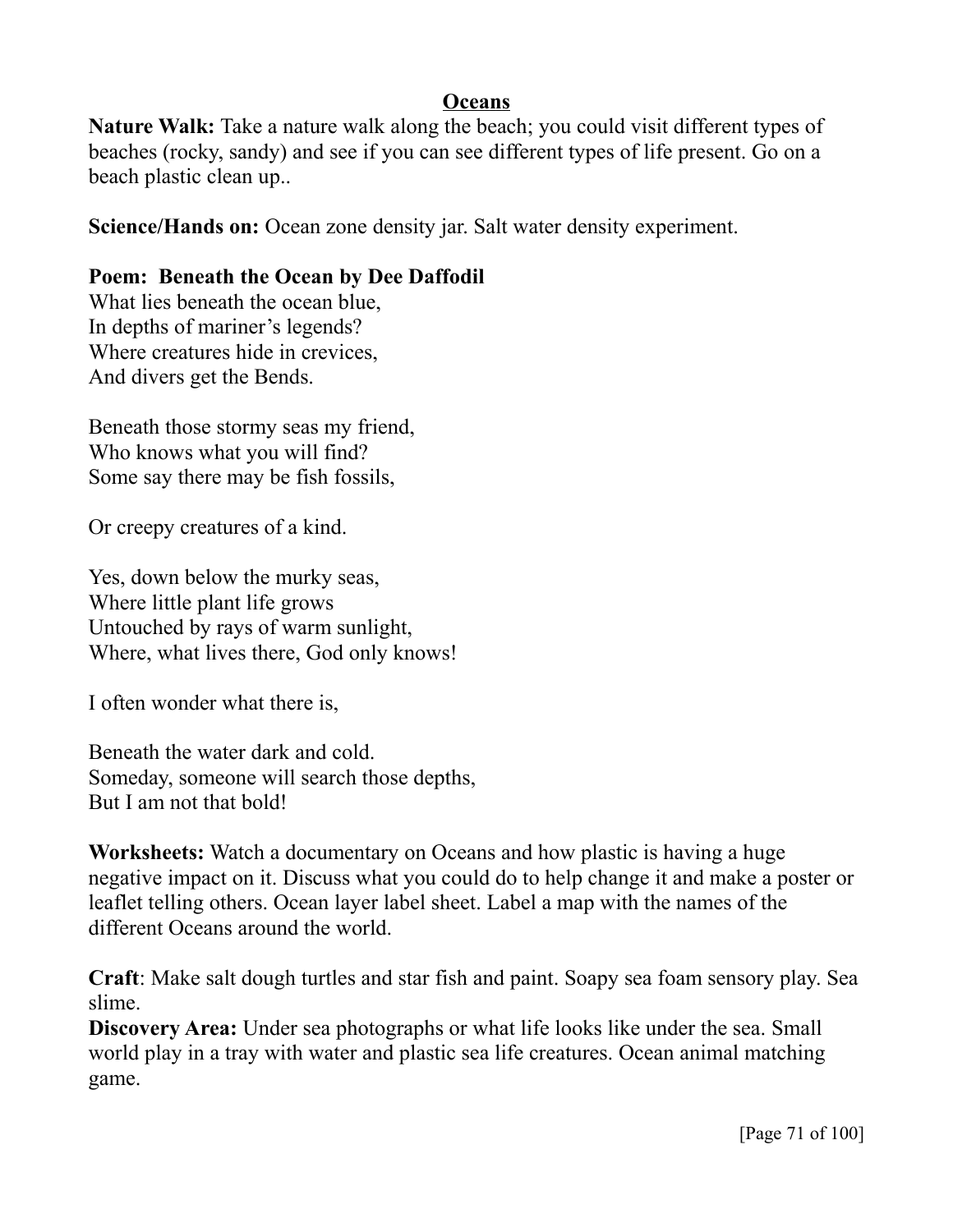## Oceans

**Nature Walk:** Take a nature walk along the beach; you could visit different types of beaches (rocky, sandy) and see if you can see different types of life present. Go on a beach plastic clean up..

**Science/Hands on:** Ocean zone density jar. Salt water density experiment.

**Poem: Beneath the Ocean by Dee Daffodil**

What lies beneath the ocean blue,
In depths of mariner's legends?
Where creatures hide in crevices,
And divers get the Bends.

Beneath those stormy seas my friend,
Who knows what you will find?
Some say there may be fish fossils,

Or creepy creatures of a kind.

Yes, down below the murky seas,
Where little plant life grows
Untouched by rays of warm sunlight,
Where, what lives there, God only knows!

I often wonder what there is,

Beneath the water dark and cold.
Someday, someone will search those depths,
But I am not that bold!

**Worksheets:** Watch a documentary on Oceans and how plastic is having a huge negative impact on it. Discuss what you could do to help change it and make a poster or leaflet telling others. Ocean layer label sheet. Label a map with the names of the different Oceans around the world.

**Craft**: Make salt dough turtles and star fish and paint. Soapy sea foam sensory play. Sea slime.

**Discovery Area:** Under sea photographs or what life looks like under the sea. Small world play in a tray with water and plastic sea life creatures. Ocean animal matching game.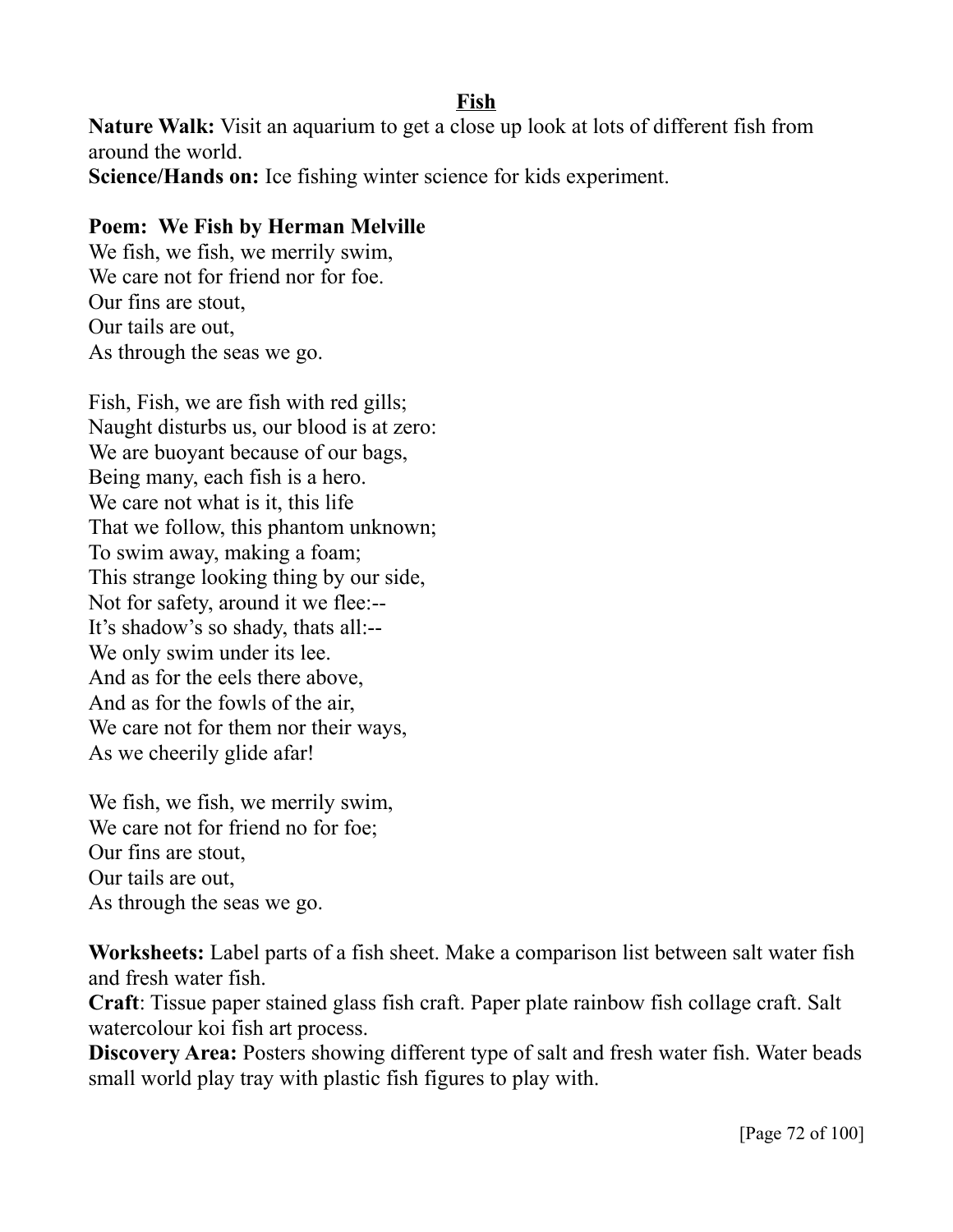## Fish

**Nature Walk:** Visit an aquarium to get a close up look at lots of different fish from around the world.

**Science/Hands on:** Ice fishing winter science for kids experiment.

**Poem: We Fish by Herman Melville**

We fish, we fish, we merrily swim,  
We care not for friend nor for foe.  
Our fins are stout,  
Our tails are out,  
As through the seas we go.

Fish, Fish, we are fish with red gills;  
Naught disturbs us, our blood is at zero:  
We are buoyant because of our bags,  
Being many, each fish is a hero.  
We care not what is it, this life  
That we follow, this phantom unknown;  
To swim away, making a foam;  
This strange looking thing by our side,  
Not for safety, around it we flee:--  
It's shadow's so shady, thats all:--  
We only swim under its lee.  
And as for the eels there above,  
And as for the fowls of the air,  
We care not for them nor their ways,  
As we cheerily glide afar!

We fish, we fish, we merrily swim,  
We care not for friend no for foe;  
Our fins are stout,  
Our tails are out,  
As through the seas we go.

**Worksheets:** Label parts of a fish sheet. Make a comparison list between salt water fish and fresh water fish.

**Craft**: Tissue paper stained glass fish craft. Paper plate rainbow fish collage craft. Salt watercolour koi fish art process.

**Discovery Area:** Posters showing different type of salt and fresh water fish. Water beads small world play tray with plastic fish figures to play with.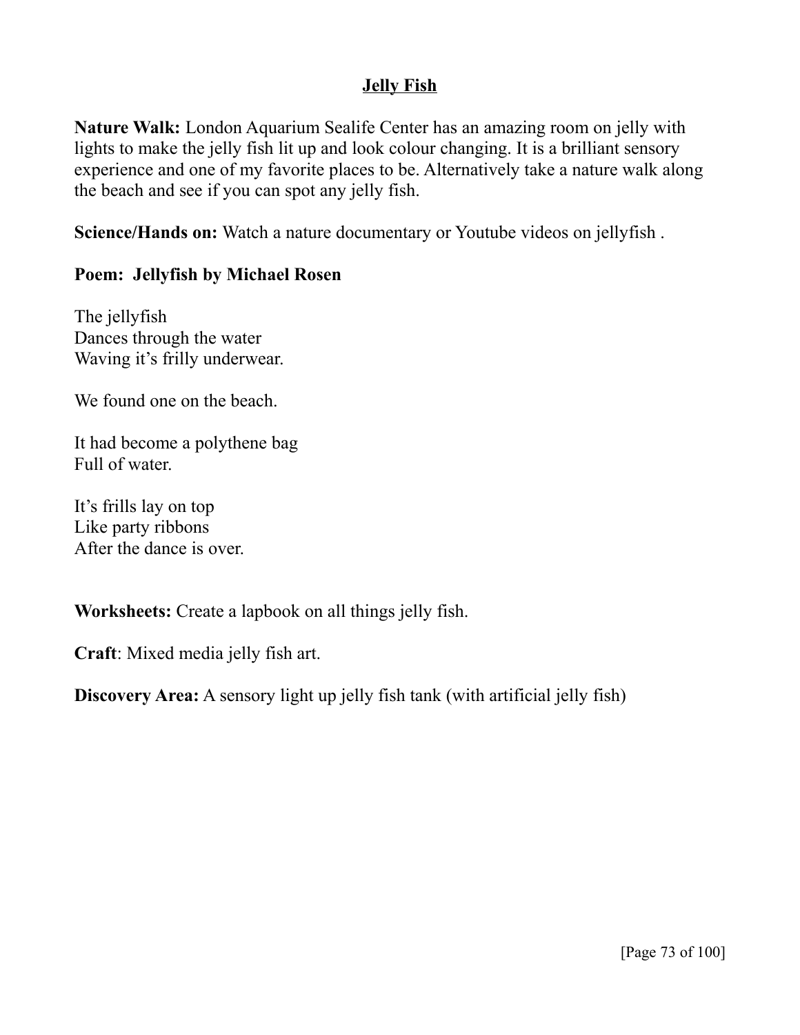# Jelly Fish

**Nature Walk:** London Aquarium Sealife Center has an amazing room on jelly with lights to make the jelly fish lit up and look colour changing. It is a brilliant sensory experience and one of my favorite places to be. Alternatively take a nature walk along the beach and see if you can spot any jelly fish.

**Science/Hands on:** Watch a nature documentary or Youtube videos on jellyfish .

**Poem: Jellyfish by Michael Rosen**

The jellyfish
Dances through the water
Waving it's frilly underwear.

We found one on the beach.

It had become a polythene bag
Full of water.

It's frills lay on top
Like party ribbons
After the dance is over.

**Worksheets:** Create a lapbook on all things jelly fish.

**Craft**: Mixed media jelly fish art.

**Discovery Area:** A sensory light up jelly fish tank (with artificial jelly fish)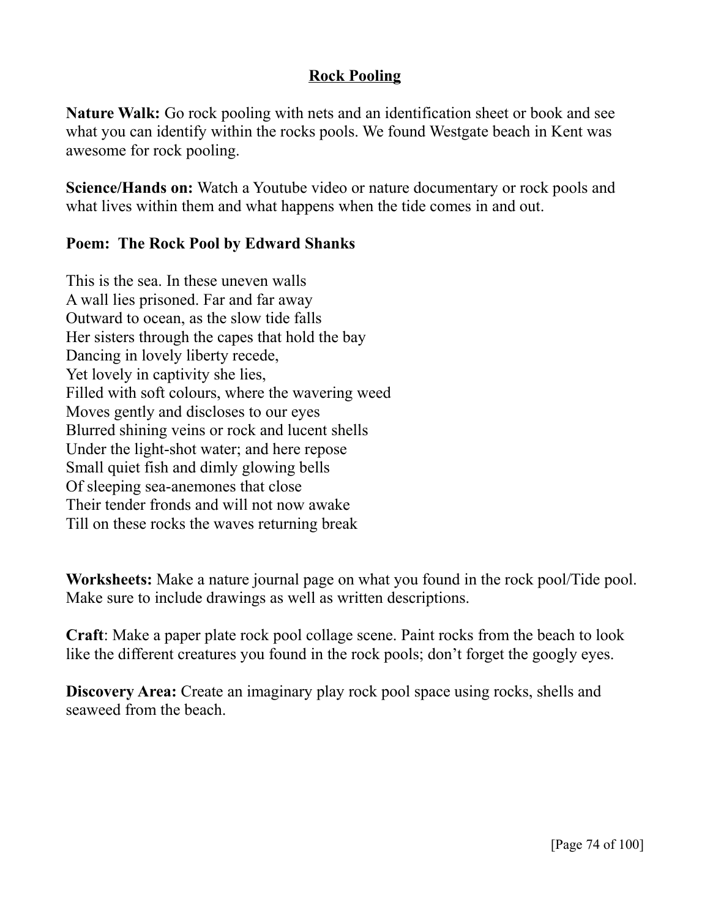# Rock Pooling

**Nature Walk:** Go rock pooling with nets and an identification sheet or book and see what you can identify within the rocks pools. We found Westgate beach in Kent was awesome for rock pooling.

**Science/Hands on:** Watch a Youtube video or nature documentary or rock pools and what lives within them and what happens when the tide comes in and out.

**Poem: The Rock Pool by Edward Shanks**

This is the sea. In these uneven walls
A wall lies prisoned. Far and far away
Outward to ocean, as the slow tide falls
Her sisters through the capes that hold the bay
Dancing in lovely liberty recede,
Yet lovely in captivity she lies,
Filled with soft colours, where the wavering weed
Moves gently and discloses to our eyes
Blurred shining veins or rock and lucent shells
Under the light-shot water; and here repose
Small quiet fish and dimly glowing bells
Of sleeping sea-anemones that close
Their tender fronds and will not now awake
Till on these rocks the waves returning break

**Worksheets:** Make a nature journal page on what you found in the rock pool/Tide pool. Make sure to include drawings as well as written descriptions.

**Craft**: Make a paper plate rock pool collage scene. Paint rocks from the beach to look like the different creatures you found in the rock pools; don't forget the googly eyes.

**Discovery Area:** Create an imaginary play rock pool space using rocks, shells and seaweed from the beach.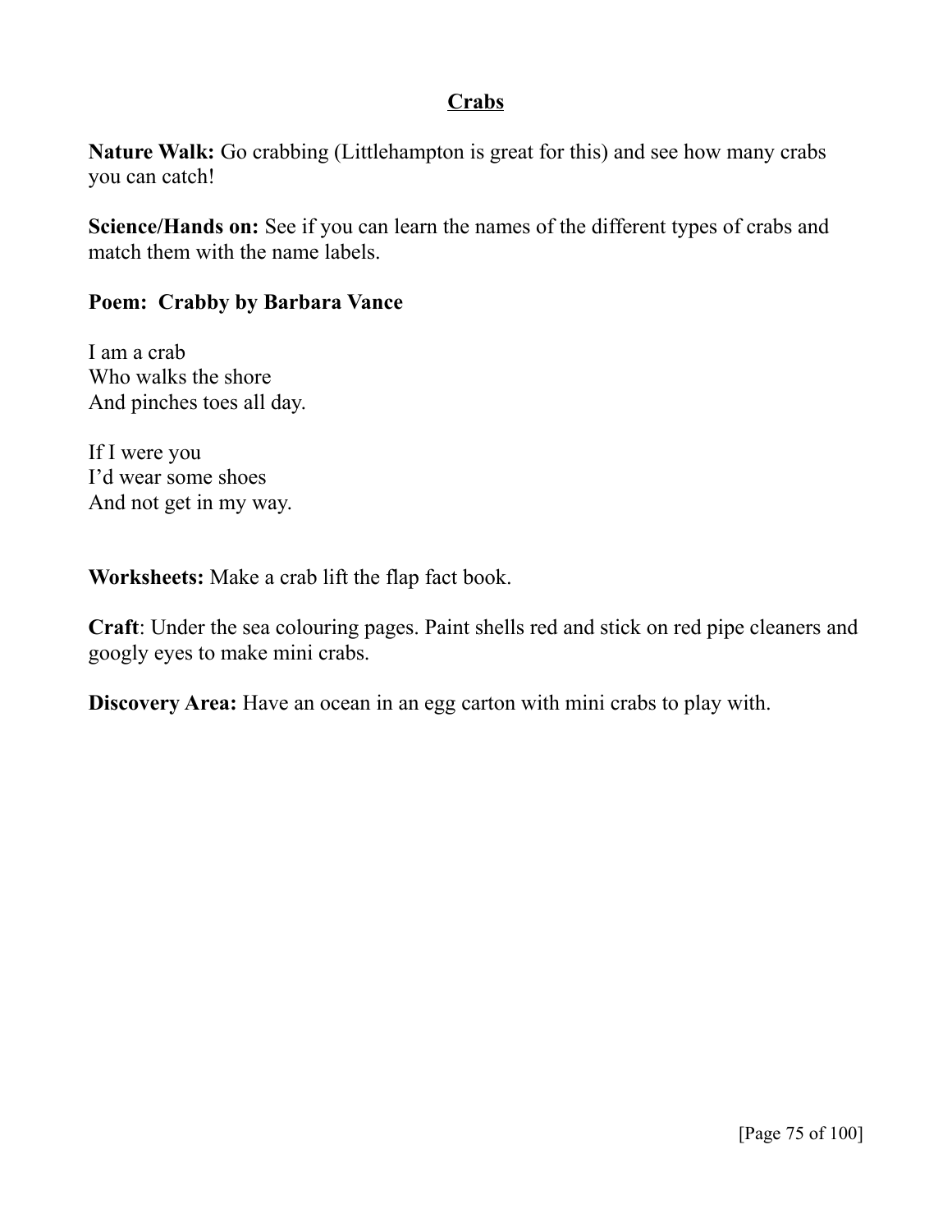# Crabs

**Nature Walk:** Go crabbing (Littlehampton is great for this) and see how many crabs you can catch!

**Science/Hands on:** See if you can learn the names of the different types of crabs and match them with the name labels.

**Poem: Crabby by Barbara Vance**

I am a crab
Who walks the shore
And pinches toes all day.

If I were you
I'd wear some shoes
And not get in my way.

**Worksheets:** Make a crab lift the flap fact book.

**Craft**: Under the sea colouring pages. Paint shells red and stick on red pipe cleaners and googly eyes to make mini crabs.

**Discovery Area:** Have an ocean in an egg carton with mini crabs to play with.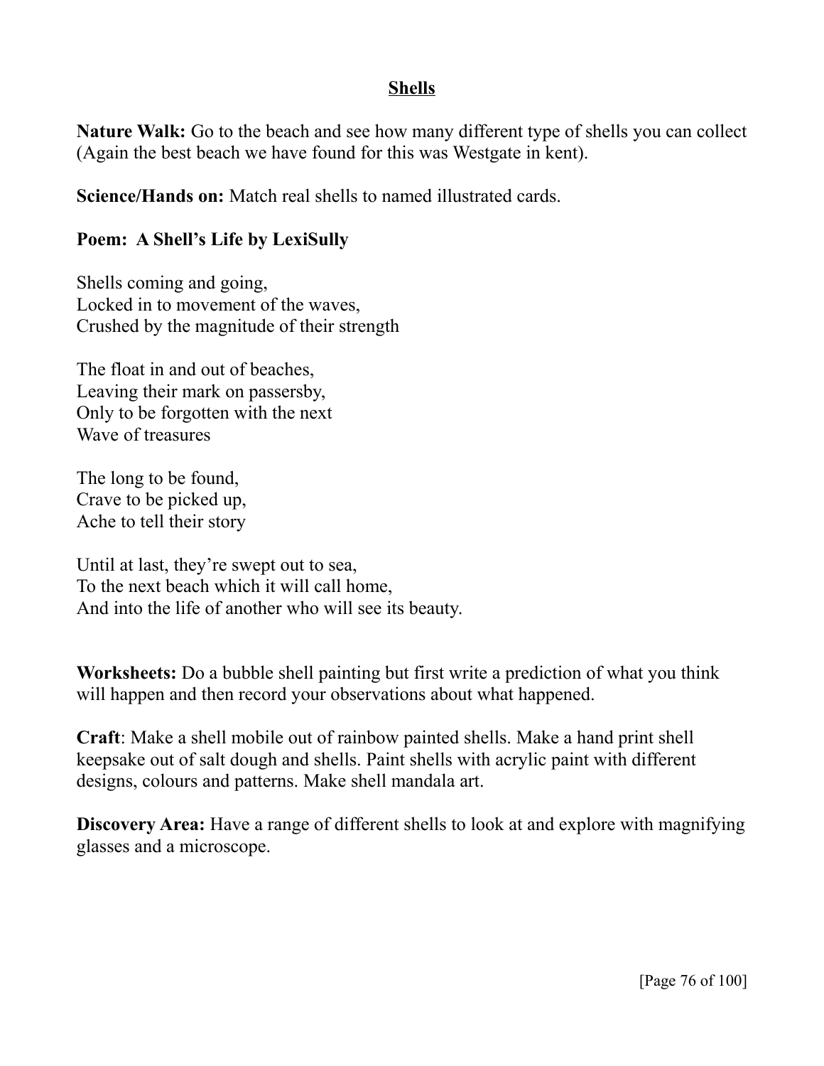## Shells

**Nature Walk:** Go to the beach and see how many different type of shells you can collect (Again the best beach we have found for this was Westgate in kent).

**Science/Hands on:** Match real shells to named illustrated cards.

**Poem: A Shell's Life by LexiSully**

Shells coming and going,  
Locked in to movement of the waves,  
Crushed by the magnitude of their strength

The float in and out of beaches,  
Leaving their mark on passersby,  
Only to be forgotten with the next  
Wave of treasures

The long to be found,  
Crave to be picked up,  
Ache to tell their story

Until at last, they're swept out to sea,  
To the next beach which it will call home,  
And into the life of another who will see its beauty.

**Worksheets:** Do a bubble shell painting but first write a prediction of what you think will happen and then record your observations about what happened.

**Craft**: Make a shell mobile out of rainbow painted shells. Make a hand print shell keepsake out of salt dough and shells. Paint shells with acrylic paint with different designs, colours and patterns. Make shell mandala art.

**Discovery Area:** Have a range of different shells to look at and explore with magnifying glasses and a microscope.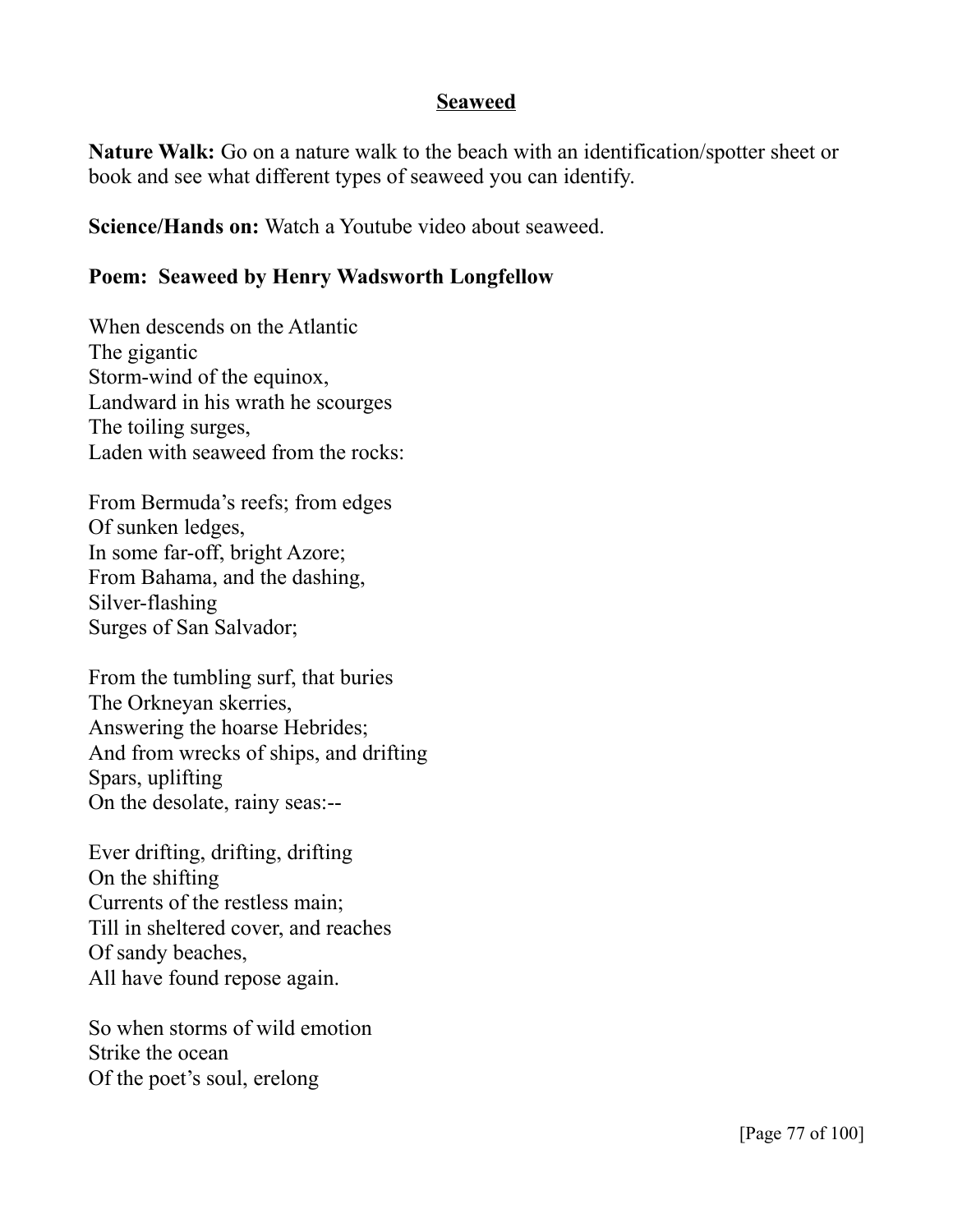## Seaweed

**Nature Walk:** Go on a nature walk to the beach with an identification/spotter sheet or book and see what different types of seaweed you can identify.

**Science/Hands on:** Watch a Youtube video about seaweed.

### Poem: Seaweed by Henry Wadsworth Longfellow

When descends on the Atlantic  
The gigantic  
Storm-wind of the equinox,  
Landward in his wrath he scourges  
The toiling surges,  
Laden with seaweed from the rocks:

From Bermuda's reefs; from edges  
Of sunken ledges,  
In some far-off, bright Azore;  
From Bahama, and the dashing,  
Silver-flashing  
Surges of San Salvador;

From the tumbling surf, that buries  
The Orkneyan skerries,  
Answering the hoarse Hebrides;  
And from wrecks of ships, and drifting  
Spars, uplifting  
On the desolate, rainy seas:--

Ever drifting, drifting, drifting  
On the shifting  
Currents of the restless main;  
Till in sheltered cover, and reaches  
Of sandy beaches,  
All have found repose again.

So when storms of wild emotion  
Strike the ocean  
Of the poet's soul, erelong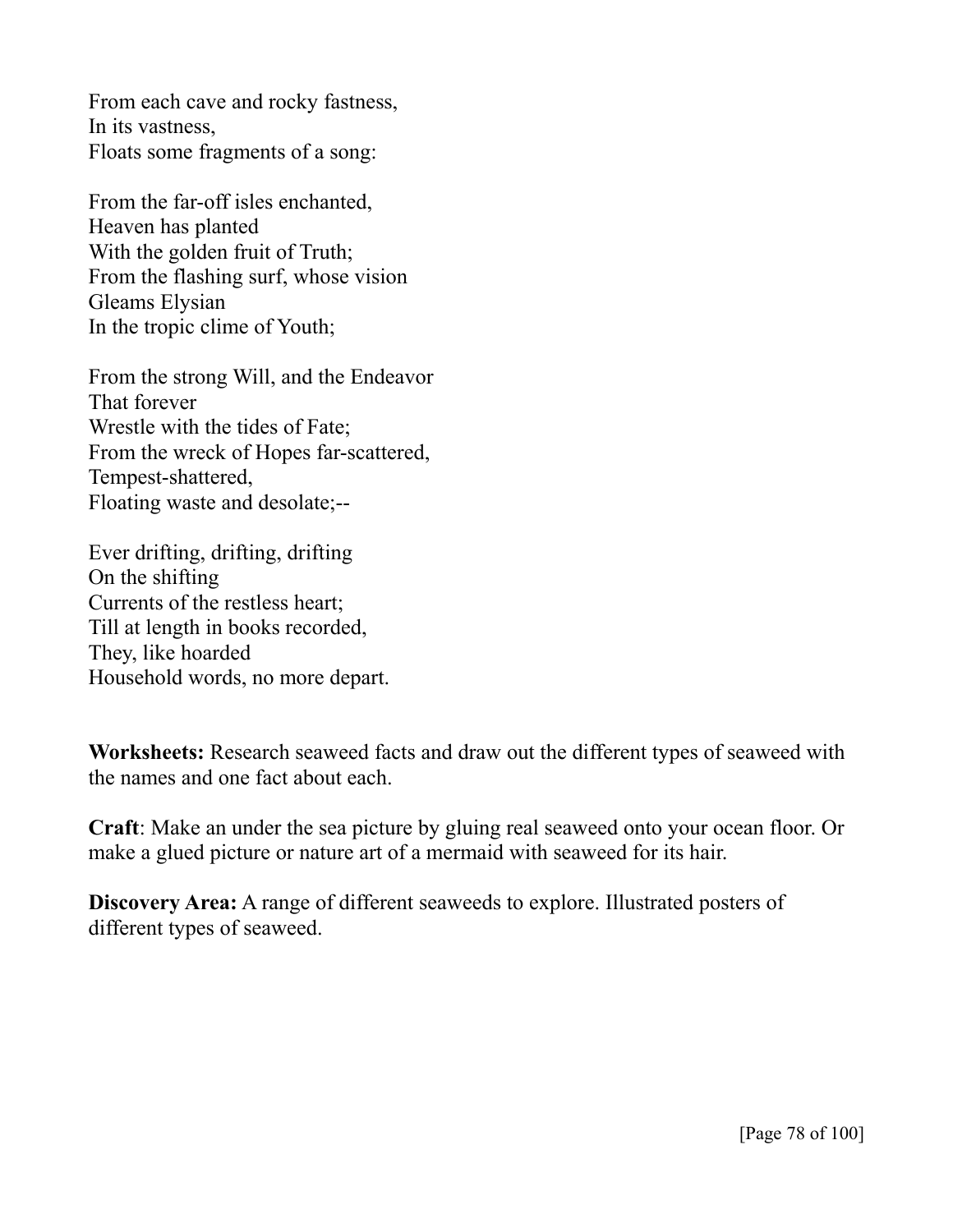From each cave and rocky fastness,  
In its vastness,  
Floats some fragments of a song:

From the far-off isles enchanted,  
Heaven has planted  
With the golden fruit of Truth;  
From the flashing surf, whose vision  
Gleams Elysian  
In the tropic clime of Youth;

From the strong Will, and the Endeavor  
That forever  
Wrestle with the tides of Fate;  
From the wreck of Hopes far-scattered,  
Tempest-shattered,  
Floating waste and desolate;--

Ever drifting, drifting, drifting  
On the shifting  
Currents of the restless heart;  
Till at length in books recorded,  
They, like hoarded  
Household words, no more depart.

**Worksheets:** Research seaweed facts and draw out the different types of seaweed with the names and one fact about each.

**Craft**: Make an under the sea picture by gluing real seaweed onto your ocean floor. Or make a glued picture or nature art of a mermaid with seaweed for its hair.

**Discovery Area:** A range of different seaweeds to explore. Illustrated posters of different types of seaweed.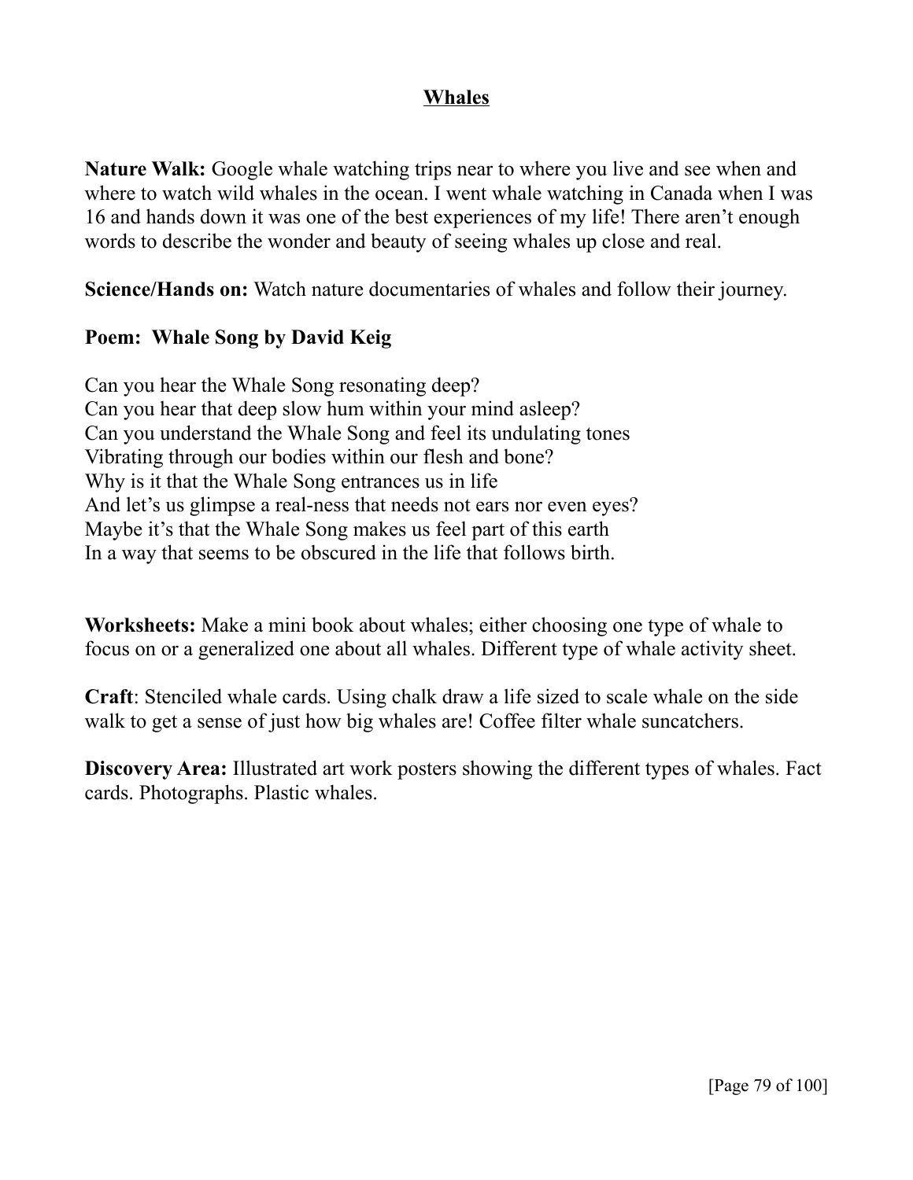# Whales

**Nature Walk:** Google whale watching trips near to where you live and see when and where to watch wild whales in the ocean. I went whale watching in Canada when I was 16 and hands down it was one of the best experiences of my life! There aren't enough words to describe the wonder and beauty of seeing whales up close and real.

**Science/Hands on:** Watch nature documentaries of whales and follow their journey.

**Poem: Whale Song by David Keig**

Can you hear the Whale Song resonating deep?
Can you hear that deep slow hum within your mind asleep?
Can you understand the Whale Song and feel its undulating tones
Vibrating through our bodies within our flesh and bone?
Why is it that the Whale Song entrances us in life
And let's us glimpse a real-ness that needs not ears nor even eyes?
Maybe it's that the Whale Song makes us feel part of this earth
In a way that seems to be obscured in the life that follows birth.

**Worksheets:** Make a mini book about whales; either choosing one type of whale to focus on or a generalized one about all whales. Different type of whale activity sheet.

**Craft**: Stenciled whale cards. Using chalk draw a life sized to scale whale on the side walk to get a sense of just how big whales are! Coffee filter whale suncatchers.

**Discovery Area:** Illustrated art work posters showing the different types of whales. Fact cards. Photographs. Plastic whales.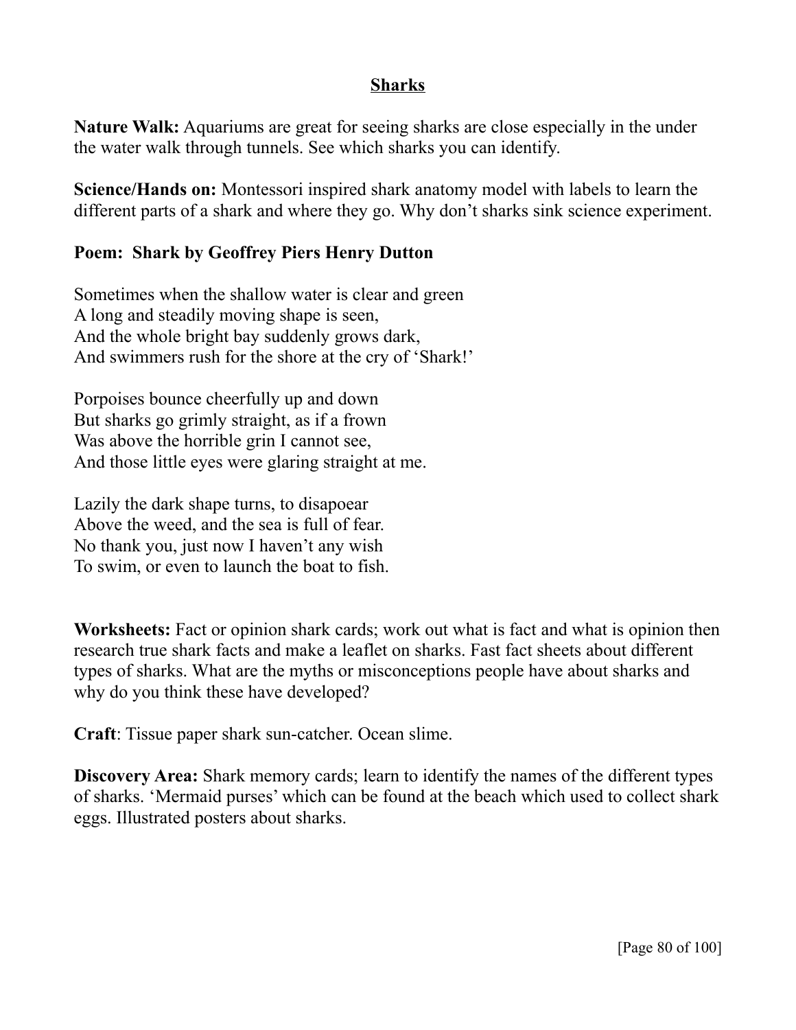## Sharks

**Nature Walk:** Aquariums are great for seeing sharks are close especially in the under the water walk through tunnels. See which sharks you can identify.

**Science/Hands on:** Montessori inspired shark anatomy model with labels to learn the different parts of a shark and where they go. Why don't sharks sink science experiment.

**Poem: Shark by Geoffrey Piers Henry Dutton**

Sometimes when the shallow water is clear and green
A long and steadily moving shape is seen,
And the whole bright bay suddenly grows dark,
And swimmers rush for the shore at the cry of 'Shark!'

Porpoises bounce cheerfully up and down
But sharks go grimly straight, as if a frown
Was above the horrible grin I cannot see,
And those little eyes were glaring straight at me.

Lazily the dark shape turns, to disapoear
Above the weed, and the sea is full of fear.
No thank you, just now I haven't any wish
To swim, or even to launch the boat to fish.

**Worksheets:** Fact or opinion shark cards; work out what is fact and what is opinion then research true shark facts and make a leaflet on sharks. Fast fact sheets about different types of sharks. What are the myths or misconceptions people have about sharks and why do you think these have developed?

**Craft**: Tissue paper shark sun-catcher. Ocean slime.

**Discovery Area:** Shark memory cards; learn to identify the names of the different types of sharks. 'Mermaid purses' which can be found at the beach which used to collect shark eggs. Illustrated posters about sharks.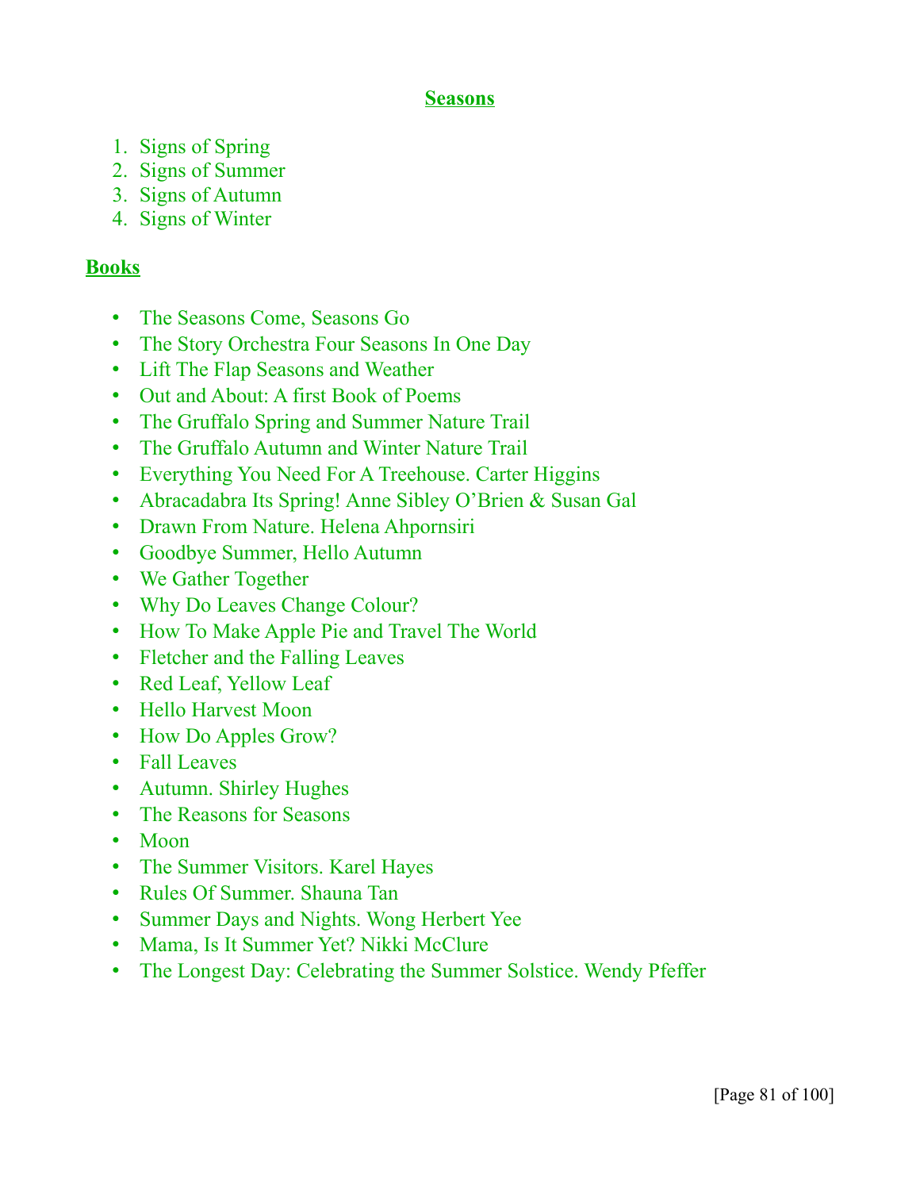## Seasons

1. Signs of Spring
2. Signs of Summer
3. Signs of Autumn
4. Signs of Winter

## Books

- The Seasons Come, Seasons Go
- The Story Orchestra Four Seasons In One Day
- Lift The Flap Seasons and Weather
- Out and About: A first Book of Poems
- The Gruffalo Spring and Summer Nature Trail
- The Gruffalo Autumn and Winter Nature Trail
- Everything You Need For A Treehouse. Carter Higgins
- Abracadabra Its Spring! Anne Sibley O'Brien & Susan Gal
- Drawn From Nature. Helena Ahpornsiri
- Goodbye Summer, Hello Autumn
- We Gather Together
- Why Do Leaves Change Colour?
- How To Make Apple Pie and Travel The World
- Fletcher and the Falling Leaves
- Red Leaf, Yellow Leaf
- Hello Harvest Moon
- How Do Apples Grow?
- Fall Leaves
- Autumn. Shirley Hughes
- The Reasons for Seasons
- Moon
- The Summer Visitors. Karel Hayes
- Rules Of Summer. Shauna Tan
- Summer Days and Nights. Wong Herbert Yee
- Mama, Is It Summer Yet? Nikki McClure
- The Longest Day: Celebrating the Summer Solstice. Wendy Pfeffer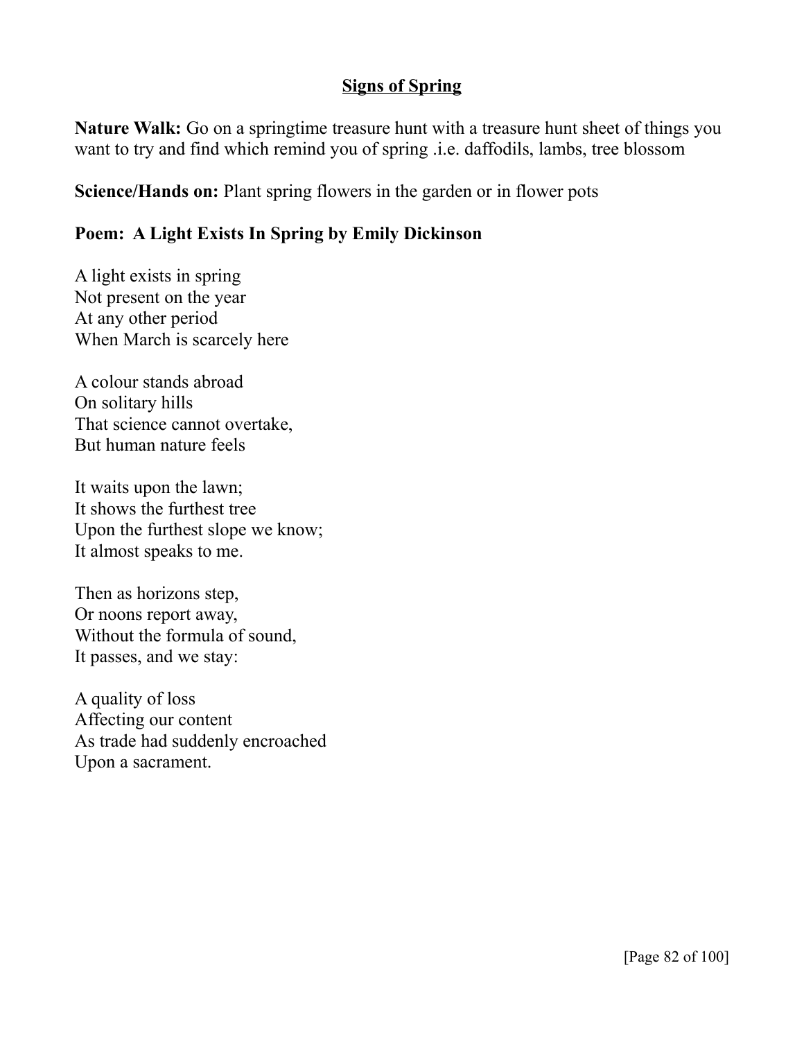## Signs of Spring

**Nature Walk:** Go on a springtime treasure hunt with a treasure hunt sheet of things you want to try and find which remind you of spring .i.e. daffodils, lambs, tree blossom

**Science/Hands on:** Plant spring flowers in the garden or in flower pots

**Poem: A Light Exists In Spring by Emily Dickinson**

A light exists in spring  
Not present on the year  
At any other period  
When March is scarcely here

A colour stands abroad  
On solitary hills  
That science cannot overtake,  
But human nature feels

It waits upon the lawn;  
It shows the furthest tree  
Upon the furthest slope we know;  
It almost speaks to me.

Then as horizons step,  
Or noons report away,  
Without the formula of sound,  
It passes, and we stay:

A quality of loss  
Affecting our content  
As trade had suddenly encroached  
Upon a sacrament.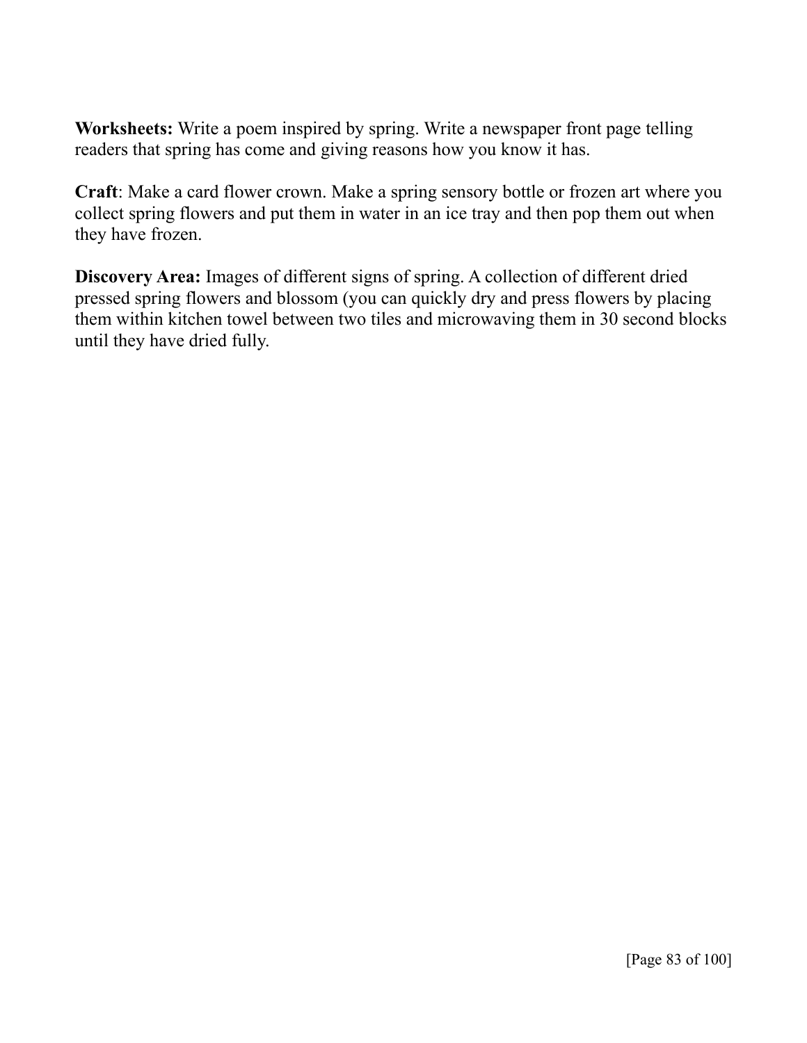**Worksheets:** Write a poem inspired by spring. Write a newspaper front page telling readers that spring has come and giving reasons how you know it has.

**Craft**: Make a card flower crown. Make a spring sensory bottle or frozen art where you collect spring flowers and put them in water in an ice tray and then pop them out when they have frozen.

**Discovery Area:** Images of different signs of spring. A collection of different dried pressed spring flowers and blossom (you can quickly dry and press flowers by placing them within kitchen towel between two tiles and microwaving them in 30 second blocks until they have dried fully.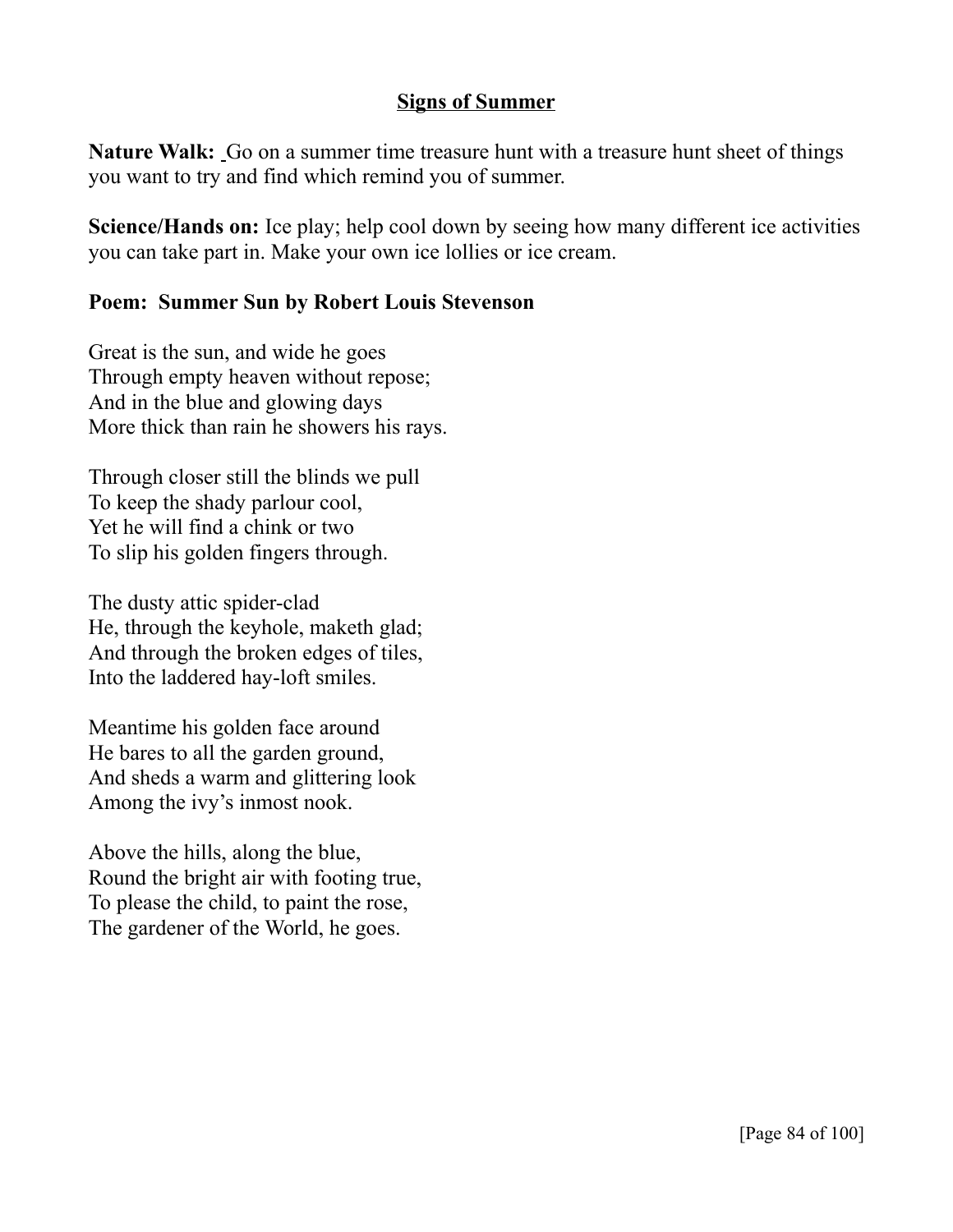## Signs of Summer

**Nature Walk:** Go on a summer time treasure hunt with a treasure hunt sheet of things you want to try and find which remind you of summer.

**Science/Hands on:** Ice play; help cool down by seeing how many different ice activities you can take part in. Make your own ice lollies or ice cream.

**Poem: Summer Sun by Robert Louis Stevenson**

Great is the sun, and wide he goes  
Through empty heaven without repose;  
And in the blue and glowing days  
More thick than rain he showers his rays.

Through closer still the blinds we pull  
To keep the shady parlour cool,  
Yet he will find a chink or two  
To slip his golden fingers through.

The dusty attic spider-clad  
He, through the keyhole, maketh glad;  
And through the broken edges of tiles,  
Into the laddered hay-loft smiles.

Meantime his golden face around  
He bares to all the garden ground,  
And sheds a warm and glittering look  
Among the ivy's inmost nook.

Above the hills, along the blue,  
Round the bright air with footing true,  
To please the child, to paint the rose,  
The gardener of the World, he goes.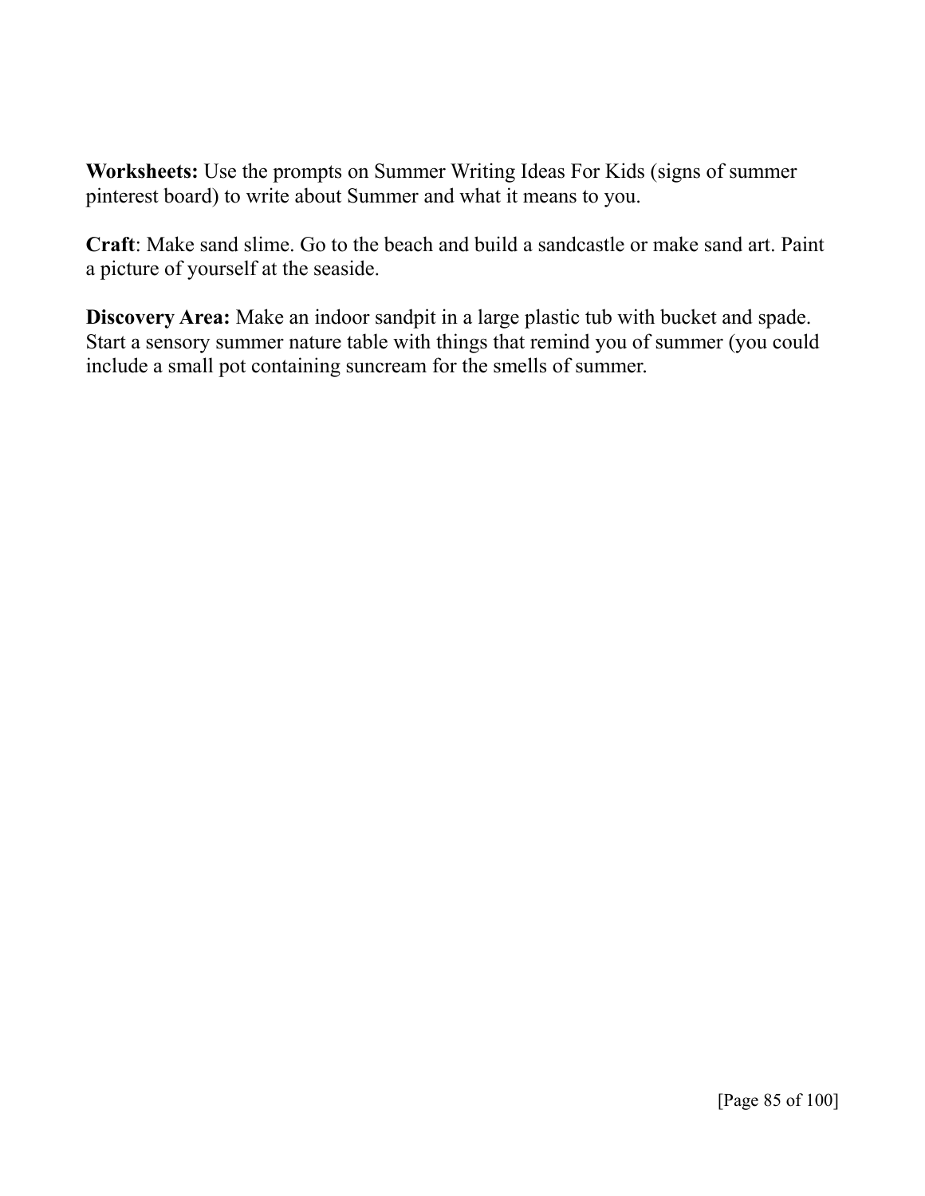**Worksheets:** Use the prompts on Summer Writing Ideas For Kids (signs of summer pinterest board) to write about Summer and what it means to you.

**Craft**: Make sand slime. Go to the beach and build a sandcastle or make sand art. Paint a picture of yourself at the seaside.

**Discovery Area:** Make an indoor sandpit in a large plastic tub with bucket and spade. Start a sensory summer nature table with things that remind you of summer (you could include a small pot containing suncream for the smells of summer.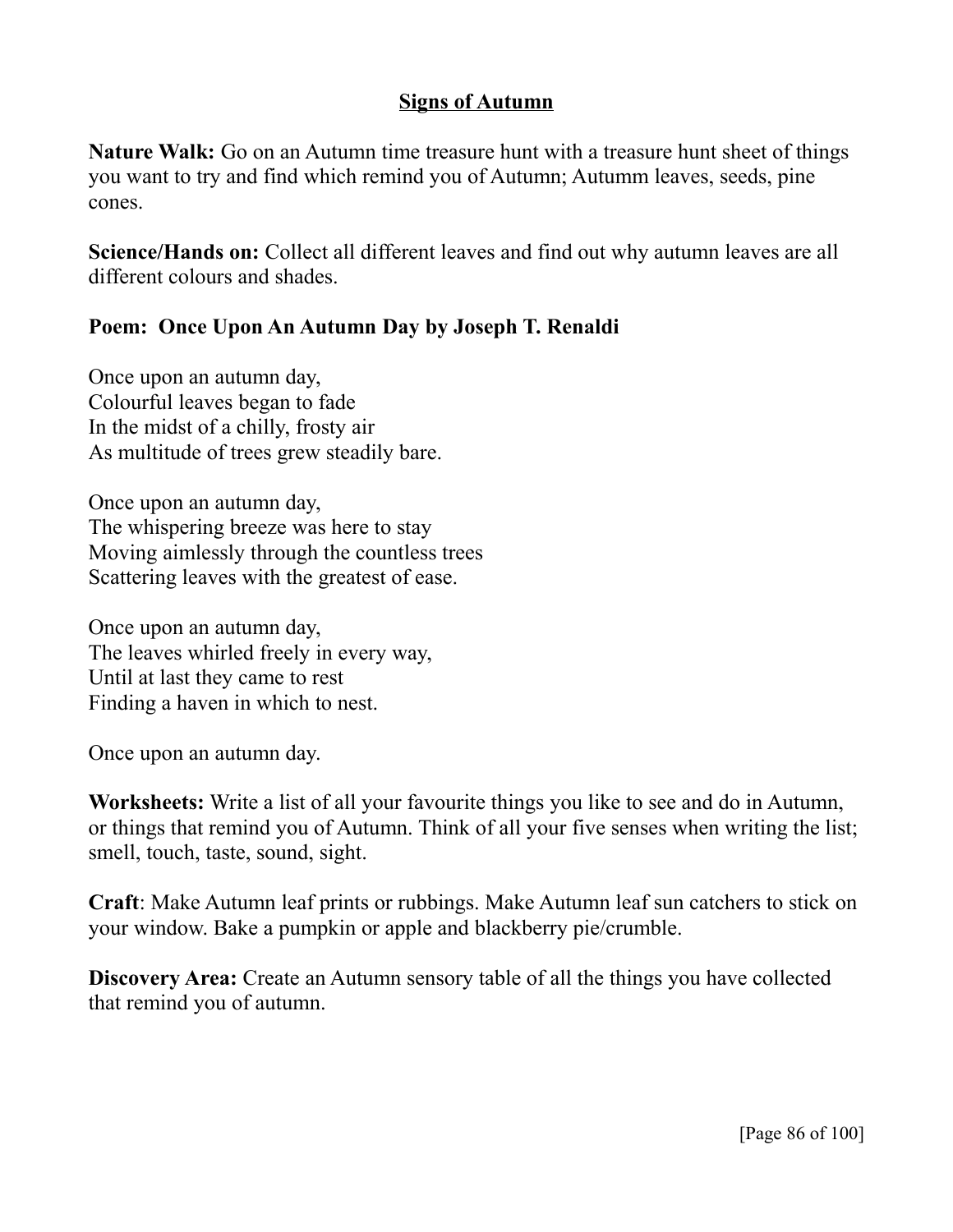## Signs of Autumn

**Nature Walk:** Go on an Autumn time treasure hunt with a treasure hunt sheet of things you want to try and find which remind you of Autumn; Autumm leaves, seeds, pine cones.

**Science/Hands on:** Collect all different leaves and find out why autumn leaves are all different colours and shades.

**Poem: Once Upon An Autumn Day by Joseph T. Renaldi**

Once upon an autumn day,
Colourful leaves began to fade
In the midst of a chilly, frosty air
As multitude of trees grew steadily bare.

Once upon an autumn day,
The whispering breeze was here to stay
Moving aimlessly through the countless trees
Scattering leaves with the greatest of ease.

Once upon an autumn day,
The leaves whirled freely in every way,
Until at last they came to rest
Finding a haven in which to nest.

Once upon an autumn day.

**Worksheets:** Write a list of all your favourite things you like to see and do in Autumn, or things that remind you of Autumn. Think of all your five senses when writing the list; smell, touch, taste, sound, sight.

**Craft**: Make Autumn leaf prints or rubbings. Make Autumn leaf sun catchers to stick on your window. Bake a pumpkin or apple and blackberry pie/crumble.

**Discovery Area:** Create an Autumn sensory table of all the things you have collected that remind you of autumn.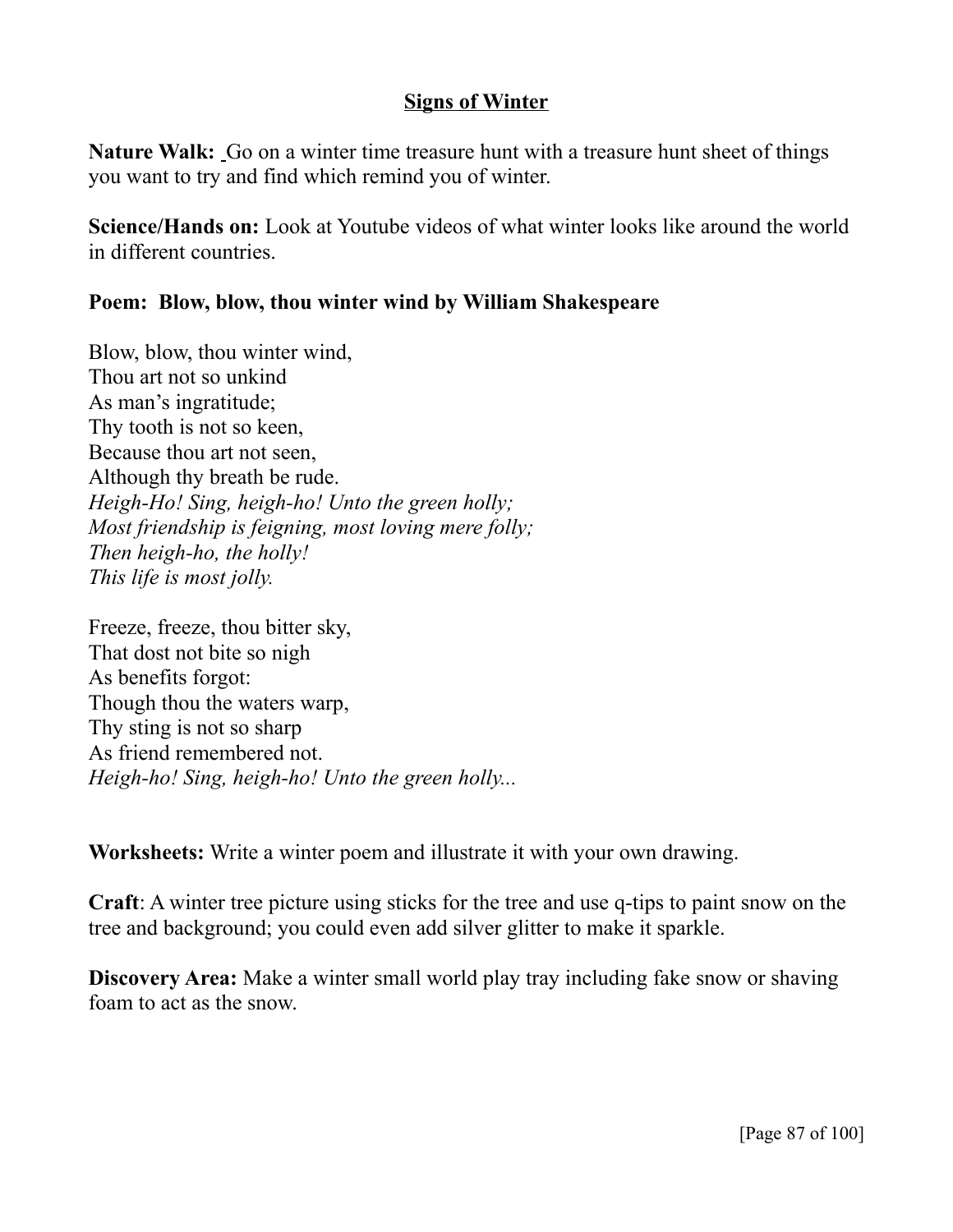## Signs of Winter

**Nature Walk:** Go on a winter time treasure hunt with a treasure hunt sheet of things you want to try and find which remind you of winter.

**Science/Hands on:** Look at Youtube videos of what winter looks like around the world in different countries.

**Poem: Blow, blow, thou winter wind by William Shakespeare**

Blow, blow, thou winter wind,
Thou art not so unkind
As man's ingratitude;
Thy tooth is not so keen,
Because thou art not seen,
Although thy breath be rude.
*Heigh-Ho! Sing, heigh-ho! Unto the green holly;*
*Most friendship is feigning, most loving mere folly;*
*Then heigh-ho, the holly!*
*This life is most jolly.*

Freeze, freeze, thou bitter sky,
That dost not bite so nigh
As benefits forgot:
Though thou the waters warp,
Thy sting is not so sharp
As friend remembered not.
*Heigh-ho! Sing, heigh-ho! Unto the green holly...*

**Worksheets:** Write a winter poem and illustrate it with your own drawing.

**Craft**: A winter tree picture using sticks for the tree and use q-tips to paint snow on the tree and background; you could even add silver glitter to make it sparkle.

**Discovery Area:** Make a winter small world play tray including fake snow or shaving foam to act as the snow.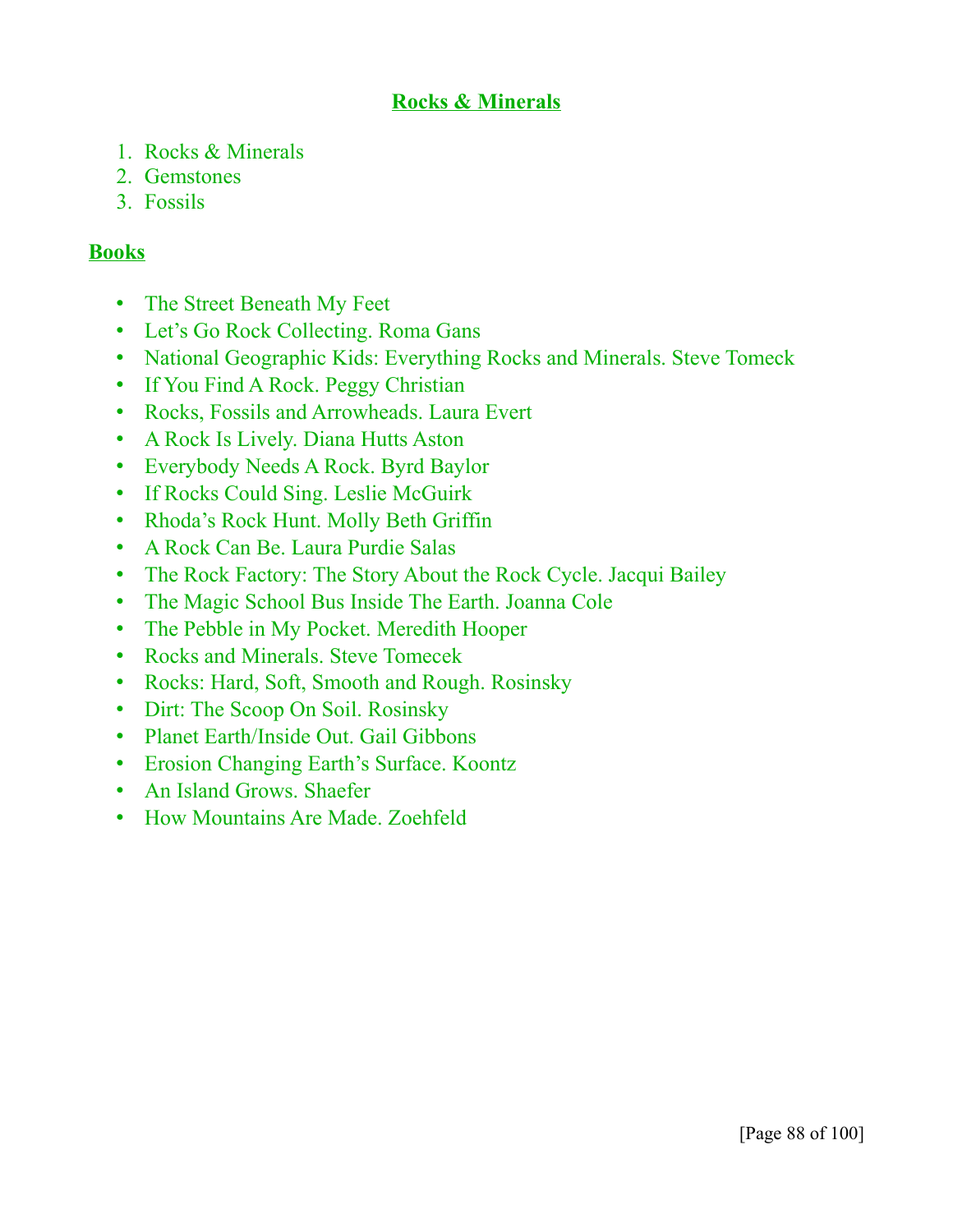## Rocks & Minerals

1. Rocks & Minerals
2. Gemstones
3. Fossils

### Books

- The Street Beneath My Feet
- Let's Go Rock Collecting. Roma Gans
- National Geographic Kids: Everything Rocks and Minerals. Steve Tomeck
- If You Find A Rock. Peggy Christian
- Rocks, Fossils and Arrowheads. Laura Evert
- A Rock Is Lively. Diana Hutts Aston
- Everybody Needs A Rock. Byrd Baylor
- If Rocks Could Sing. Leslie McGuirk
- Rhoda's Rock Hunt. Molly Beth Griffin
- A Rock Can Be. Laura Purdie Salas
- The Rock Factory: The Story About the Rock Cycle. Jacqui Bailey
- The Magic School Bus Inside The Earth. Joanna Cole
- The Pebble in My Pocket. Meredith Hooper
- Rocks and Minerals. Steve Tomecek
- Rocks: Hard, Soft, Smooth and Rough. Rosinsky
- Dirt: The Scoop On Soil. Rosinsky
- Planet Earth/Inside Out. Gail Gibbons
- Erosion Changing Earth's Surface. Koontz
- An Island Grows. Shaefer
- How Mountains Are Made. Zoehfeld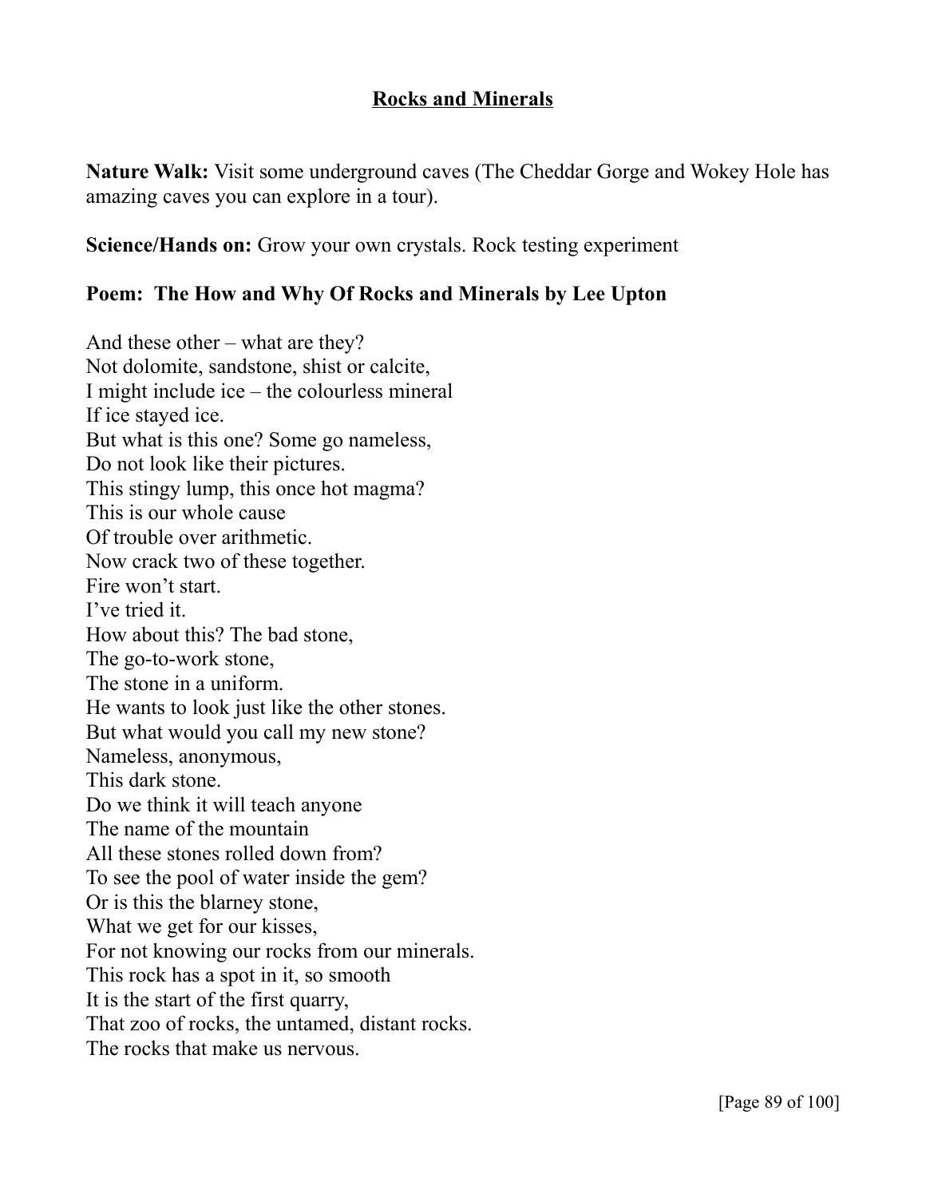# Rocks and Minerals

**Nature Walk:** Visit some underground caves (The Cheddar Gorge and Wokey Hole has amazing caves you can explore in a tour).

**Science/Hands on:** Grow your own crystals. Rock testing experiment

**Poem: The How and Why Of Rocks and Minerals by Lee Upton**

And these other – what are they?  
Not dolomite, sandstone, shist or calcite,  
I might include ice – the colourless mineral  
If ice stayed ice.  
But what is this one? Some go nameless,  
Do not look like their pictures.  
This stingy lump, this once hot magma?  
This is our whole cause  
Of trouble over arithmetic.  
Now crack two of these together.  
Fire won't start.  
I've tried it.  
How about this? The bad stone,  
The go-to-work stone,  
The stone in a uniform.  
He wants to look just like the other stones.  
But what would you call my new stone?  
Nameless, anonymous,  
This dark stone.  
Do we think it will teach anyone  
The name of the mountain  
All these stones rolled down from?  
To see the pool of water inside the gem?  
Or is this the blarney stone,  
What we get for our kisses,  
For not knowing our rocks from our minerals.  
This rock has a spot in it, so smooth  
It is the start of the first quarry,  
That zoo of rocks, the untamed, distant rocks.  
The rocks that make us nervous.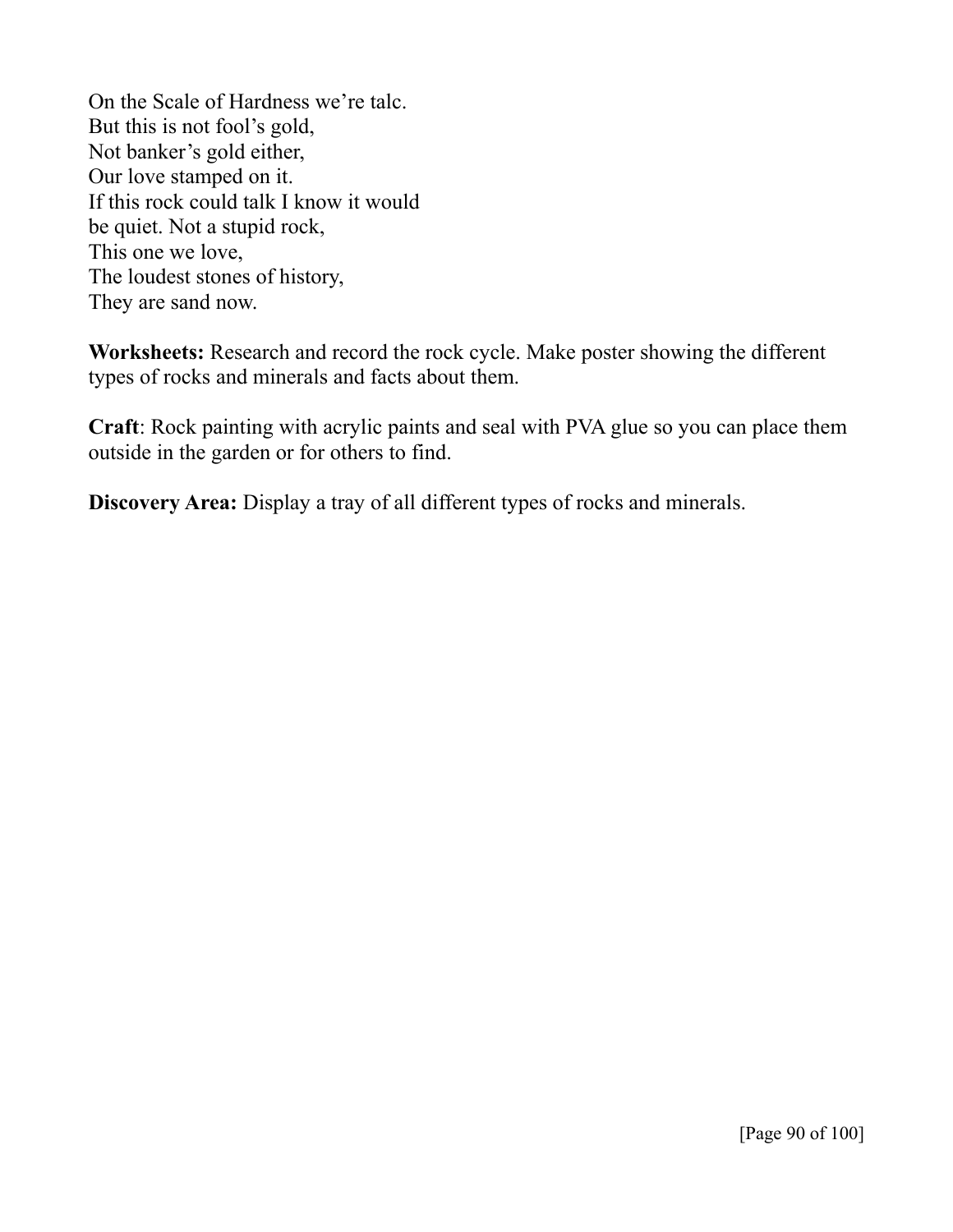On the Scale of Hardness we're talc.  
But this is not fool's gold,  
Not banker's gold either,  
Our love stamped on it.  
If this rock could talk I know it would  
be quiet. Not a stupid rock,  
This one we love,  
The loudest stones of history,  
They are sand now.

**Worksheets:** Research and record the rock cycle. Make poster showing the different types of rocks and minerals and facts about them.

**Craft**: Rock painting with acrylic paints and seal with PVA glue so you can place them outside in the garden or for others to find.

**Discovery Area:** Display a tray of all different types of rocks and minerals.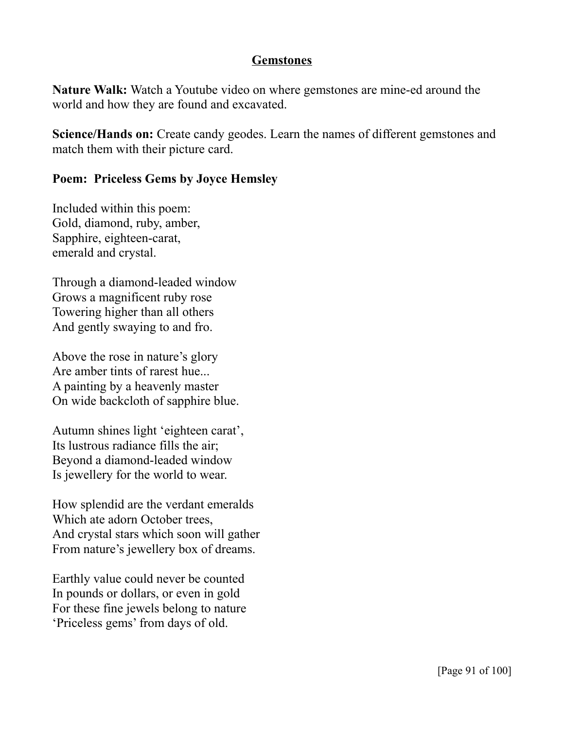# Gemstones

**Nature Walk:** Watch a Youtube video on where gemstones are mine-ed around the world and how they are found and excavated.

**Science/Hands on:** Create candy geodes. Learn the names of different gemstones and match them with their picture card.

**Poem: Priceless Gems by Joyce Hemsley**

Included within this poem:
Gold, diamond, ruby, amber,
Sapphire, eighteen-carat,
emerald and crystal.

Through a diamond-leaded window
Grows a magnificent ruby rose
Towering higher than all others
And gently swaying to and fro.

Above the rose in nature's glory
Are amber tints of rarest hue...
A painting by a heavenly master
On wide backcloth of sapphire blue.

Autumn shines light 'eighteen carat',
Its lustrous radiance fills the air;
Beyond a diamond-leaded window
Is jewellery for the world to wear.

How splendid are the verdant emeralds
Which ate adorn October trees,
And crystal stars which soon will gather
From nature's jewellery box of dreams.

Earthly value could never be counted
In pounds or dollars, or even in gold
For these fine jewels belong to nature
'Priceless gems' from days of old.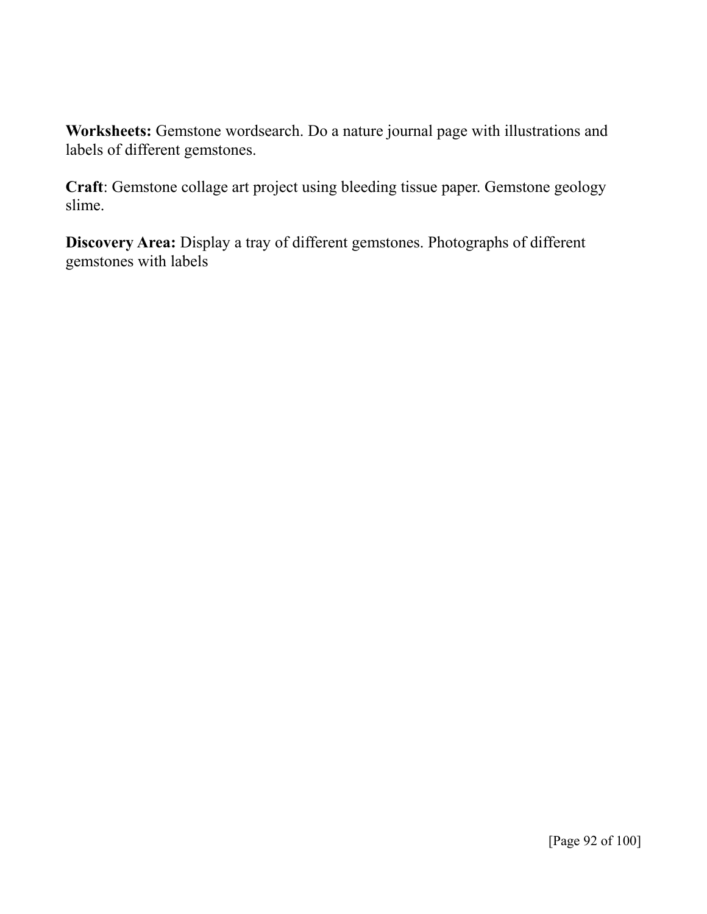**Worksheets:** Gemstone wordsearch. Do a nature journal page with illustrations and labels of different gemstones.

**Craft**: Gemstone collage art project using bleeding tissue paper. Gemstone geology slime.

**Discovery Area:** Display a tray of different gemstones. Photographs of different gemstones with labels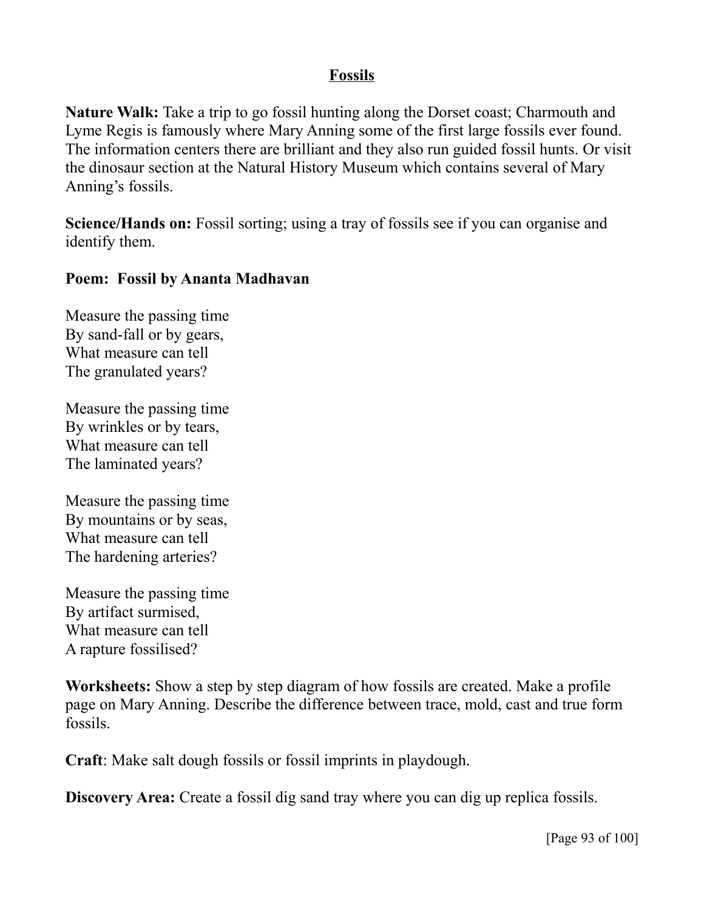## Fossils

**Nature Walk:** Take a trip to go fossil hunting along the Dorset coast; Charmouth and Lyme Regis is famously where Mary Anning some of the first large fossils ever found. The information centers there are brilliant and they also run guided fossil hunts. Or visit the dinosaur section at the Natural History Museum which contains several of Mary Anning's fossils.

**Science/Hands on:** Fossil sorting; using a tray of fossils see if you can organise and identify them.

**Poem: Fossil by Ananta Madhavan**

Measure the passing time  
By sand-fall or by gears,  
What measure can tell  
The granulated years?

Measure the passing time  
By wrinkles or by tears,  
What measure can tell  
The laminated years?

Measure the passing time  
By mountains or by seas,  
What measure can tell  
The hardening arteries?

Measure the passing time  
By artifact surmised,  
What measure can tell  
A rapture fossilised?

**Worksheets:** Show a step by step diagram of how fossils are created. Make a profile page on Mary Anning. Describe the difference between trace, mold, cast and true form fossils.

**Craft**: Make salt dough fossils or fossil imprints in playdough.

**Discovery Area:** Create a fossil dig sand tray where you can dig up replica fossils.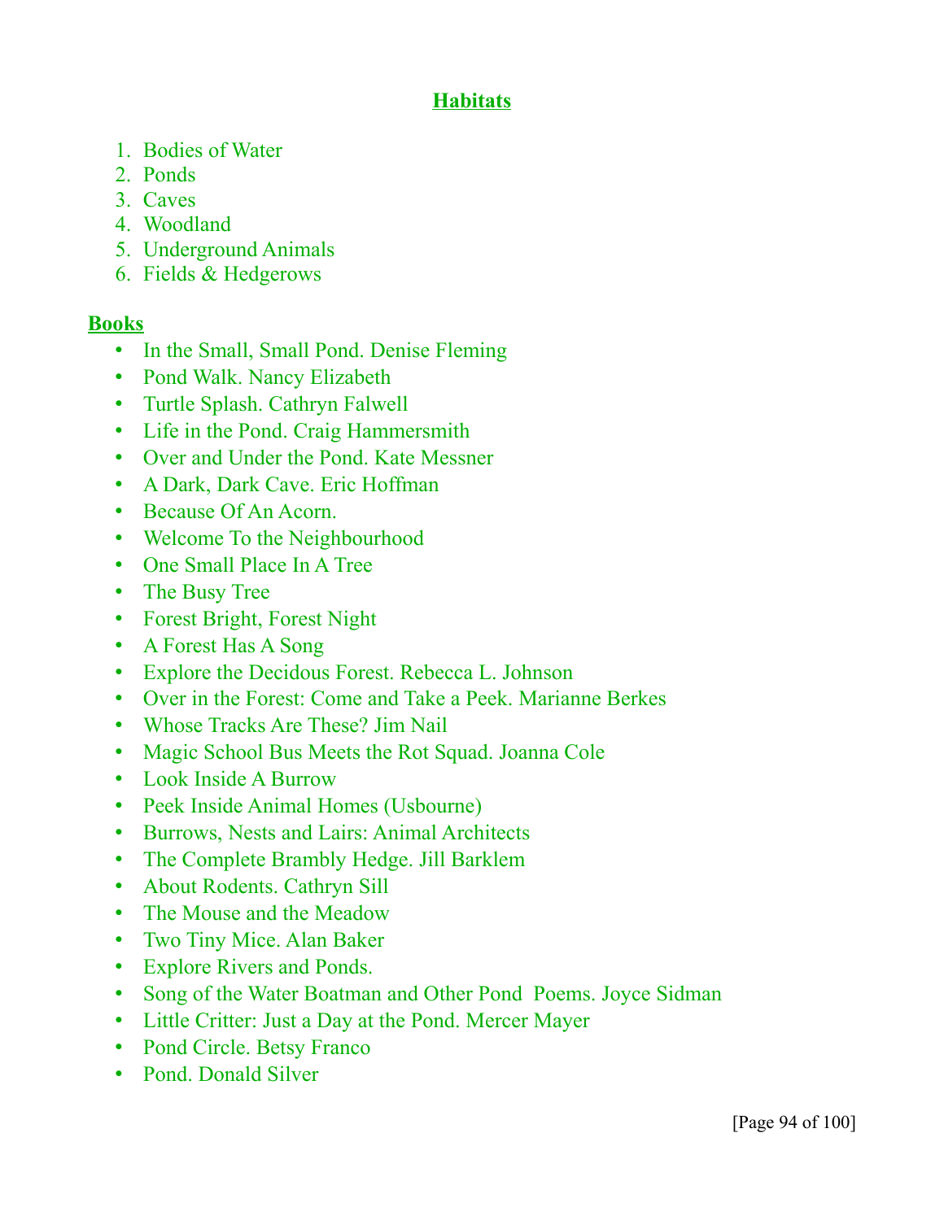# Habitats

1. Bodies of Water
2. Ponds
3. Caves
4. Woodland
5. Underground Animals
6. Fields & Hedgerows

## Books

- In the Small, Small Pond. Denise Fleming
- Pond Walk. Nancy Elizabeth
- Turtle Splash. Cathryn Falwell
- Life in the Pond. Craig Hammersmith
- Over and Under the Pond. Kate Messner
- A Dark, Dark Cave. Eric Hoffman
- Because Of An Acorn.
- Welcome To the Neighbourhood
- One Small Place In A Tree
- The Busy Tree
- Forest Bright, Forest Night
- A Forest Has A Song
- Explore the Decidous Forest. Rebecca L. Johnson
- Over in the Forest: Come and Take a Peek. Marianne Berkes
- Whose Tracks Are These? Jim Nail
- Magic School Bus Meets the Rot Squad. Joanna Cole
- Look Inside A Burrow
- Peek Inside Animal Homes (Usbourne)
- Burrows, Nests and Lairs: Animal Architects
- The Complete Brambly Hedge. Jill Barklem
- About Rodents. Cathryn Sill
- The Mouse and the Meadow
- Two Tiny Mice. Alan Baker
- Explore Rivers and Ponds.
- Song of the Water Boatman and Other Pond Poems. Joyce Sidman
- Little Critter: Just a Day at the Pond. Mercer Mayer
- Pond Circle. Betsy Franco
- Pond. Donald Silver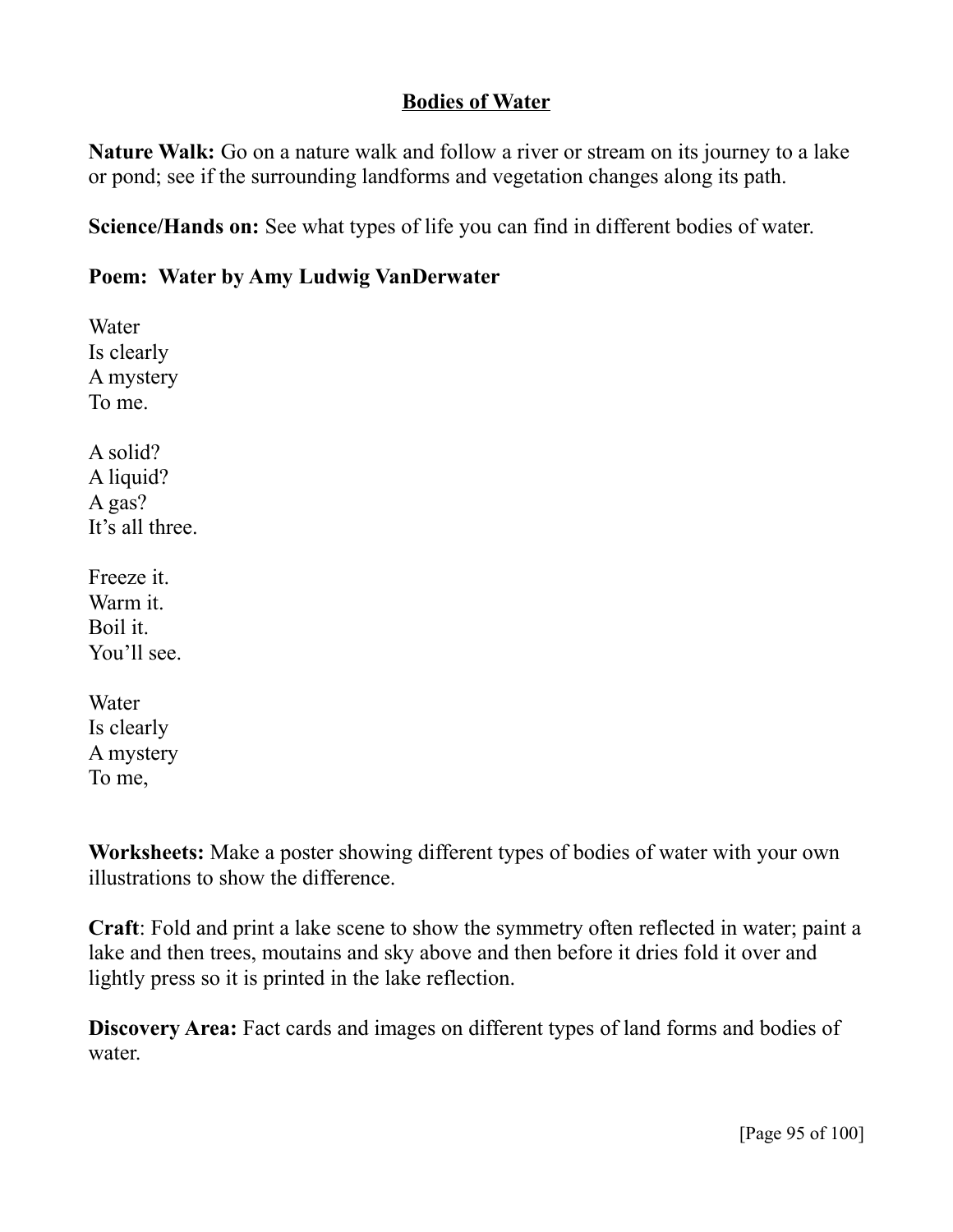## Bodies of Water

**Nature Walk:** Go on a nature walk and follow a river or stream on its journey to a lake or pond; see if the surrounding landforms and vegetation changes along its path.

**Science/Hands on:** See what types of life you can find in different bodies of water.

**Poem: Water by Amy Ludwig VanDerwater**

Water
Is clearly
A mystery
To me.

A solid?
A liquid?
A gas?
It's all three.

Freeze it.
Warm it.
Boil it.
You'll see.

Water
Is clearly
A mystery
To me,

**Worksheets:** Make a poster showing different types of bodies of water with your own illustrations to show the difference.

**Craft**: Fold and print a lake scene to show the symmetry often reflected in water; paint a lake and then trees, moutains and sky above and then before it dries fold it over and lightly press so it is printed in the lake reflection.

**Discovery Area:** Fact cards and images on different types of land forms and bodies of water.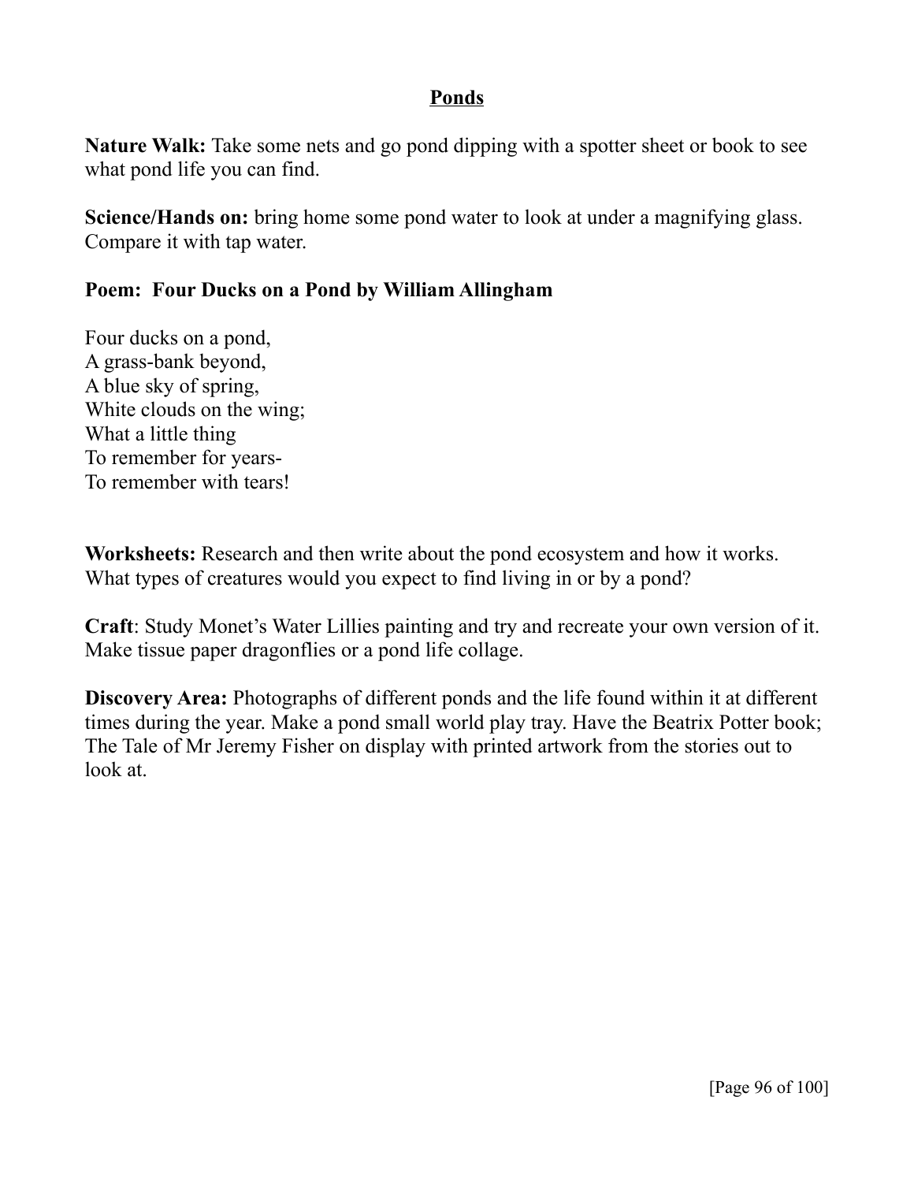## Ponds

**Nature Walk:** Take some nets and go pond dipping with a spotter sheet or book to see what pond life you can find.

**Science/Hands on:** bring home some pond water to look at under a magnifying glass. Compare it with tap water.

**Poem: Four Ducks on a Pond by William Allingham**

Four ducks on a pond,  
A grass-bank beyond,  
A blue sky of spring,  
White clouds on the wing;  
What a little thing  
To remember for years-  
To remember with tears!

**Worksheets:** Research and then write about the pond ecosystem and how it works. What types of creatures would you expect to find living in or by a pond?

**Craft**: Study Monet's Water Lillies painting and try and recreate your own version of it. Make tissue paper dragonflies or a pond life collage.

**Discovery Area:** Photographs of different ponds and the life found within it at different times during the year. Make a pond small world play tray. Have the Beatrix Potter book; The Tale of Mr Jeremy Fisher on display with printed artwork from the stories out to look at.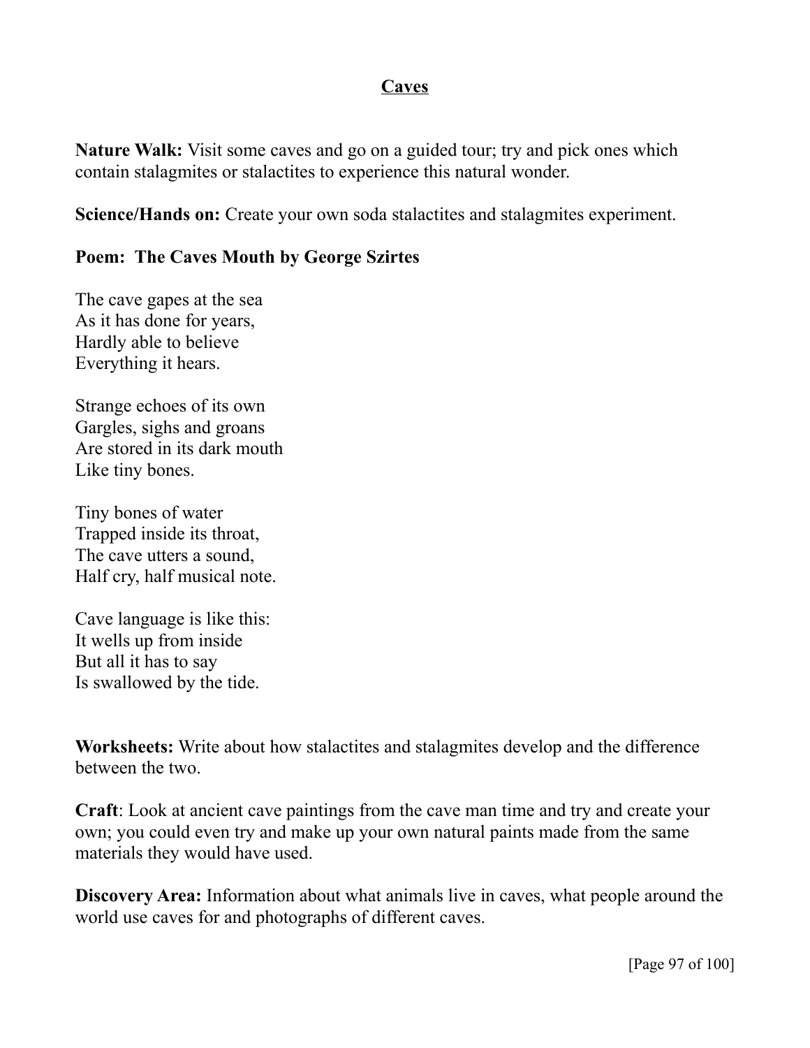## Caves

**Nature Walk:** Visit some caves and go on a guided tour; try and pick ones which contain stalagmites or stalactites to experience this natural wonder.

**Science/Hands on:** Create your own soda stalactites and stalagmites experiment.

**Poem: The Caves Mouth by George Szirtes**

The cave gapes at the sea  
As it has done for years,  
Hardly able to believe  
Everything it hears.

Strange echoes of its own  
Gargles, sighs and groans  
Are stored in its dark mouth  
Like tiny bones.

Tiny bones of water  
Trapped inside its throat,  
The cave utters a sound,  
Half cry, half musical note.

Cave language is like this:  
It wells up from inside  
But all it has to say  
Is swallowed by the tide.

**Worksheets:** Write about how stalactites and stalagmites develop and the difference between the two.

**Craft**: Look at ancient cave paintings from the cave man time and try and create your own; you could even try and make up your own natural paints made from the same materials they would have used.

**Discovery Area:** Information about what animals live in caves, what people around the world use caves for and photographs of different caves.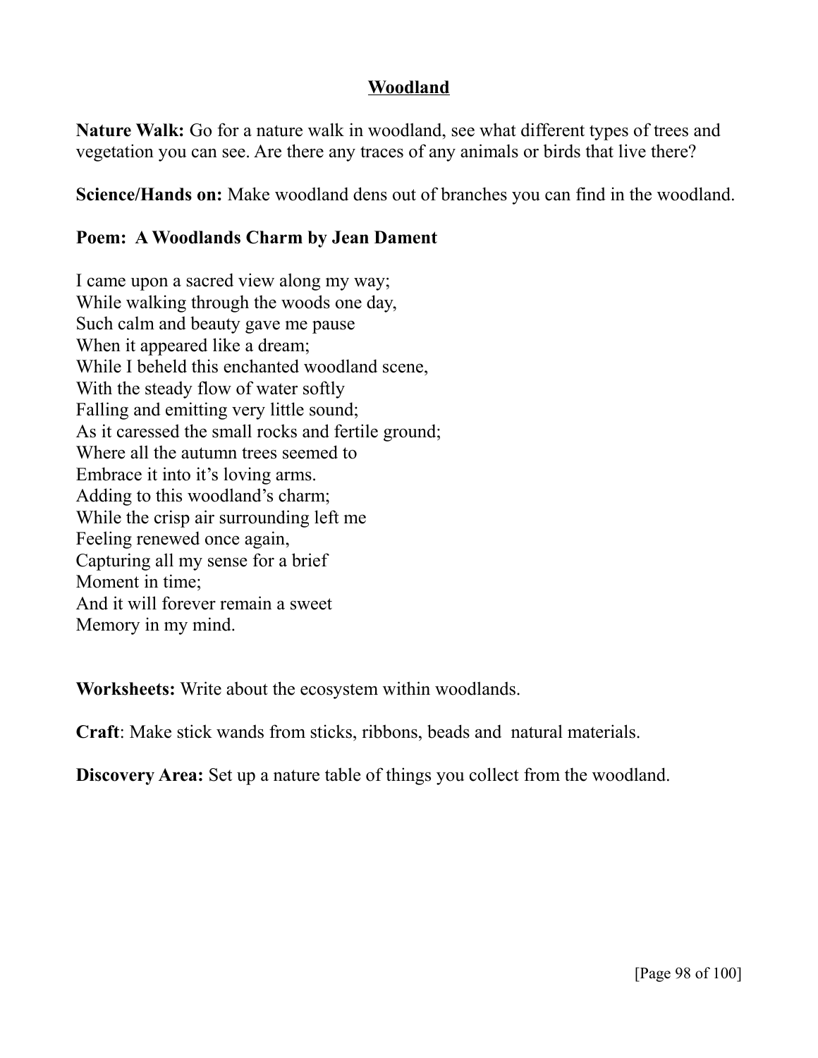## Woodland

**Nature Walk:** Go for a nature walk in woodland, see what different types of trees and vegetation you can see. Are there any traces of any animals or birds that live there?

**Science/Hands on:** Make woodland dens out of branches you can find in the woodland.

**Poem: A Woodlands Charm by Jean Dament**

I came upon a sacred view along my way;  
While walking through the woods one day,  
Such calm and beauty gave me pause  
When it appeared like a dream;  
While I beheld this enchanted woodland scene,  
With the steady flow of water softly  
Falling and emitting very little sound;  
As it caressed the small rocks and fertile ground;  
Where all the autumn trees seemed to  
Embrace it into it's loving arms.  
Adding to this woodland's charm;  
While the crisp air surrounding left me  
Feeling renewed once again,  
Capturing all my sense for a brief  
Moment in time;  
And it will forever remain a sweet  
Memory in my mind.

**Worksheets:** Write about the ecosystem within woodlands.

**Craft**: Make stick wands from sticks, ribbons, beads and natural materials.

**Discovery Area:** Set up a nature table of things you collect from the woodland.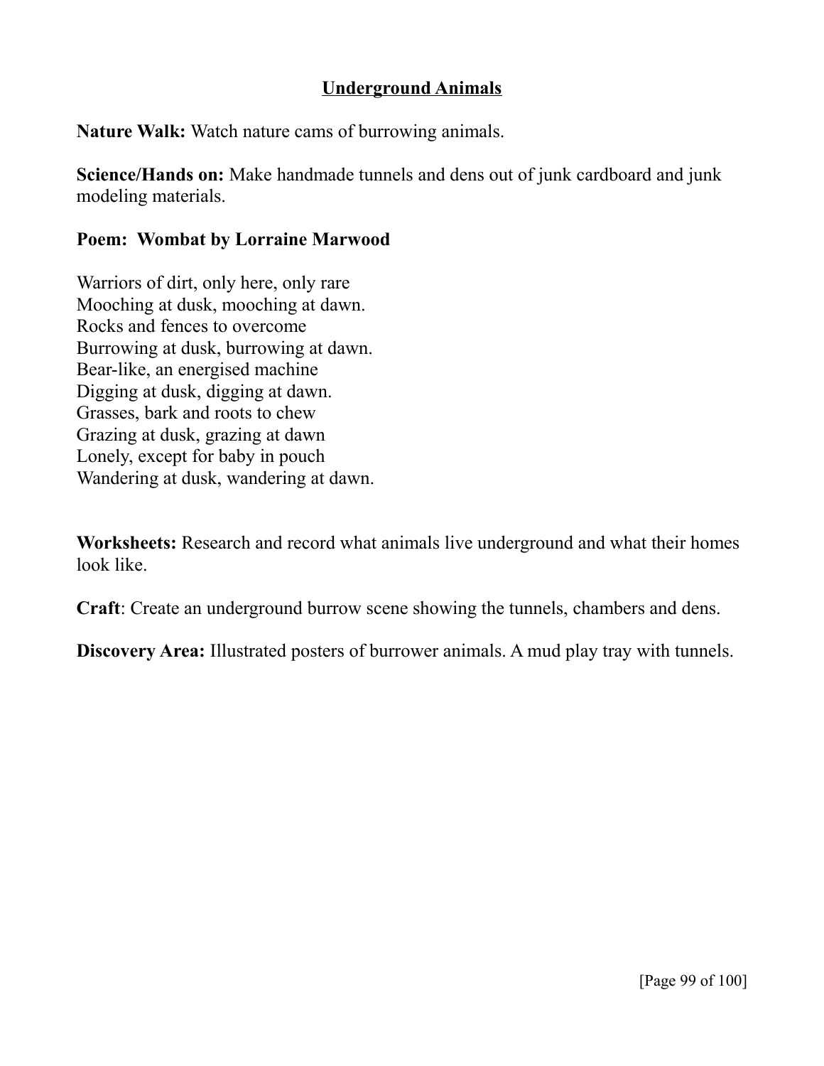## Underground Animals

**Nature Walk:** Watch nature cams of burrowing animals.

**Science/Hands on:** Make handmade tunnels and dens out of junk cardboard and junk modeling materials.

**Poem: Wombat by Lorraine Marwood**

Warriors of dirt, only here, only rare  
Mooching at dusk, mooching at dawn.  
Rocks and fences to overcome  
Burrowing at dusk, burrowing at dawn.  
Bear-like, an energised machine  
Digging at dusk, digging at dawn.  
Grasses, bark and roots to chew  
Grazing at dusk, grazing at dawn  
Lonely, except for baby in pouch  
Wandering at dusk, wandering at dawn.

**Worksheets:** Research and record what animals live underground and what their homes look like.

**Craft**: Create an underground burrow scene showing the tunnels, chambers and dens.

**Discovery Area:** Illustrated posters of burrower animals. A mud play tray with tunnels.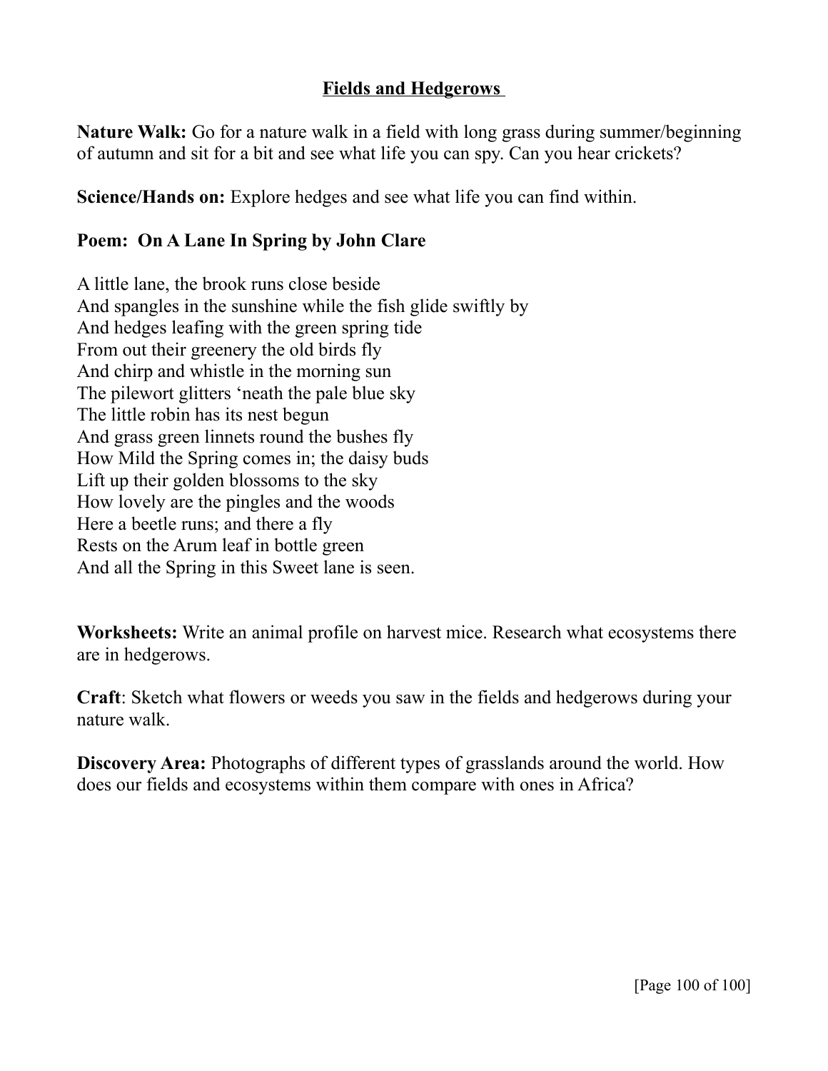## Fields and Hedgerows

**Nature Walk:** Go for a nature walk in a field with long grass during summer/beginning of autumn and sit for a bit and see what life you can spy. Can you hear crickets?

**Science/Hands on:** Explore hedges and see what life you can find within.

**Poem: On A Lane In Spring by John Clare**

A little lane, the brook runs close beside  
And spangles in the sunshine while the fish glide swiftly by  
And hedges leafing with the green spring tide  
From out their greenery the old birds fly  
And chirp and whistle in the morning sun  
The pilewort glitters ‘neath the pale blue sky  
The little robin has its nest begun  
And grass green linnets round the bushes fly  
How Mild the Spring comes in; the daisy buds  
Lift up their golden blossoms to the sky  
How lovely are the pingles and the woods  
Here a beetle runs; and there a fly  
Rests on the Arum leaf in bottle green  
And all the Spring in this Sweet lane is seen.

**Worksheets:** Write an animal profile on harvest mice. Research what ecosystems there are in hedgerows.

**Craft**: Sketch what flowers or weeds you saw in the fields and hedgerows during your nature walk.

**Discovery Area:** Photographs of different types of grasslands around the world. How does our fields and ecosystems within them compare with ones in Africa?